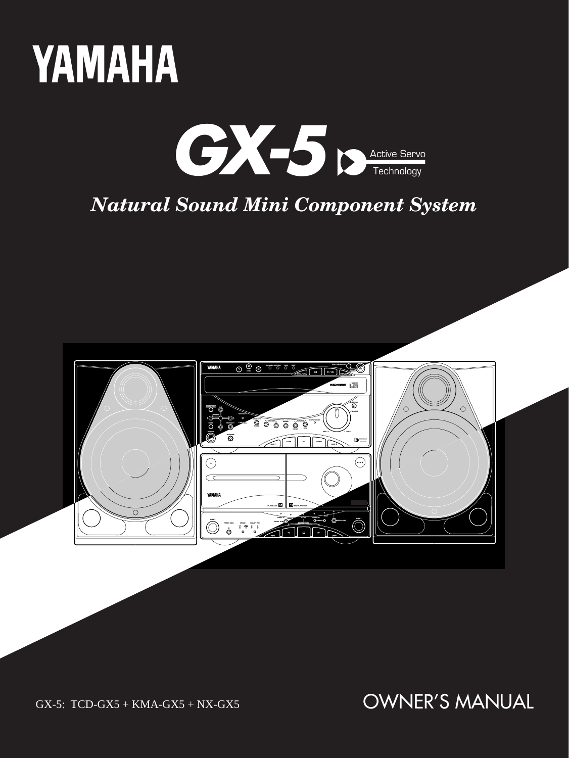# YAMAHA

# GX-5

Active Servo Technology

***Natural Sound Mini Component System***

GX-5: TCD-GX5 + KMA-GX5 + NX-GX5

OWNER'S MANUAL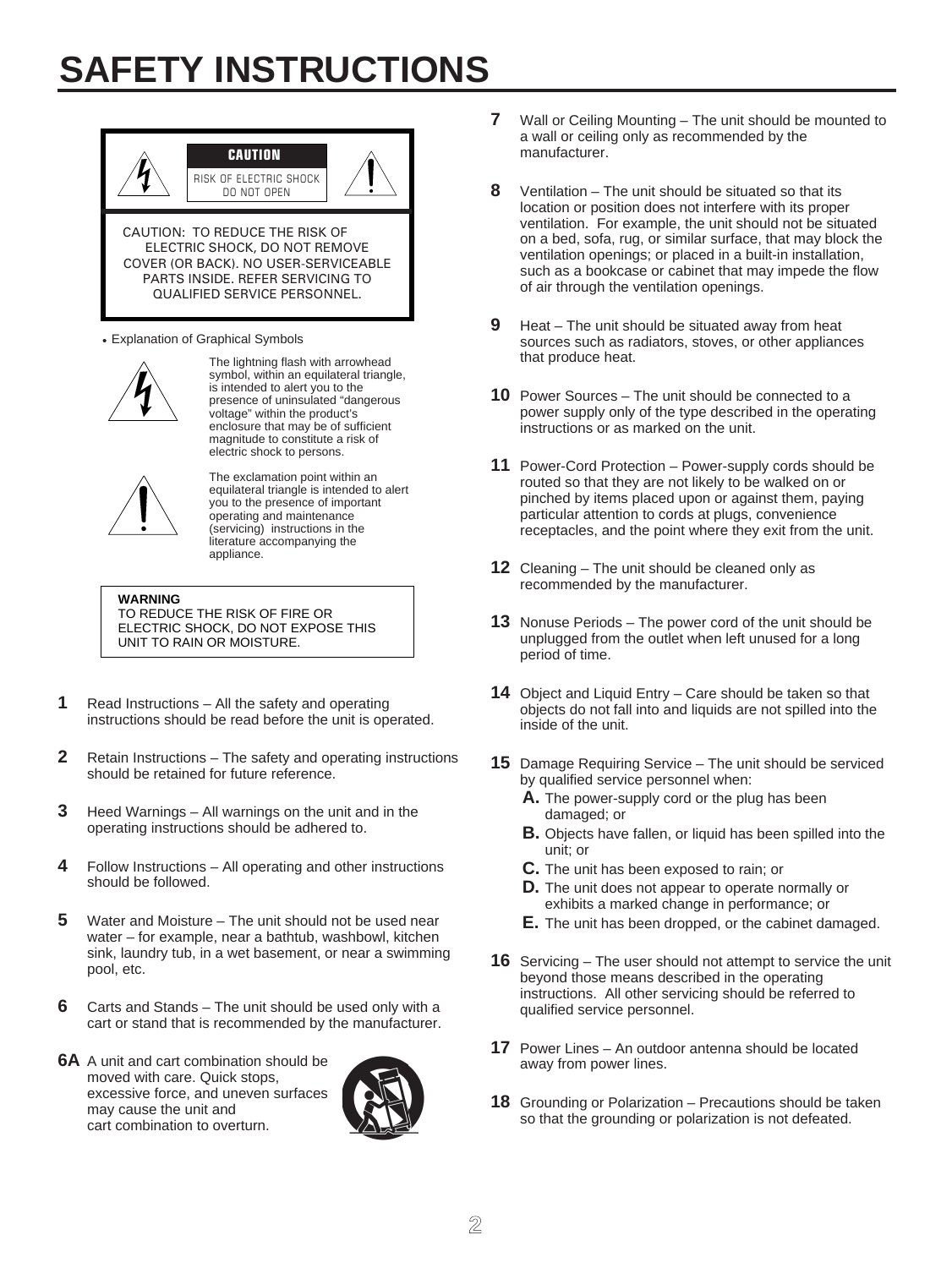# SAFETY INSTRUCTIONS

**CAUTION**

RISK OF ELECTRIC SHOCK
DO NOT OPEN

CAUTION: TO REDUCE THE RISK OF ELECTRIC SHOCK, DO NOT REMOVE COVER (OR BACK). NO USER-SERVICEABLE PARTS INSIDE. REFER SERVICING TO QUALIFIED SERVICE PERSONNEL.

- Explanation of Graphical Symbols

The lightning flash with arrowhead symbol, within an equilateral triangle, is intended to alert you to the presence of uninsulated "dangerous voltage" within the product's enclosure that may be of sufficient magnitude to constitute a risk of electric shock to persons.

The exclamation point within an equilateral triangle is intended to alert you to the presence of important operating and maintenance (servicing) instructions in the literature accompanying the appliance.

**WARNING**
TO REDUCE THE RISK OF FIRE OR ELECTRIC SHOCK, DO NOT EXPOSE THIS UNIT TO RAIN OR MOISTURE.

**1** Read Instructions – All the safety and operating instructions should be read before the unit is operated.

**2** Retain Instructions – The safety and operating instructions should be retained for future reference.

**3** Heed Warnings – All warnings on the unit and in the operating instructions should be adhered to.

**4** Follow Instructions – All operating and other instructions should be followed.

**5** Water and Moisture – The unit should not be used near water – for example, near a bathtub, washbowl, kitchen sink, laundry tub, in a wet basement, or near a swimming pool, etc.

**6** Carts and Stands – The unit should be used only with a cart or stand that is recommended by the manufacturer.

**6A** A unit and cart combination should be moved with care. Quick stops, excessive force, and uneven surfaces may cause the unit and cart combination to overturn.

**7** Wall or Ceiling Mounting – The unit should be mounted to a wall or ceiling only as recommended by the manufacturer.

**8** Ventilation – The unit should be situated so that its location or position does not interfere with its proper ventilation. For example, the unit should not be situated on a bed, sofa, rug, or similar surface, that may block the ventilation openings; or placed in a built-in installation, such as a bookcase or cabinet that may impede the flow of air through the ventilation openings.

**9** Heat – The unit should be situated away from heat sources such as radiators, stoves, or other appliances that produce heat.

**10** Power Sources – The unit should be connected to a power supply only of the type described in the operating instructions or as marked on the unit.

**11** Power-Cord Protection – Power-supply cords should be routed so that they are not likely to be walked on or pinched by items placed upon or against them, paying particular attention to cords at plugs, convenience receptacles, and the point where they exit from the unit.

**12** Cleaning – The unit should be cleaned only as recommended by the manufacturer.

**13** Nonuse Periods – The power cord of the unit should be unplugged from the outlet when left unused for a long period of time.

**14** Object and Liquid Entry – Care should be taken so that objects do not fall into and liquids are not spilled into the inside of the unit.

**15** Damage Requiring Service – The unit should be serviced by qualified service personnel when:

- **A.** The power-supply cord or the plug has been damaged; or
- **B.** Objects have fallen, or liquid has been spilled into the unit; or
- **C.** The unit has been exposed to rain; or
- **D.** The unit does not appear to operate normally or exhibits a marked change in performance; or
- **E.** The unit has been dropped, or the cabinet damaged.

**16** Servicing – The user should not attempt to service the unit beyond those means described in the operating instructions. All other servicing should be referred to qualified service personnel.

**17** Power Lines – An outdoor antenna should be located away from power lines.

**18** Grounding or Polarization – Precautions should be taken so that the grounding or polarization is not defeated.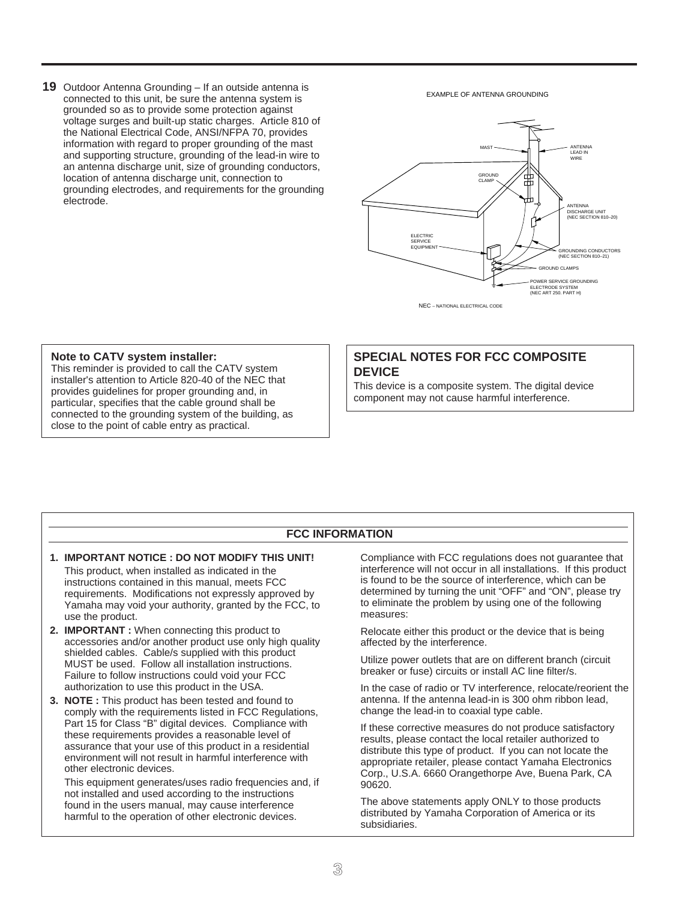**19** Outdoor Antenna Grounding – If an outside antenna is connected to this unit, be sure the antenna system is grounded so as to provide some protection against voltage surges and built-up static charges. Article 810 of the National Electrical Code, ANSI/NFPA 70, provides information with regard to proper grounding of the mast and supporting structure, grounding of the lead-in wire to an antenna discharge unit, size of grounding conductors, location of antenna discharge unit, connection to grounding electrodes, and requirements for the grounding electrode.

EXAMPLE OF ANTENNA GROUNDING

MAST

ANTENNA LEAD IN WIRE

GROUND CLAMP

ANTENNA DISCHARGE UNIT (NEC SECTION 810–20)

ELECTRIC SERVICE EQUIPMENT

GROUNDING CONDUCTORS (NEC SECTION 810–21)

GROUND CLAMPS

POWER SERVICE GROUNDING ELECTRODE SYSTEM (NEC ART 250. PART H)

NEC – NATIONAL ELECTRICAL CODE

**Note to CATV system installer:**
This reminder is provided to call the CATV system installer's attention to Article 820-40 of the NEC that provides guidelines for proper grounding and, in particular, specifies that the cable ground shall be connected to the grounding system of the building, as close to the point of cable entry as practical.

## SPECIAL NOTES FOR FCC COMPOSITE DEVICE

This device is a composite system. The digital device component may not cause harmful interference.

## FCC INFORMATION

1. **IMPORTANT NOTICE : DO NOT MODIFY THIS UNIT!**
   This product, when installed as indicated in the instructions contained in this manual, meets FCC requirements. Modifications not expressly approved by Yamaha may void your authority, granted by the FCC, to use the product.
2. **IMPORTANT :** When connecting this product to accessories and/or another product use only high quality shielded cables. Cable/s supplied with this product MUST be used. Follow all installation instructions. Failure to follow instructions could void your FCC authorization to use this product in the USA.
3. **NOTE :** This product has been tested and found to comply with the requirements listed in FCC Regulations, Part 15 for Class “B” digital devices. Compliance with these requirements provides a reasonable level of assurance that your use of this product in a residential environment will not result in harmful interference with other electronic devices.

   This equipment generates/uses radio frequencies and, if not installed and used according to the instructions found in the users manual, may cause interference harmful to the operation of other electronic devices.

   Compliance with FCC regulations does not guarantee that interference will not occur in all installations. If this product is found to be the source of interference, which can be determined by turning the unit “OFF” and “ON”, please try to eliminate the problem by using one of the following measures:

   Relocate either this product or the device that is being affected by the interference.

   Utilize power outlets that are on different branch (circuit breaker or fuse) circuits or install AC line filter/s.

   In the case of radio or TV interference, relocate/reorient the antenna. If the antenna lead-in is 300 ohm ribbon lead, change the lead-in to coaxial type cable.

   If these corrective measures do not produce satisfactory results, please contact the local retailer authorized to distribute this type of product. If you can not locate the appropriate retailer, please contact Yamaha Electronics Corp., U.S.A. 6660 Orangethorpe Ave, Buena Park, CA 90620.

   The above statements apply ONLY to those products distributed by Yamaha Corporation of America or its subsidiaries.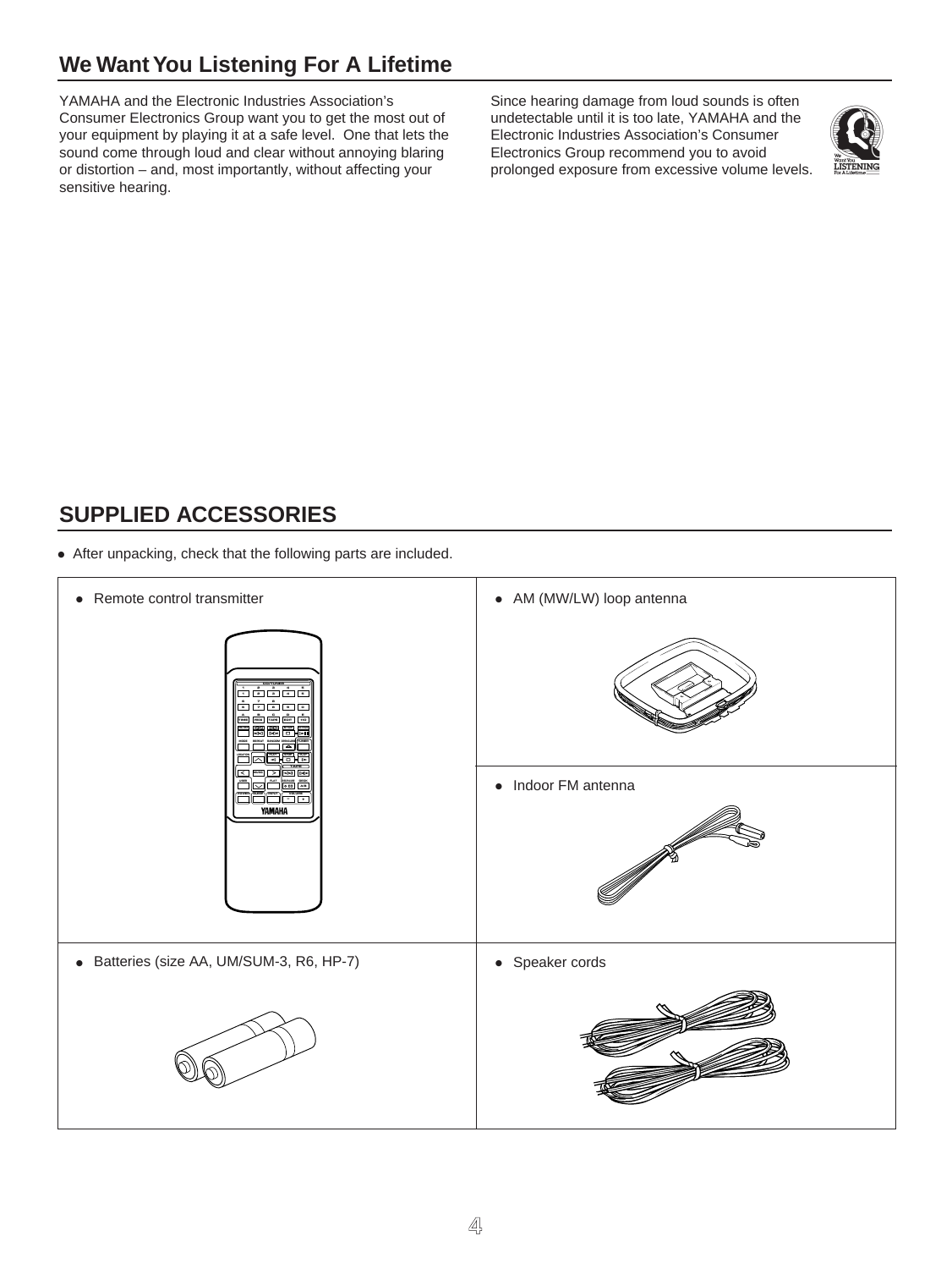## We Want You Listening For A Lifetime

YAMAHA and the Electronic Industries Association's Consumer Electronics Group want you to get the most out of your equipment by playing it at a safe level. One that lets the sound come through loud and clear without annoying blaring or distortion – and, most importantly, without affecting your sensitive hearing.

Since hearing damage from loud sounds is often undetectable until it is too late, YAMAHA and the Electronic Industries Association's Consumer Electronics Group recommend you to avoid prolonged exposure from excessive volume levels.

## SUPPLIED ACCESSORIES

- After unpacking, check that the following parts are included.

| | |
|---|---|
| ● Remote control transmitter | ● AM (MW/LW) loop antenna |
| | ● Indoor FM antenna |
| ● Batteries (size AA, UM/SUM-3, R6, HP-7) | ● Speaker cords |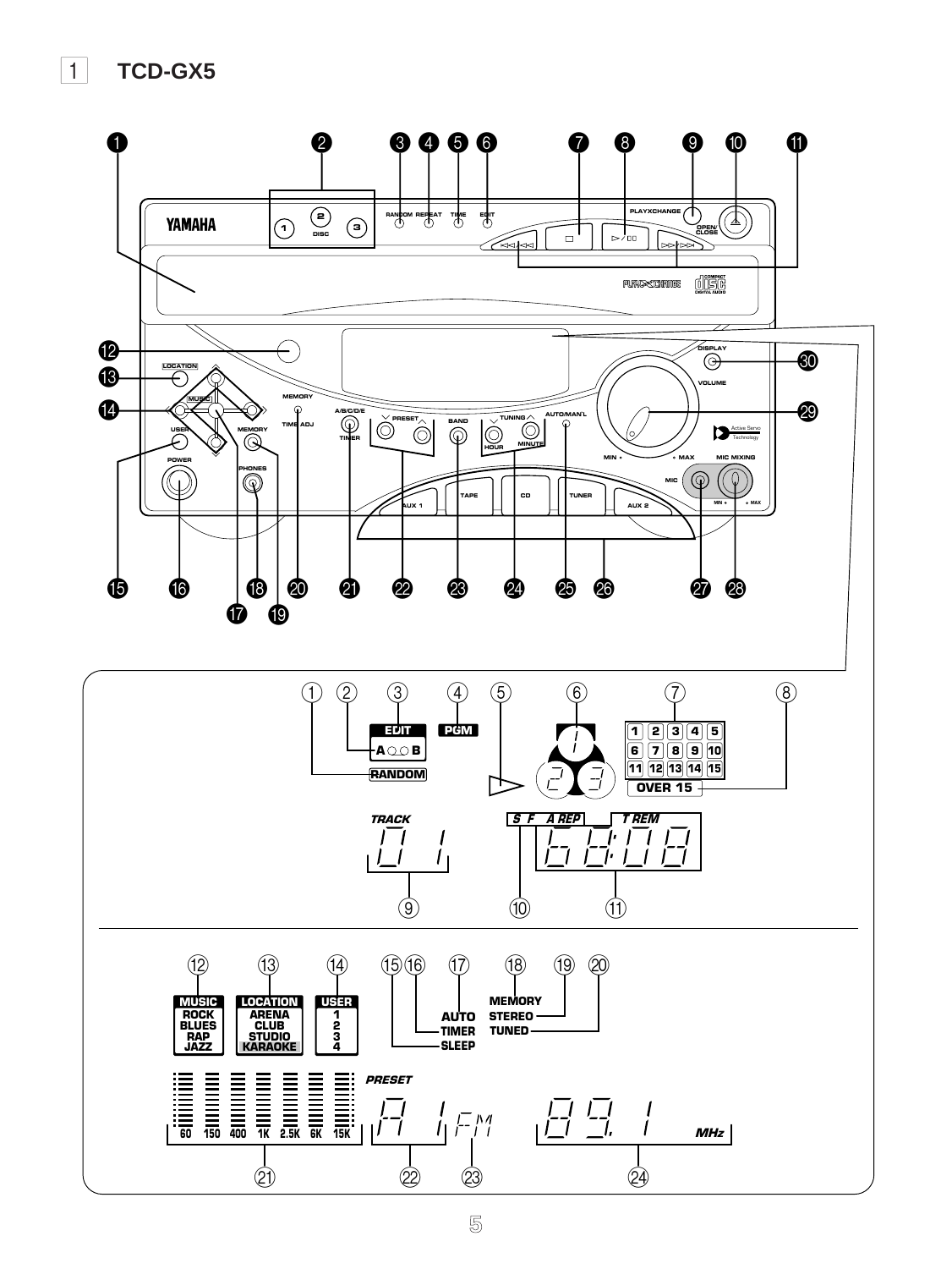1 **TCD-GX5**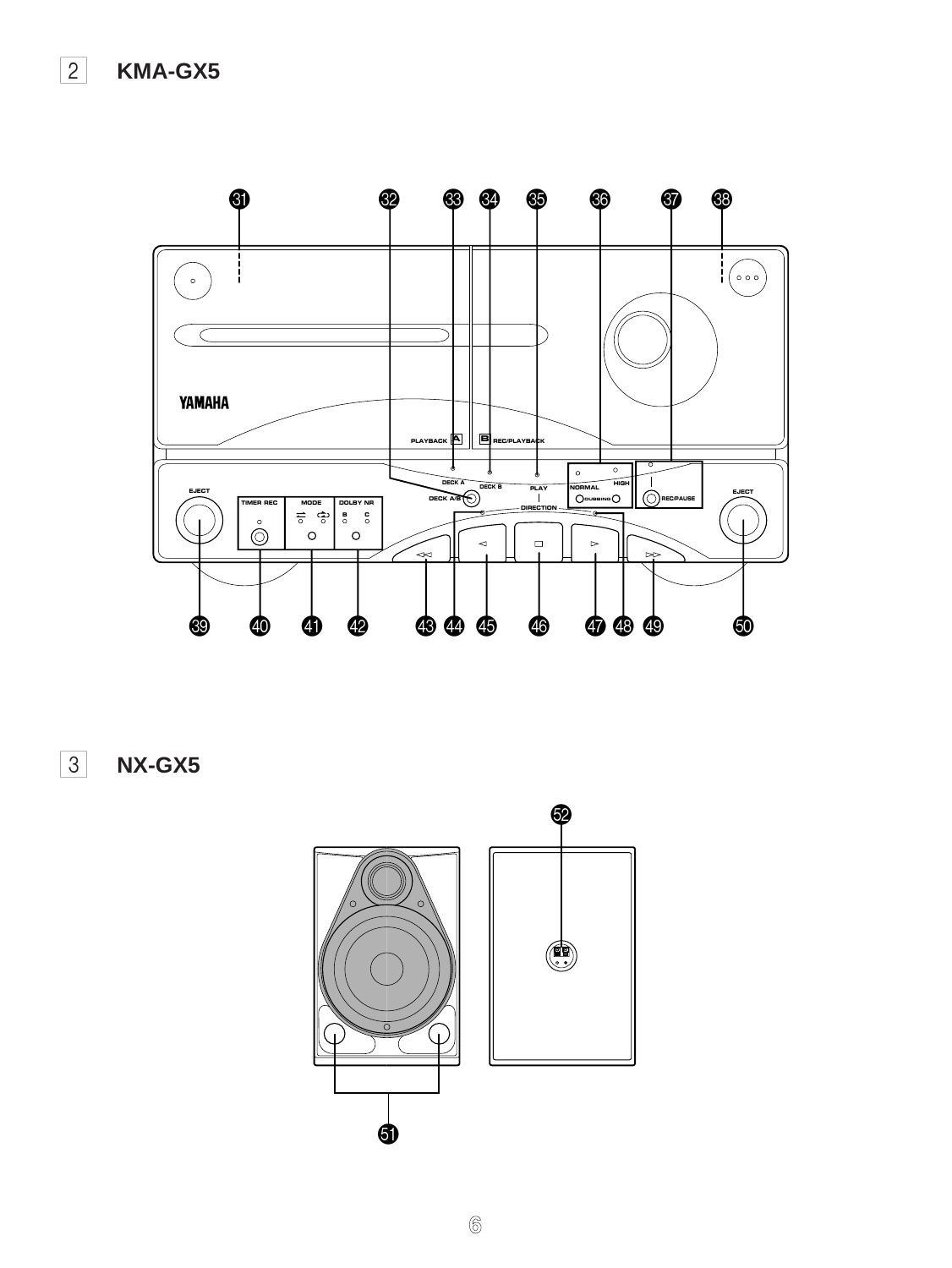## 2 KMA-GX5

## 3 NX-GX5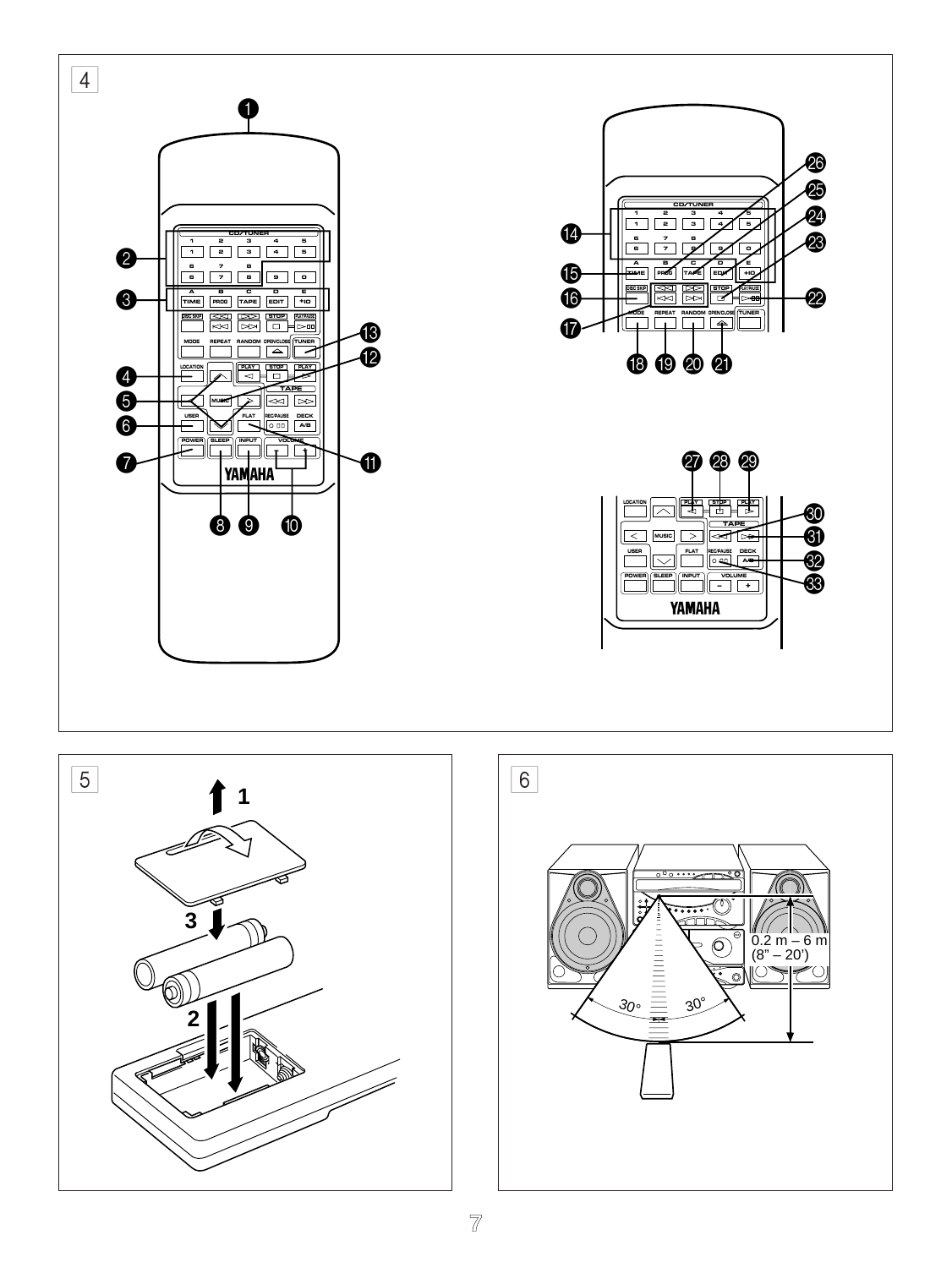4

5

6

0.2 m – 6 m
(8" – 20')

30°　30°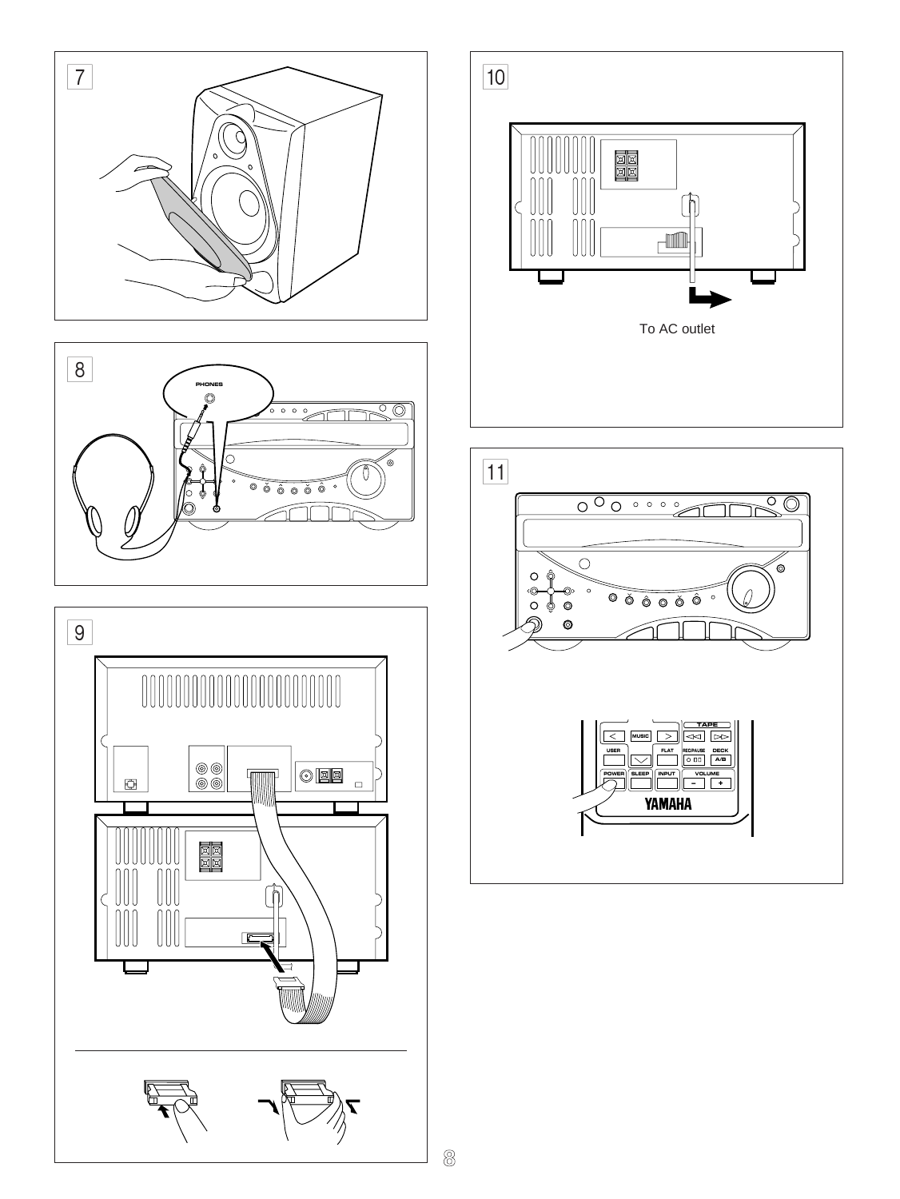7

8

9

10

To AC outlet

11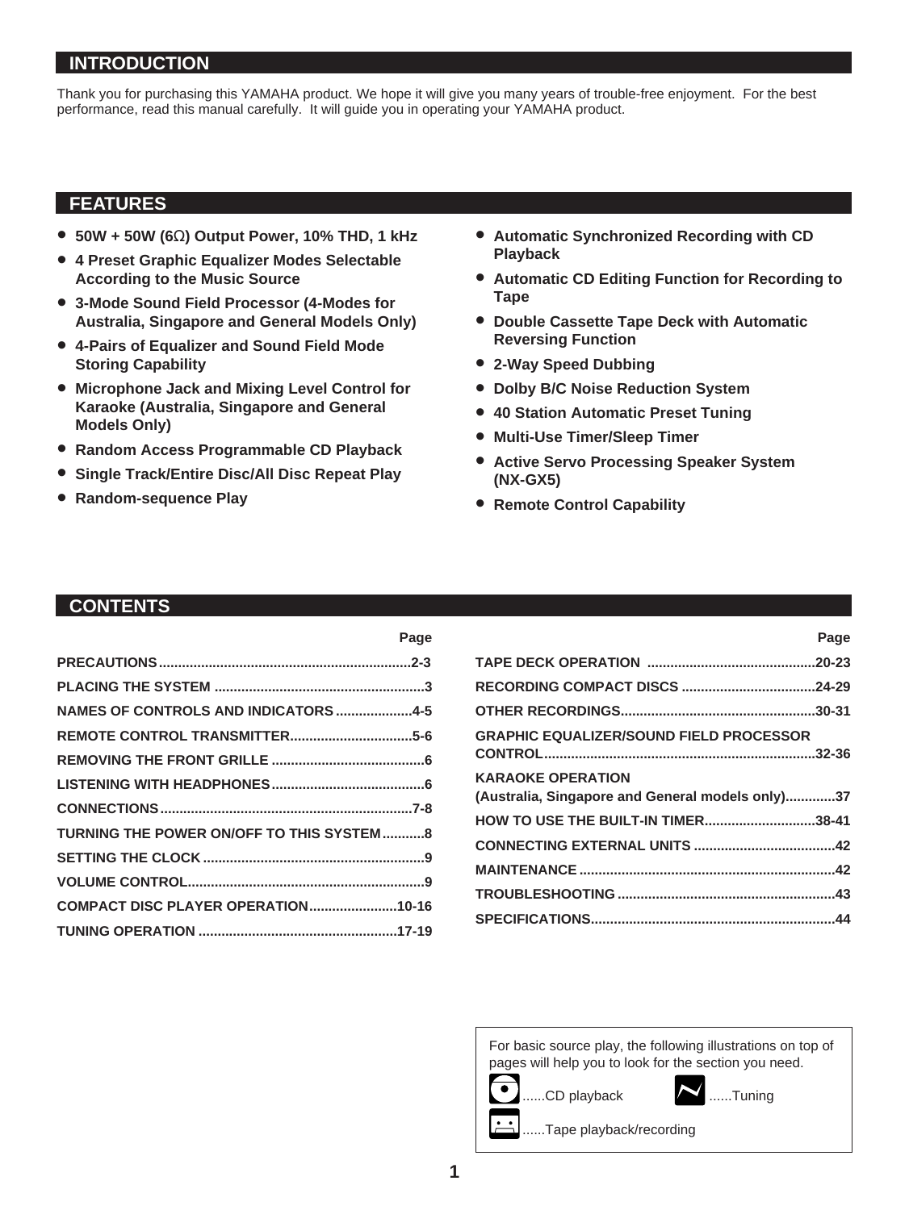## INTRODUCTION

Thank you for purchasing this YAMAHA product. We hope it will give you many years of trouble-free enjoyment. For the best performance, read this manual carefully. It will guide you in operating your YAMAHA product.

## FEATURES

- **50W + 50W (6Ω) Output Power, 10% THD, 1 kHz**
- **4 Preset Graphic Equalizer Modes Selectable According to the Music Source**
- **3-Mode Sound Field Processor (4-Modes for Australia, Singapore and General Models Only)**
- **4-Pairs of Equalizer and Sound Field Mode Storing Capability**
- **Microphone Jack and Mixing Level Control for Karaoke (Australia, Singapore and General Models Only)**
- **Random Access Programmable CD Playback**
- **Single Track/Entire Disc/All Disc Repeat Play**
- **Random-sequence Play**
- **Automatic Synchronized Recording with CD Playback**
- **Automatic CD Editing Function for Recording to Tape**
- **Double Cassette Tape Deck with Automatic Reversing Function**
- **2-Way Speed Dubbing**
- **Dolby B/C Noise Reduction System**
- **40 Station Automatic Preset Tuning**
- **Multi-Use Timer/Sleep Timer**
- **Active Servo Processing Speaker System (NX-GX5)**
- **Remote Control Capability**

## CONTENTS

| | Page |
|---|---|
| PRECAUTIONS | 2-3 |
| PLACING THE SYSTEM | 3 |
| NAMES OF CONTROLS AND INDICATORS | 4-5 |
| REMOTE CONTROL TRANSMITTER | 5-6 |
| REMOVING THE FRONT GRILLE | 6 |
| LISTENING WITH HEADPHONES | 6 |
| CONNECTIONS | 7-8 |
| TURNING THE POWER ON/OFF TO THIS SYSTEM | 8 |
| SETTING THE CLOCK | 9 |
| VOLUME CONTROL | 9 |
| COMPACT DISC PLAYER OPERATION | 10-16 |
| TUNING OPERATION | 17-19 |
| TAPE DECK OPERATION | 20-23 |
| RECORDING COMPACT DISCS | 24-29 |
| OTHER RECORDINGS | 30-31 |
| GRAPHIC EQUALIZER/SOUND FIELD PROCESSOR CONTROL | 32-36 |
| KARAOKE OPERATION (Australia, Singapore and General models only) | 37 |
| HOW TO USE THE BUILT-IN TIMER | 38-41 |
| CONNECTING EXTERNAL UNITS | 42 |
| MAINTENANCE | 42 |
| TROUBLESHOOTING | 43 |
| SPECIFICATIONS | 44 |

For basic source play, the following illustrations on top of pages will help you to look for the section you need.

......CD playback

......Tuning

......Tape playback/recording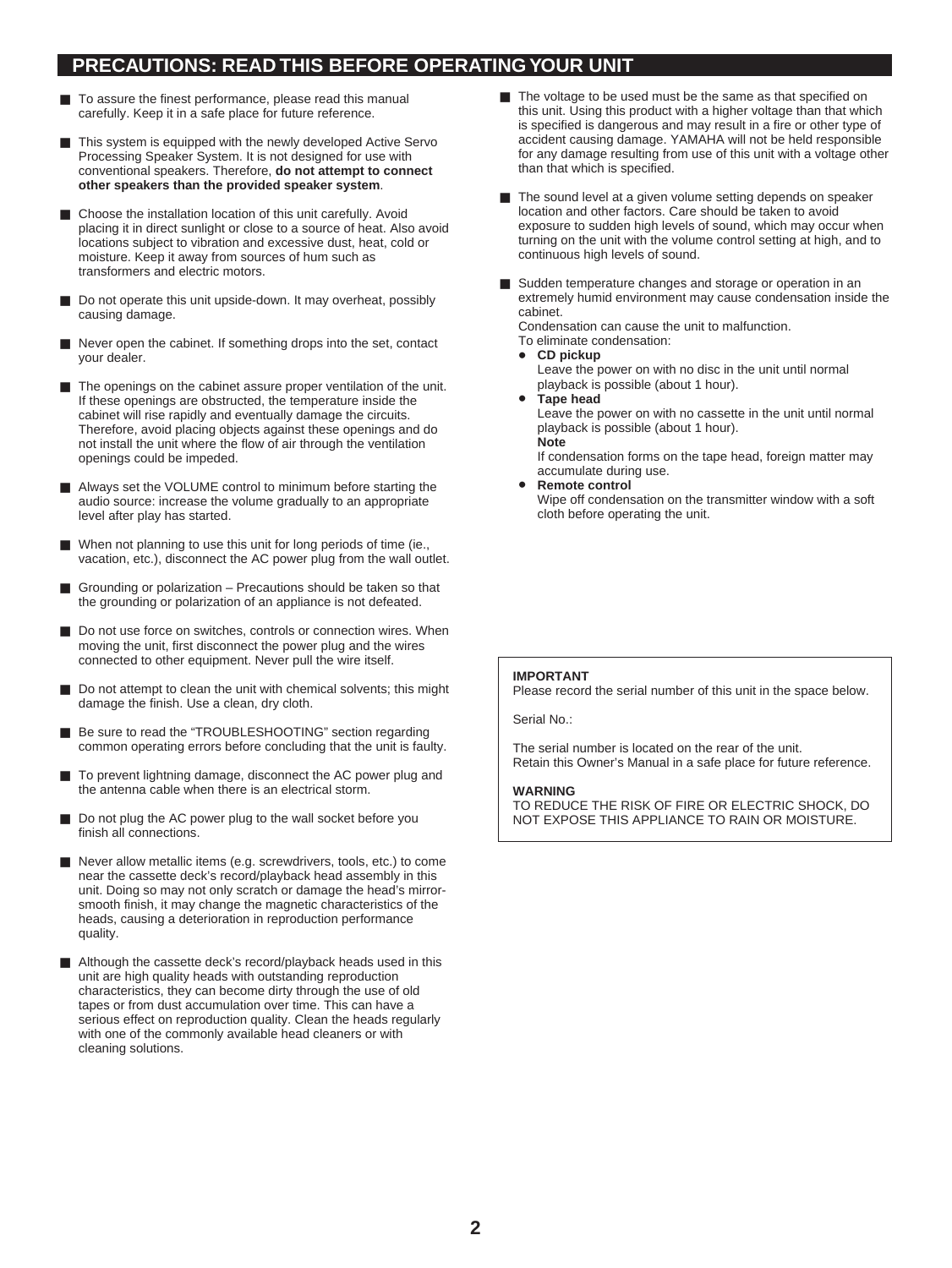# PRECAUTIONS: READ THIS BEFORE OPERATING YOUR UNIT

- To assure the finest performance, please read this manual carefully. Keep it in a safe place for future reference.
- This system is equipped with the newly developed Active Servo Processing Speaker System. It is not designed for use with conventional speakers. Therefore, **do not attempt to connect other speakers than the provided speaker system**.
- Choose the installation location of this unit carefully. Avoid placing it in direct sunlight or close to a source of heat. Also avoid locations subject to vibration and excessive dust, heat, cold or moisture. Keep it away from sources of hum such as transformers and electric motors.
- Do not operate this unit upside-down. It may overheat, possibly causing damage.
- Never open the cabinet. If something drops into the set, contact your dealer.
- The openings on the cabinet assure proper ventilation of the unit. If these openings are obstructed, the temperature inside the cabinet will rise rapidly and eventually damage the circuits. Therefore, avoid placing objects against these openings and do not install the unit where the flow of air through the ventilation openings could be impeded.
- Always set the VOLUME control to minimum before starting the audio source: increase the volume gradually to an appropriate level after play has started.
- When not planning to use this unit for long periods of time (ie., vacation, etc.), disconnect the AC power plug from the wall outlet.
- Grounding or polarization – Precautions should be taken so that the grounding or polarization of an appliance is not defeated.
- Do not use force on switches, controls or connection wires. When moving the unit, first disconnect the power plug and the wires connected to other equipment. Never pull the wire itself.
- Do not attempt to clean the unit with chemical solvents; this might damage the finish. Use a clean, dry cloth.
- Be sure to read the "TROUBLESHOOTING" section regarding common operating errors before concluding that the unit is faulty.
- To prevent lightning damage, disconnect the AC power plug and the antenna cable when there is an electrical storm.
- Do not plug the AC power plug to the wall socket before you finish all connections.
- Never allow metallic items (e.g. screwdrivers, tools, etc.) to come near the cassette deck's record/playback head assembly in this unit. Doing so may not only scratch or damage the head's mirror-smooth finish, it may change the magnetic characteristics of the heads, causing a deterioration in reproduction performance quality.
- Although the cassette deck's record/playback heads used in this unit are high quality heads with outstanding reproduction characteristics, they can become dirty through the use of old tapes or from dust accumulation over time. This can have a serious effect on reproduction quality. Clean the heads regularly with one of the commonly available head cleaners or with cleaning solutions.
- The voltage to be used must be the same as that specified on this unit. Using this product with a higher voltage than that which is specified is dangerous and may result in a fire or other type of accident causing damage. YAMAHA will not be held responsible for any damage resulting from use of this unit with a voltage other than that which is specified.
- The sound level at a given volume setting depends on speaker location and other factors. Care should be taken to avoid exposure to sudden high levels of sound, which may occur when turning on the unit with the volume control setting at high, and to continuous high levels of sound.
- Sudden temperature changes and storage or operation in an extremely humid environment may cause condensation inside the cabinet.
  Condensation can cause the unit to malfunction.
  To eliminate condensation:
  - **CD pickup**
    Leave the power on with no disc in the unit until normal playback is possible (about 1 hour).
  - **Tape head**
    Leave the power on with no cassette in the unit until normal playback is possible (about 1 hour).
    **Note**
    If condensation forms on the tape head, foreign matter may accumulate during use.
  - **Remote control**
    Wipe off condensation on the transmitter window with a soft cloth before operating the unit.

**IMPORTANT**
Please record the serial number of this unit in the space below.

Serial No.:

The serial number is located on the rear of the unit.
Retain this Owner's Manual in a safe place for future reference.

**WARNING**
TO REDUCE THE RISK OF FIRE OR ELECTRIC SHOCK, DO NOT EXPOSE THIS APPLIANCE TO RAIN OR MOISTURE.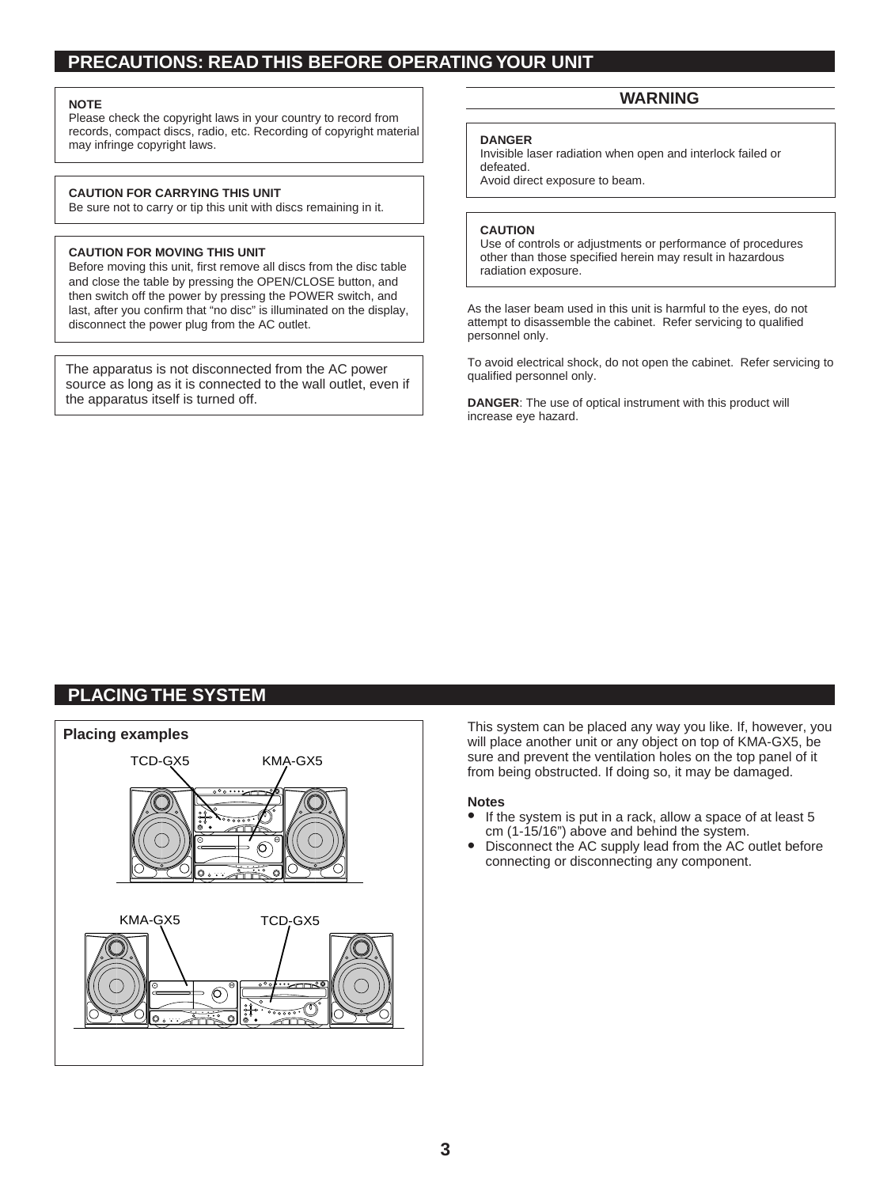## PRECAUTIONS: READ THIS BEFORE OPERATING YOUR UNIT

**NOTE**
Please check the copyright laws in your country to record from records, compact discs, radio, etc. Recording of copyright material may infringe copyright laws.

**CAUTION FOR CARRYING THIS UNIT**
Be sure not to carry or tip this unit with discs remaining in it.

**CAUTION FOR MOVING THIS UNIT**
Before moving this unit, first remove all discs from the disc table and close the table by pressing the OPEN/CLOSE button, and then switch off the power by pressing the POWER switch, and last, after you confirm that "no disc" is illuminated on the display, disconnect the power plug from the AC outlet.

The apparatus is not disconnected from the AC power source as long as it is connected to the wall outlet, even if the apparatus itself is turned off.

### WARNING

**DANGER**
Invisible laser radiation when open and interlock failed or defeated.
Avoid direct exposure to beam.

**CAUTION**
Use of controls or adjustments or performance of procedures other than those specified herein may result in hazardous radiation exposure.

As the laser beam used in this unit is harmful to the eyes, do not attempt to disassemble the cabinet. Refer servicing to qualified personnel only.

To avoid electrical shock, do not open the cabinet. Refer servicing to qualified personnel only.

**DANGER**: The use of optical instrument with this product will increase eye hazard.

## PLACING THE SYSTEM

**Placing examples**

TCD-GX5 KMA-GX5

KMA-GX5 TCD-GX5

This system can be placed any way you like. If, however, you will place another unit or any object on top of KMA-GX5, be sure and prevent the ventilation holes on the top panel of it from being obstructed. If doing so, it may be damaged.

**Notes**
- If the system is put in a rack, allow a space of at least 5 cm (1-15/16") above and behind the system.
- Disconnect the AC supply lead from the AC outlet before connecting or disconnecting any component.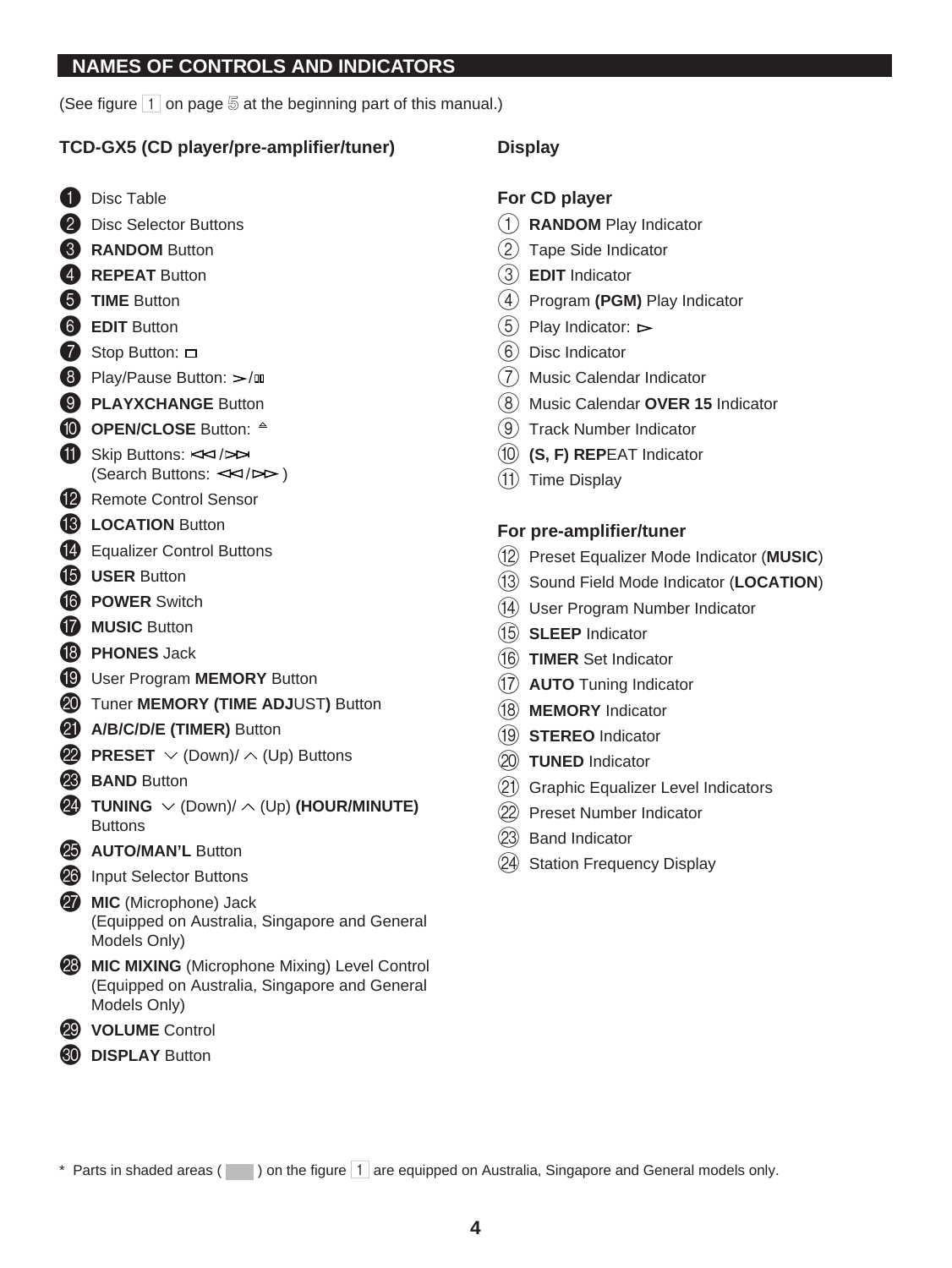## NAMES OF CONTROLS AND INDICATORS

(See figure 1 on page 5 at the beginning part of this manual.)

### TCD-GX5 (CD player/pre-amplifier/tuner)

1. Disc Table
2. Disc Selector Buttons
3. **RANDOM** Button
4. **REPEAT** Button
5. **TIME** Button
6. **EDIT** Button
7. Stop Button: □
8. Play/Pause Button: ⊳/▯▯
9. **PLAYXCHANGE** Button
10. **OPEN/CLOSE** Button: ≜
11. Skip Buttons: ⋜⋜/⋝⋝ (Search Buttons: ⋜⋜/⋝⋝ )
12. Remote Control Sensor
13. **LOCATION** Button
14. Equalizer Control Buttons
15. **USER** Button
16. **POWER** Switch
17. **MUSIC** Button
18. **PHONES** Jack
19. User Program **MEMORY** Button
20. Tuner **MEMORY (TIME ADJ**UST**)** Button
21. **A/B/C/D/E (TIMER)** Button
22. **PRESET** ∨ (Down)/ ∧ (Up) Buttons
23. **BAND** Button
24. **TUNING** ∨ (Down)/ ∧ (Up) **(HOUR/MINUTE)** Buttons
25. **AUTO/MAN'L** Button
26. Input Selector Buttons
27. **MIC** (Microphone) Jack (Equipped on Australia, Singapore and General Models Only)
28. **MIC MIXING** (Microphone Mixing) Level Control (Equipped on Australia, Singapore and General Models Only)
29. **VOLUME** Control
30. **DISPLAY** Button

### Display

#### For CD player

1. **RANDOM** Play Indicator
2. Tape Side Indicator
3. **EDIT** Indicator
4. Program **(PGM)** Play Indicator
5. Play Indicator: ⊳
6. Disc Indicator
7. Music Calendar Indicator
8. Music Calendar **OVER 15** Indicator
9. Track Number Indicator
10. **(S, F) REP**EAT Indicator
11. Time Display

#### For pre-amplifier/tuner

12. Preset Equalizer Mode Indicator (**MUSIC**)
13. Sound Field Mode Indicator (**LOCATION**)
14. User Program Number Indicator
15. **SLEEP** Indicator
16. **TIMER** Set Indicator
17. **AUTO** Tuning Indicator
18. **MEMORY** Indicator
19. **STEREO** Indicator
20. **TUNED** Indicator
21. Graphic Equalizer Level Indicators
22. Preset Number Indicator
23. Band Indicator
24. Station Frequency Display

* Parts in shaded areas ( ) on the figure 1 are equipped on Australia, Singapore and General models only.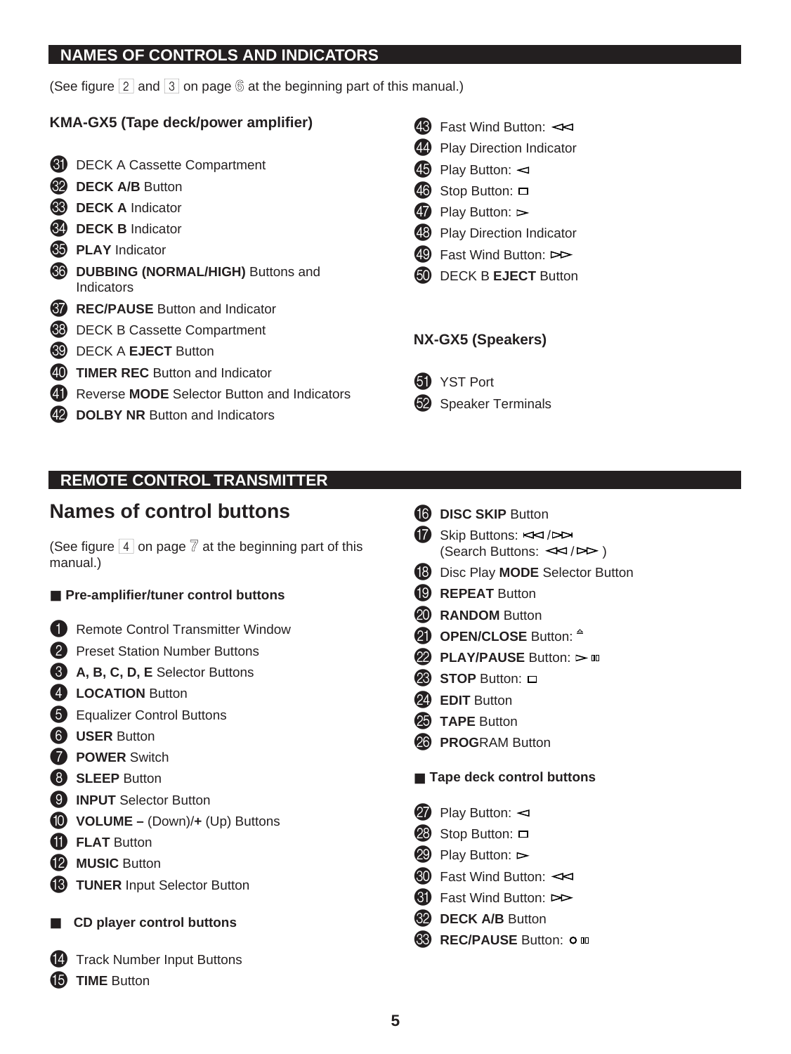## NAMES OF CONTROLS AND INDICATORS

(See figure 2 and 3 on page 6 at the beginning part of this manual.)

### KMA-GX5 (Tape deck/power amplifier)

31. DECK A Cassette Compartment
32. **DECK A/B** Button
33. **DECK A** Indicator
34. **DECK B** Indicator
35. **PLAY** Indicator
36. **DUBBING (NORMAL/HIGH)** Buttons and Indicators
37. **REC/PAUSE** Button and Indicator
38. DECK B Cassette Compartment
39. DECK A **EJECT** Button
40. **TIMER REC** Button and Indicator
41. Reverse **MODE** Selector Button and Indicators
42. **DOLBY NR** Button and Indicators
43. Fast Wind Button: ◁◁
44. Play Direction Indicator
45. Play Button: ◁
46. Stop Button: □
47. Play Button: ▷
48. Play Direction Indicator
49. Fast Wind Button: ▷▷
50. DECK B **EJECT** Button

### NX-GX5 (Speakers)

51. YST Port
52. Speaker Terminals

## REMOTE CONTROL TRANSMITTER

# Names of control buttons

(See figure 4 on page 7 at the beginning part of this manual.)

### ■ Pre-amplifier/tuner control buttons

1. Remote Control Transmitter Window
2. Preset Station Number Buttons
3. **A, B, C, D, E** Selector Buttons
4. **LOCATION** Button
5. Equalizer Control Buttons
6. **USER** Button
7. **POWER** Switch
8. **SLEEP** Button
9. **INPUT** Selector Button
10. **VOLUME –** (Down)/**+** (Up) Buttons
11. **FLAT** Button
12. **MUSIC** Button
13. **TUNER** Input Selector Button

### ■ CD player control buttons

14. Track Number Input Buttons
15. **TIME** Button
16. **DISC SKIP** Button
17. Skip Buttons: |◁◁ / ▷▷|
 (Search Buttons: ◁◁ / ▷▷ )
18. Disc Play **MODE** Selector Button
19. **REPEAT** Button
20. **RANDOM** Button
21. **OPEN/CLOSE** Button: ≜
22. **PLAY/PAUSE** Button: ▷ ▯▯
23. **STOP** Button: □
24. **EDIT** Button
25. **TAPE** Button
26. **PROG**RAM Button

### ■ Tape deck control buttons

27. Play Button: ◁
28. Stop Button: □
29. Play Button: ▷
30. Fast Wind Button: ◁◁
31. Fast Wind Button: ▷▷
32. **DECK A/B** Button
33. **REC/PAUSE** Button: ○ ▯▯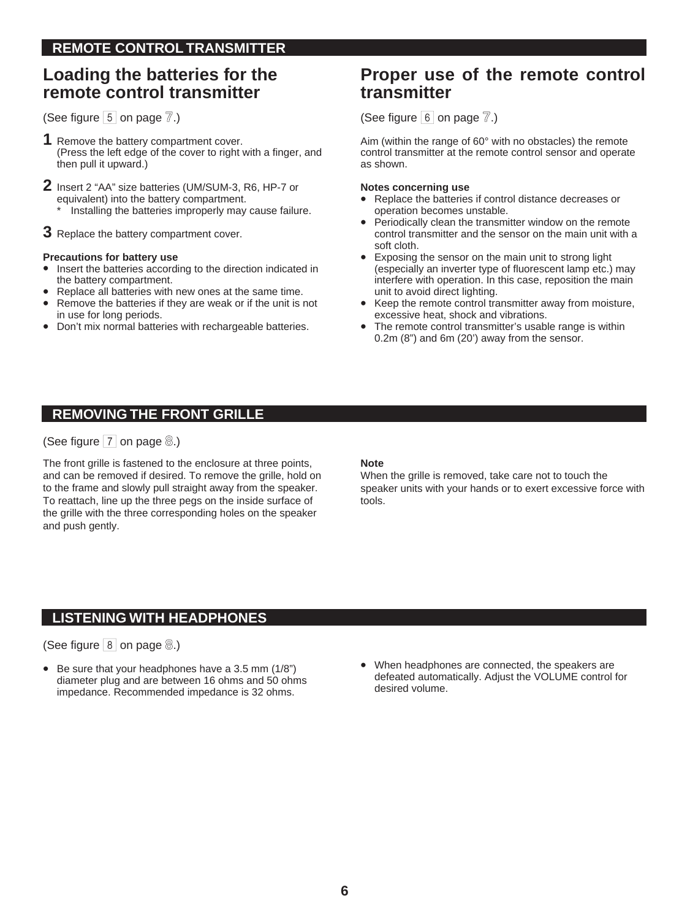## REMOTE CONTROL TRANSMITTER

### Loading the batteries for the remote control transmitter

(See figure 5 on page 7.)

**1** Remove the battery compartment cover.
(Press the left edge of the cover to right with a finger, and then pull it upward.)

**2** Insert 2 “AA” size batteries (UM/SUM-3, R6, HP-7 or equivalent) into the battery compartment.
\* Installing the batteries improperly may cause failure.

**3** Replace the battery compartment cover.

**Precautions for battery use**

- Insert the batteries according to the direction indicated in the battery compartment.
- Replace all batteries with new ones at the same time.
- Remove the batteries if they are weak or if the unit is not in use for long periods.
- Don’t mix normal batteries with rechargeable batteries.

### Proper use of the remote control transmitter

(See figure 6 on page 7.)

Aim (within the range of 60° with no obstacles) the remote control transmitter at the remote control sensor and operate as shown.

**Notes concerning use**

- Replace the batteries if control distance decreases or operation becomes unstable.
- Periodically clean the transmitter window on the remote control transmitter and the sensor on the main unit with a soft cloth.
- Exposing the sensor on the main unit to strong light (especially an inverter type of fluorescent lamp etc.) may interfere with operation. In this case, reposition the main unit to avoid direct lighting.
- Keep the remote control transmitter away from moisture, excessive heat, shock and vibrations.
- The remote control transmitter’s usable range is within 0.2m (8”) and 6m (20’) away from the sensor.

## REMOVING THE FRONT GRILLE

(See figure 7 on page 8.)

The front grille is fastened to the enclosure at three points, and can be removed if desired. To remove the grille, hold on to the frame and slowly pull straight away from the speaker. To reattach, line up the three pegs on the inside surface of the grille with the three corresponding holes on the speaker and push gently.

**Note**

When the grille is removed, take care not to touch the speaker units with your hands or to exert excessive force with tools.

## LISTENING WITH HEADPHONES

(See figure 8 on page 8.)

- Be sure that your headphones have a 3.5 mm (1/8”) diameter plug and are between 16 ohms and 50 ohms impedance. Recommended impedance is 32 ohms.
- When headphones are connected, the speakers are defeated automatically. Adjust the VOLUME control for desired volume.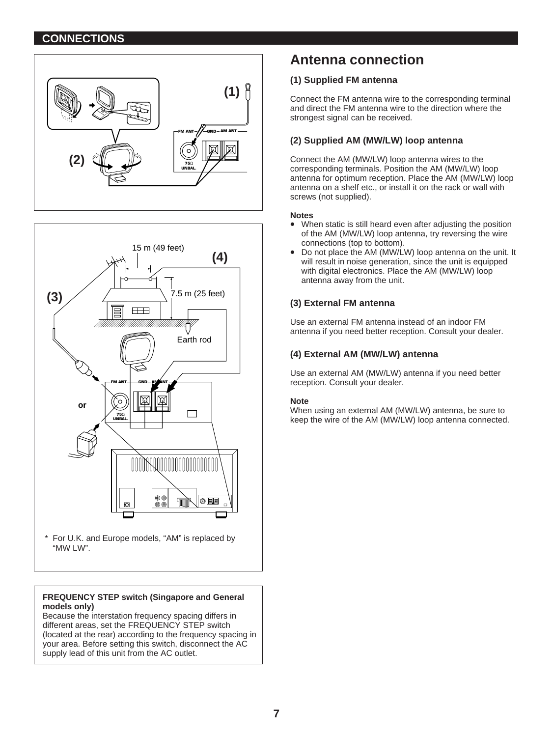## CONNECTIONS

# Antenna connection

### (1) Supplied FM antenna

Connect the FM antenna wire to the corresponding terminal and direct the FM antenna wire to the direction where the strongest signal can be received.

### (2) Supplied AM (MW/LW) loop antenna

Connect the AM (MW/LW) loop antenna wires to the corresponding terminals. Position the AM (MW/LW) loop antenna for optimum reception. Place the AM (MW/LW) loop antenna on a shelf etc., or install it on the rack or wall with screws (not supplied).

**Notes**

- When static is still heard even after adjusting the position of the AM (MW/LW) loop antenna, try reversing the wire connections (top to bottom).
- Do not place the AM (MW/LW) loop antenna on the unit. It will result in noise generation, since the unit is equipped with digital electronics. Place the AM (MW/LW) loop antenna away from the unit.

### (3) External FM antenna

Use an external FM antenna instead of an indoor FM antenna if you need better reception. Consult your dealer.

### (4) External AM (MW/LW) antenna

Use an external AM (MW/LW) antenna if you need better reception. Consult your dealer.

**Note**

When using an external AM (MW/LW) antenna, be sure to keep the wire of the AM (MW/LW) loop antenna connected.

\* For U.K. and Europe models, “AM” is replaced by “MW LW”.

**FREQUENCY STEP switch (Singapore and General models only)**

Because the interstation frequency spacing differs in different areas, set the FREQUENCY STEP switch (located at the rear) according to the frequency spacing in your area. Before setting this switch, disconnect the AC supply lead of this unit from the AC outlet.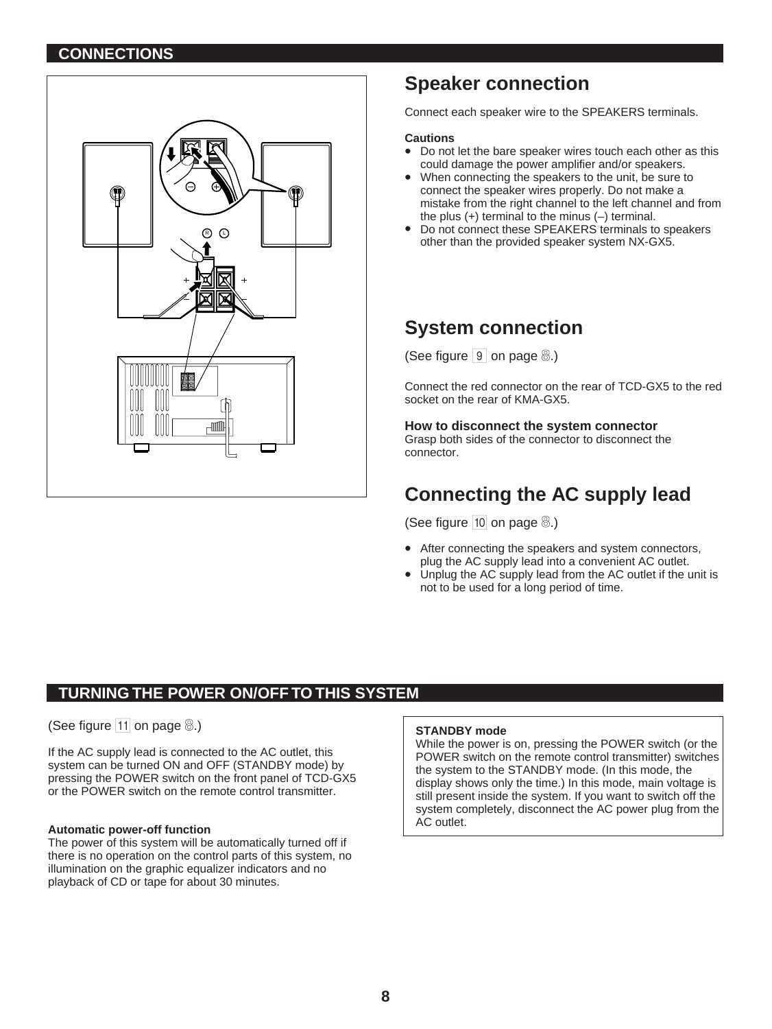## CONNECTIONS

### Speaker connection

Connect each speaker wire to the SPEAKERS terminals.

**Cautions**

- Do not let the bare speaker wires touch each other as this could damage the power amplifier and/or speakers.
- When connecting the speakers to the unit, be sure to connect the speaker wires properly. Do not make a mistake from the right channel to the left channel and from the plus (+) terminal to the minus (–) terminal.
- Do not connect these SPEAKERS terminals to speakers other than the provided speaker system NX-GX5.

### System connection

(See figure 9 on page 8.)

Connect the red connector on the rear of TCD-GX5 to the red socket on the rear of KMA-GX5.

**How to disconnect the system connector**
Grasp both sides of the connector to disconnect the connector.

### Connecting the AC supply lead

(See figure 10 on page 8.)

- After connecting the speakers and system connectors, plug the AC supply lead into a convenient AC outlet.
- Unplug the AC supply lead from the AC outlet if the unit is not to be used for a long period of time.

## TURNING THE POWER ON/OFF TO THIS SYSTEM

(See figure 11 on page 8.)

If the AC supply lead is connected to the AC outlet, this system can be turned ON and OFF (STANDBY mode) by pressing the POWER switch on the front panel of TCD-GX5 or the POWER switch on the remote control transmitter.

**Automatic power-off function**
The power of this system will be automatically turned off if there is no operation on the control parts of this system, no illumination on the graphic equalizer indicators and no playback of CD or tape for about 30 minutes.

**STANDBY mode**
While the power is on, pressing the POWER switch (or the POWER switch on the remote control transmitter) switches the system to the STANDBY mode. (In this mode, the display shows only the time.) In this mode, main voltage is still present inside the system. If you want to switch off the system completely, disconnect the AC power plug from the AC outlet.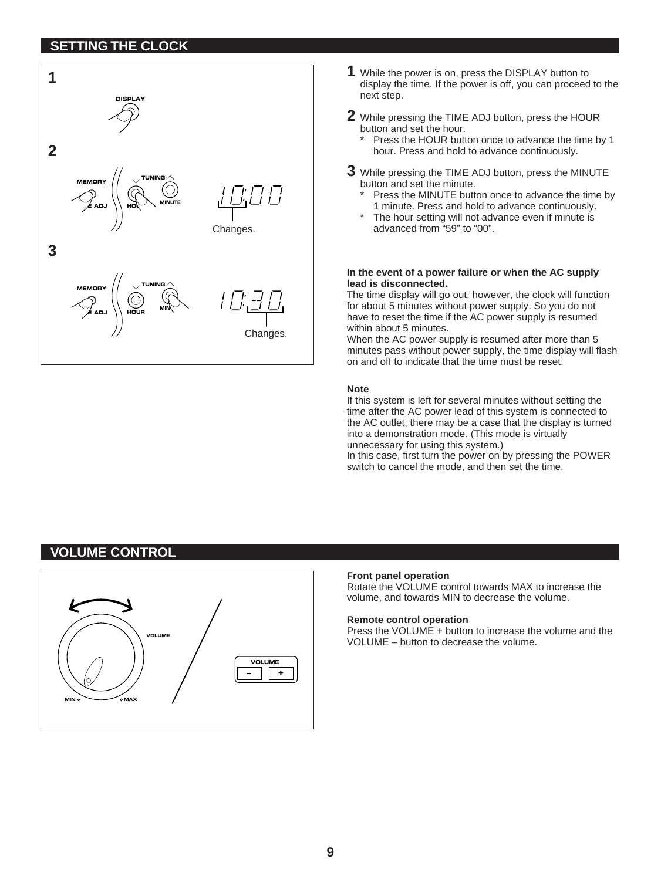## SETTING THE CLOCK

**1** While the power is on, press the DISPLAY button to display the time. If the power is off, you can proceed to the next step.

**2** While pressing the TIME ADJ button, press the HOUR button and set the hour.

* Press the HOUR button once to advance the time by 1 hour. Press and hold to advance continuously.

**3** While pressing the TIME ADJ button, press the MINUTE button and set the minute.

* Press the MINUTE button once to advance the time by 1 minute. Press and hold to advance continuously.
* The hour setting will not advance even if minute is advanced from "59" to "00".

**In the event of a power failure or when the AC supply lead is disconnected.**

The time display will go out, however, the clock will function for about 5 minutes without power supply. So you do not have to reset the time if the AC power supply is resumed within about 5 minutes.

When the AC power supply is resumed after more than 5 minutes pass without power supply, the time display will flash on and off to indicate that the time must be reset.

**Note**

If this system is left for several minutes without setting the time after the AC power lead of this system is connected to the AC outlet, there may be a case that the display is turned into a demonstration mode. (This mode is virtually unnecessary for using this system.)

In this case, first turn the power on by pressing the POWER switch to cancel the mode, and then set the time.

## VOLUME CONTROL

**Front panel operation**

Rotate the VOLUME control towards MAX to increase the volume, and towards MIN to decrease the volume.

**Remote control operation**

Press the VOLUME + button to increase the volume and the VOLUME – button to decrease the volume.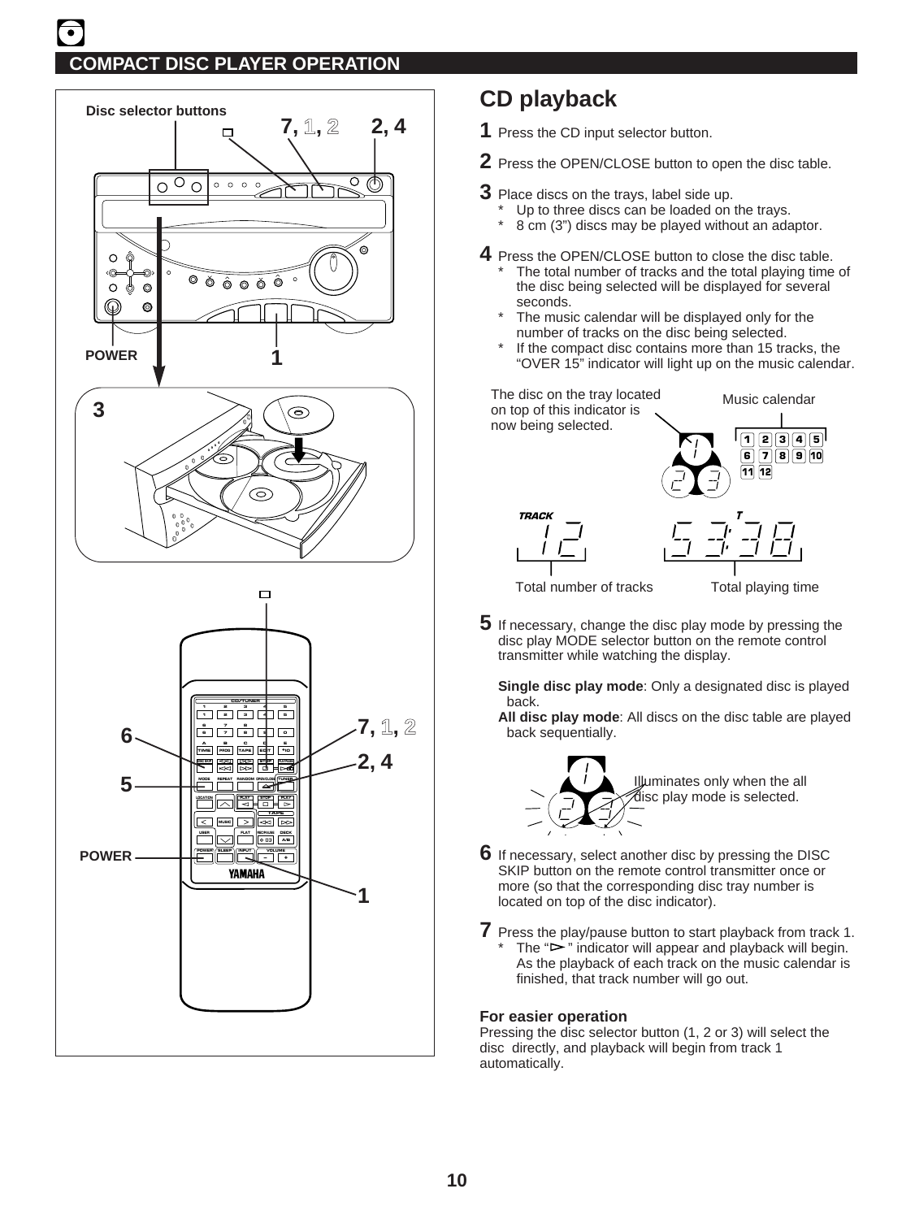## COMPACT DISC PLAYER OPERATION

# CD playback

**1** Press the CD input selector button.

**2** Press the OPEN/CLOSE button to open the disc table.

**3** Place discs on the trays, label side up.
- * Up to three discs can be loaded on the trays.
- * 8 cm (3") discs may be played without an adaptor.

**4** Press the OPEN/CLOSE button to close the disc table.
- * The total number of tracks and the total playing time of the disc being selected will be displayed for several seconds.
- * The music calendar will be displayed only for the number of tracks on the disc being selected.
- * If the compact disc contains more than 15 tracks, the "OVER 15" indicator will light up on the music calendar.

**5** If necessary, change the disc play mode by pressing the disc play MODE selector button on the remote control transmitter while watching the display.

**Single disc play mode**: Only a designated disc is played back.
**All disc play mode**: All discs on the disc table are played back sequentially.

**6** If necessary, select another disc by pressing the DISC SKIP button on the remote control transmitter once or more (so that the corresponding disc tray number is located on top of the disc indicator).

**7** Press the play/pause button to start playback from track 1.
- * The "▷" indicator will appear and playback will begin. As the playback of each track on the music calendar is finished, that track number will go out.

### For easier operation

Pressing the disc selector button (1, 2 or 3) will select the disc directly, and playback will begin from track 1 automatically.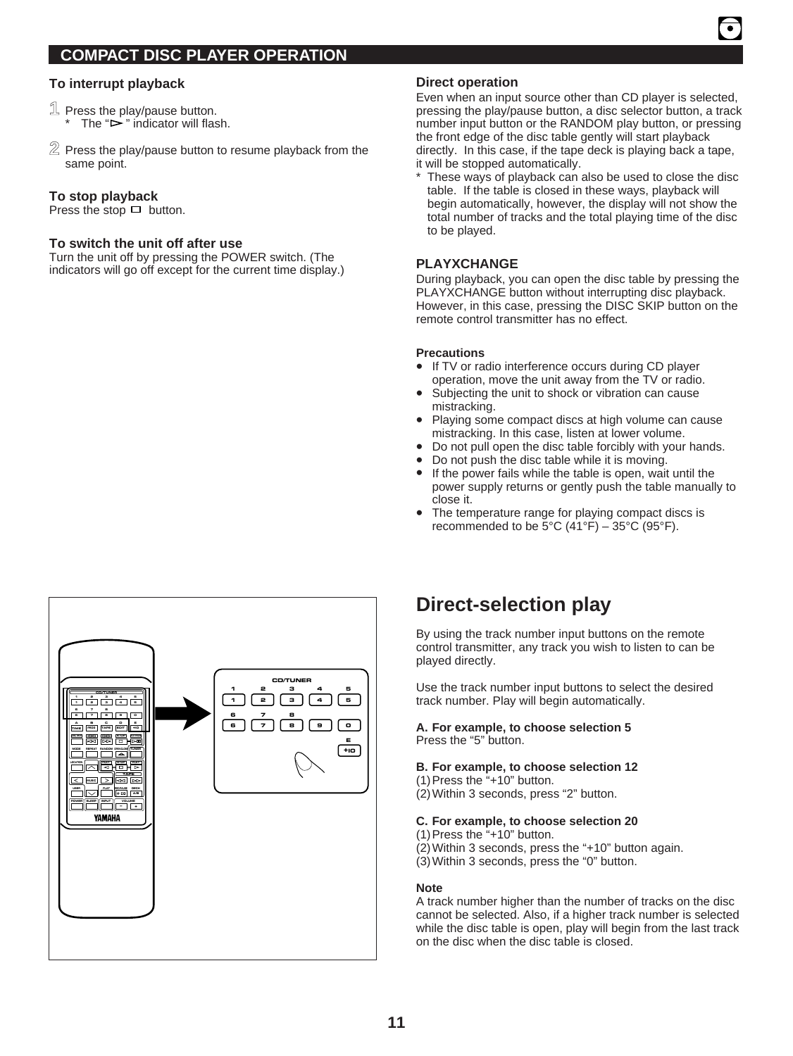## COMPACT DISC PLAYER OPERATION

### To interrupt playback

1. Press the play/pause button.
   * The "⊳" indicator will flash.
2. Press the play/pause button to resume playback from the same point.

### To stop playback

Press the stop □ button.

### To switch the unit off after use

Turn the unit off by pressing the POWER switch. (The indicators will go off except for the current time display.)

### Direct operation

Even when an input source other than CD player is selected, pressing the play/pause button, a disc selector button, a track number input button or the RANDOM play button, or pressing the front edge of the disc table gently will start playback directly. In this case, if the tape deck is playing back a tape, it will be stopped automatically.

* These ways of playback can also be used to close the disc table. If the table is closed in these ways, playback will begin automatically, however, the display will not show the total number of tracks and the total playing time of the disc to be played.

### PLAYXCHANGE

During playback, you can open the disc table by pressing the PLAYXCHANGE button without interrupting disc playback. However, in this case, pressing the DISC SKIP button on the remote control transmitter has no effect.

**Precautions**

- If TV or radio interference occurs during CD player operation, move the unit away from the TV or radio.
- Subjecting the unit to shock or vibration can cause mistracking.
- Playing some compact discs at high volume can cause mistracking. In this case, listen at lower volume.
- Do not pull open the disc table forcibly with your hands.
- Do not push the disc table while it is moving.
- If the power fails while the table is open, wait until the power supply returns or gently push the table manually to close it.
- The temperature range for playing compact discs is recommended to be 5°C (41°F) – 35°C (95°F).

# Direct-selection play

By using the track number input buttons on the remote control transmitter, any track you wish to listen to can be played directly.

Use the track number input buttons to select the desired track number. Play will begin automatically.

**A. For example, to choose selection 5**
Press the "5" button.

**B. For example, to choose selection 12**
(1) Press the "+10" button.
(2) Within 3 seconds, press "2" button.

**C. For example, to choose selection 20**
(1) Press the "+10" button.
(2) Within 3 seconds, press the "+10" button again.
(3) Within 3 seconds, press the "0" button.

**Note**
A track number higher than the number of tracks on the disc cannot be selected. Also, if a higher track number is selected while the disc table is open, play will begin from the last track on the disc when the disc table is closed.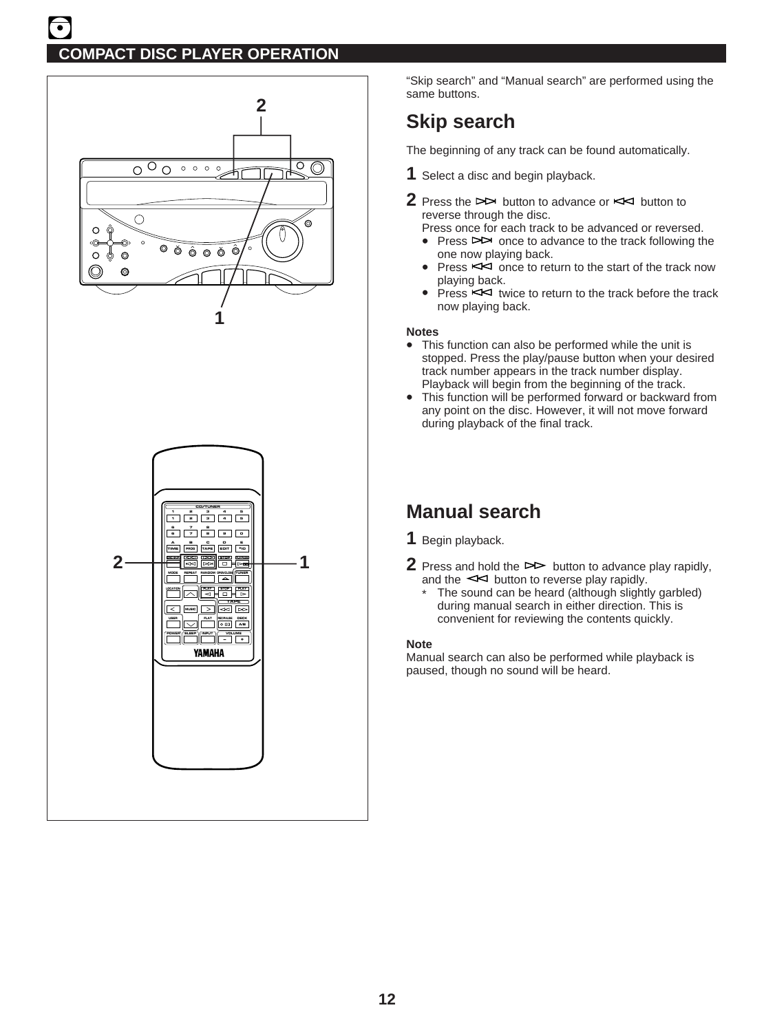## COMPACT DISC PLAYER OPERATION

"Skip search" and "Manual search" are performed using the same buttons.

## Skip search

The beginning of any track can be found automatically.

**1** Select a disc and begin playback.

**2** Press the ⊳⊳| button to advance or |⊲⊲ button to reverse through the disc.
Press once for each track to be advanced or reversed.

- Press ⊳⊳| once to advance to the track following the one now playing back.
- Press |⊲⊲ once to return to the start of the track now playing back.
- Press |⊲⊲ twice to return to the track before the track now playing back.

**Notes**

- This function can also be performed while the unit is stopped. Press the play/pause button when your desired track number appears in the track number display. Playback will begin from the beginning of the track.
- This function will be performed forward or backward from any point on the disc. However, it will not move forward during playback of the final track.

## Manual search

**1** Begin playback.

**2** Press and hold the ⊳⊳ button to advance play rapidly, and the ⊲⊲ button to reverse play rapidly.

\* The sound can be heard (although slightly garbled) during manual search in either direction. This is convenient for reviewing the contents quickly.

**Note**
Manual search can also be performed while playback is paused, though no sound will be heard.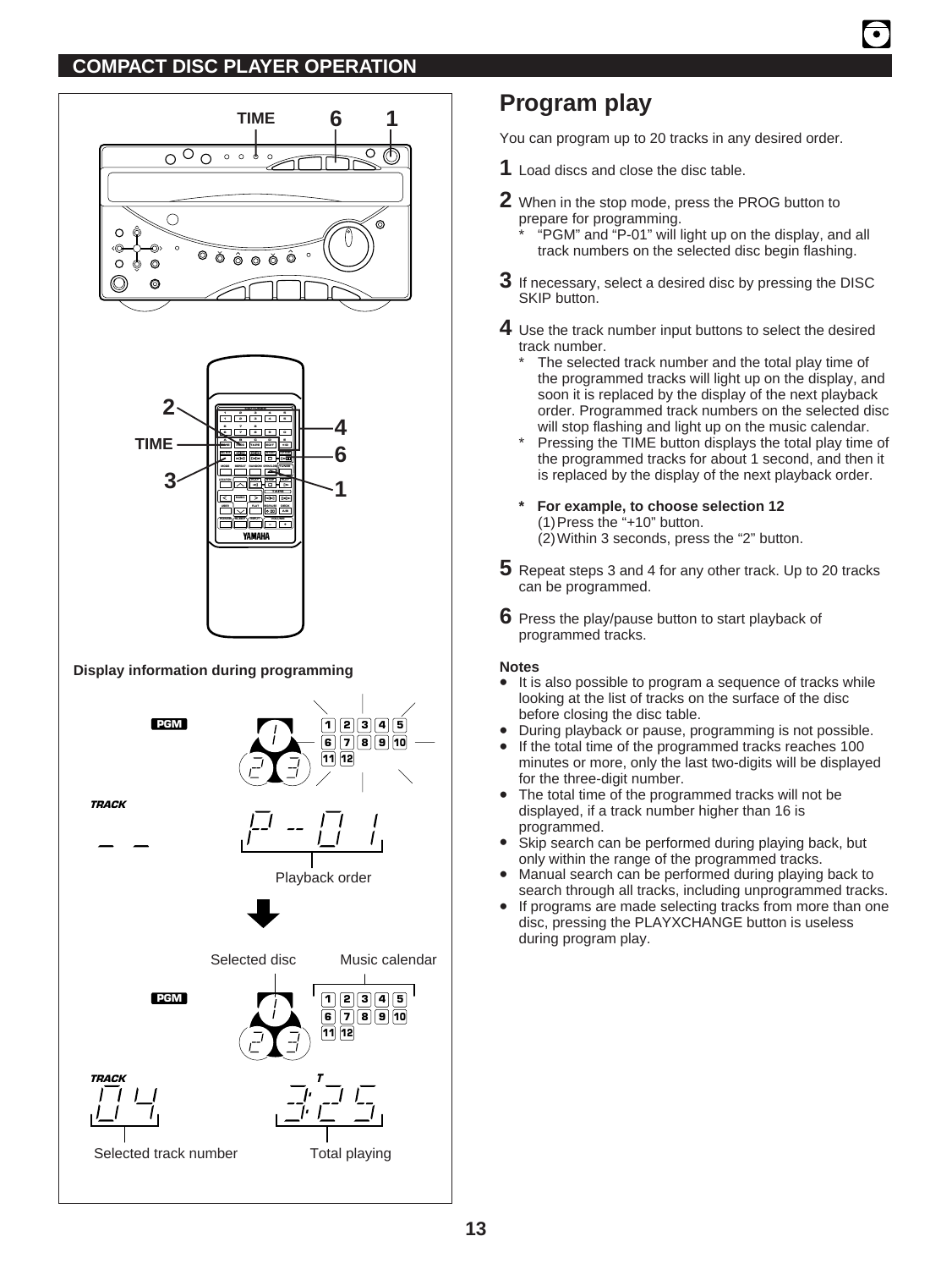## COMPACT DISC PLAYER OPERATION

TIME 6 1

2 TIME 3 4 6 1

**Display information during programming**

Playback order

Selected disc Music calendar

Selected track number Total playing

# Program play

You can program up to 20 tracks in any desired order.

**1** Load discs and close the disc table.

**2** When in the stop mode, press the PROG button to prepare for programming.
   * "PGM" and "P-01" will light up on the display, and all track numbers on the selected disc begin flashing.

**3** If necessary, select a desired disc by pressing the DISC SKIP button.

**4** Use the track number input buttons to select the desired track number.
   * The selected track number and the total play time of the programmed tracks will light up on the display, and soon it is replaced by the display of the next playback order. Programmed track numbers on the selected disc will stop flashing and light up on the music calendar.
   * Pressing the TIME button displays the total play time of the programmed tracks for about 1 second, and then it is replaced by the display of the next playback order.

   **\* For example, to choose selection 12**
   (1) Press the "+10" button.
   (2) Within 3 seconds, press the "2" button.

**5** Repeat steps 3 and 4 for any other track. Up to 20 tracks can be programmed.

**6** Press the play/pause button to start playback of programmed tracks.

**Notes**
- It is also possible to program a sequence of tracks while looking at the list of tracks on the surface of the disc before closing the disc table.
- During playback or pause, programming is not possible.
- If the total time of the programmed tracks reaches 100 minutes or more, only the last two-digits will be displayed for the three-digit number.
- The total time of the programmed tracks will not be displayed, if a track number higher than 16 is programmed.
- Skip search can be performed during playing back, but only within the range of the programmed tracks.
- Manual search can be performed during playing back to search through all tracks, including unprogrammed tracks.
- If programs are made selecting tracks from more than one disc, pressing the PLAYXCHANGE button is useless during program play.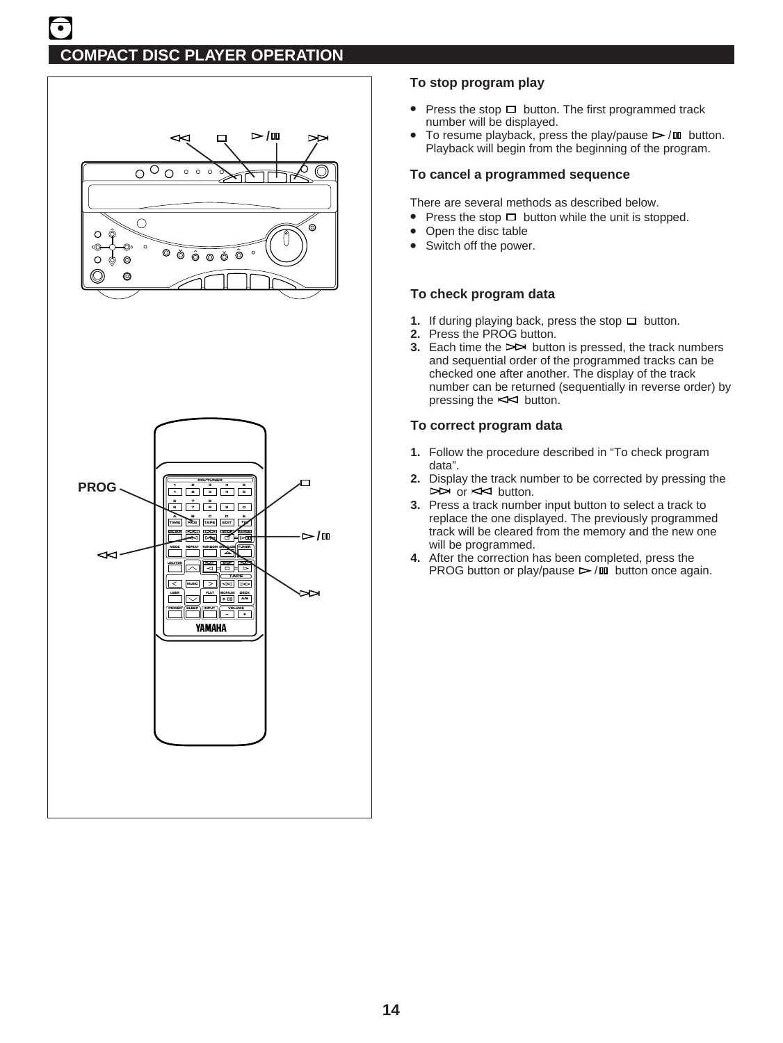## COMPACT DISC PLAYER OPERATION

### To stop program play

- Press the stop □ button. The first programmed track number will be displayed.
- To resume playback, press the play/pause ▷/▯▯ button. Playback will begin from the beginning of the program.

### To cancel a programmed sequence

There are several methods as described below.

- Press the stop □ button while the unit is stopped.
- Open the disc table
- Switch off the power.

### To check program data

1. If during playing back, press the stop □ button.
2. Press the PROG button.
3. Each time the ▷▷| button is pressed, the track numbers and sequential order of the programmed tracks can be checked one after another. The display of the track number can be returned (sequentially in reverse order) by pressing the |◁◁ button.

### To correct program data

1. Follow the procedure described in "To check program data".
2. Display the track number to be corrected by pressing the ▷▷| or |◁◁ button.
3. Press a track number input button to select a track to replace the one displayed. The previously programmed track will be cleared from the memory and the new one will be programmed.
4. After the correction has been completed, press the PROG button or play/pause ▷/▯▯ button once again.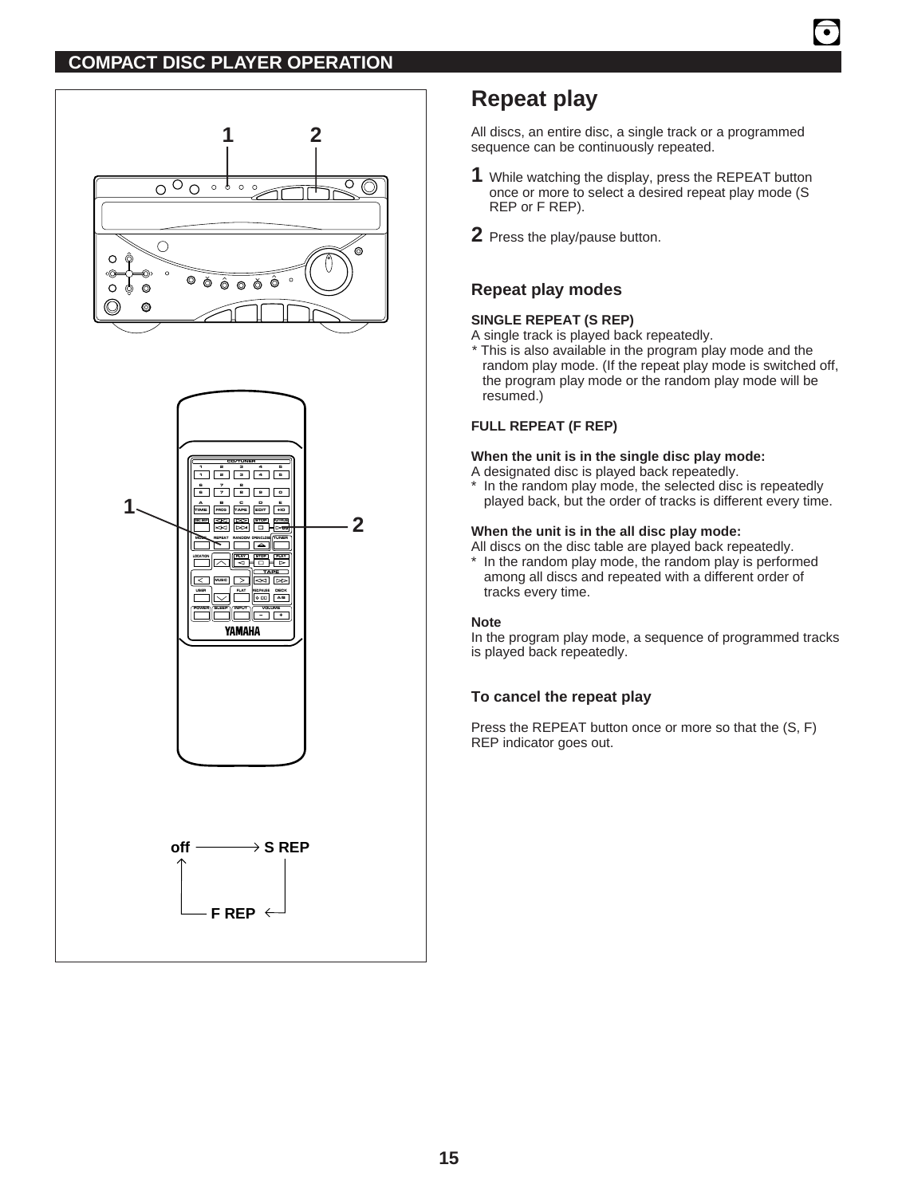## COMPACT DISC PLAYER OPERATION

off → S REP → F REP

# Repeat play

All discs, an entire disc, a single track or a programmed sequence can be continuously repeated.

**1** While watching the display, press the REPEAT button once or more to select a desired repeat play mode (S REP or F REP).

**2** Press the play/pause button.

## Repeat play modes

**SINGLE REPEAT (S REP)**
A single track is played repeatedly.
* This is also available in the program play mode and the random play mode. (If the repeat play mode is switched off, the program play mode or the random play mode will be resumed.)

**FULL REPEAT (F REP)**

**When the unit is in the single disc play mode:**
A designated disc is played back repeatedly.
* In the random play mode, the selected disc is repeatedly played back, but the order of tracks is different every time.

**When the unit is in the all disc play mode:**
All discs on the disc table are played back repeatedly.
* In the random play mode, the random play is performed among all discs and repeated with a different order of tracks every time.

**Note**
In the program play mode, a sequence of programmed tracks is played back repeatedly.

## To cancel the repeat play

Press the REPEAT button once or more so that the (S, F) REP indicator goes out.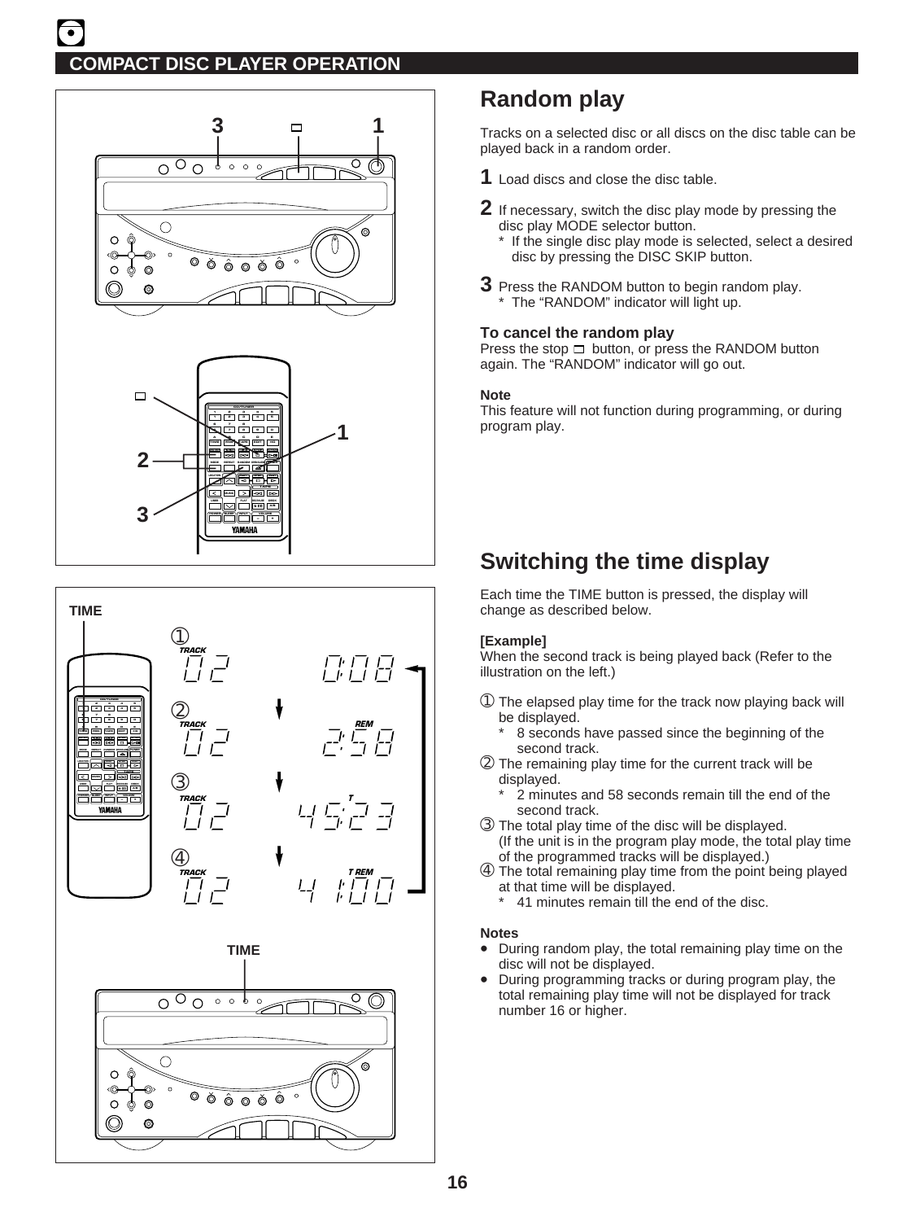## COMPACT DISC PLAYER OPERATION

# Random play

Tracks on a selected disc or all discs on the disc table can be played back in a random order.

**1** Load discs and close the disc table.

**2** If necessary, switch the disc play mode by pressing the disc play MODE selector button.
  * If the single disc play mode is selected, select a desired disc by pressing the DISC SKIP button.

**3** Press the RANDOM button to begin random play.
  * The "RANDOM" indicator will light up.

### To cancel the random play

Press the stop ▭ button, or press the RANDOM button again. The "RANDOM" indicator will go out.

**Note**

This feature will not function during programming, or during program play.

# Switching the time display

Each time the TIME button is pressed, the display will change as described below.

**[Example]**

When the second track is being played back (Refer to the illustration on the left.)

① The elapsed play time for the track now playing back will be displayed.
  * 8 seconds have passed since the beginning of the second track.

② The remaining play time for the current track will be displayed.
  * 2 minutes and 58 seconds remain till the end of the second track.

③ The total play time of the disc will be displayed. (If the unit is in the program play mode, the total play time of the programmed tracks will be displayed.)

④ The total remaining play time from the point being played at that time will be displayed.
  * 41 minutes remain till the end of the disc.

**Notes**

- During random play, the total remaining play time on the disc will not be displayed.
- During programming tracks or during program play, the total remaining play time will not be displayed for track number 16 or higher.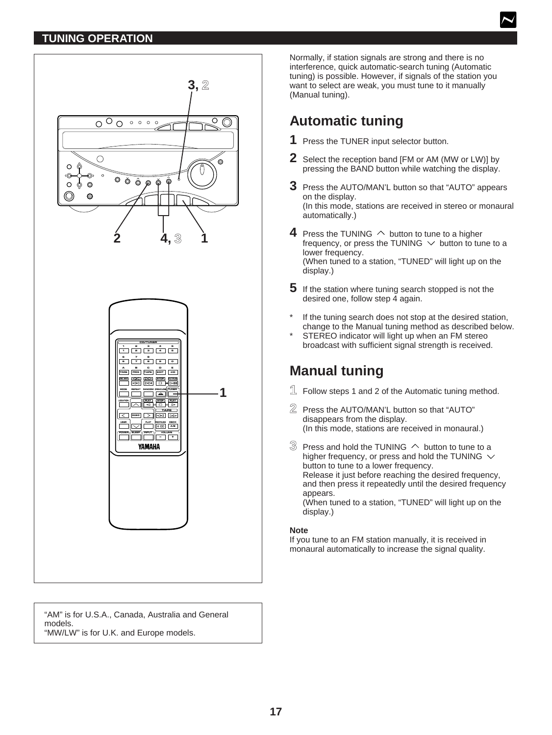## TUNING OPERATION

Normally, if station signals are strong and there is no interference, quick automatic-search tuning (Automatic tuning) is possible. However, if signals of the station you want to select are weak, you must tune to it manually (Manual tuning).

## Automatic tuning

**1** Press the TUNER input selector button.

**2** Select the reception band [FM or AM (MW or LW)] by pressing the BAND button while watching the display.

**3** Press the AUTO/MAN'L button so that "AUTO" appears on the display.
(In this mode, stations are received in stereo or monaural automatically.)

**4** Press the TUNING ︿ button to tune to a higher frequency, or press the TUNING ﹀ button to tune to a lower frequency.
(When tuned to a station, "TUNED" will light up on the display.)

**5** If the station where tuning search stopped is not the desired one, follow step 4 again.

* If the tuning search does not stop at the desired station, change to the Manual tuning method as described below.
* STEREO indicator will light up when an FM stereo broadcast with sufficient signal strength is received.

## Manual tuning

**1** Follow steps 1 and 2 of the Automatic tuning method.

**2** Press the AUTO/MAN'L button so that "AUTO" disappears from the display.
(In this mode, stations are received in monaural.)

**3** Press and hold the TUNING ︿ button to tune to a higher frequency, or press and hold the TUNING ﹀ button to tune to a lower frequency.
Release it just before reaching the desired frequency, and then press it repeatedly until the desired frequency appears.
(When tuned to a station, "TUNED" will light up on the display.)

**Note**
If you tune to an FM station manually, it is received in monaural automatically to increase the signal quality.

"AM" is for U.S.A., Canada, Australia and General models.
"MW/LW" is for U.K. and Europe models.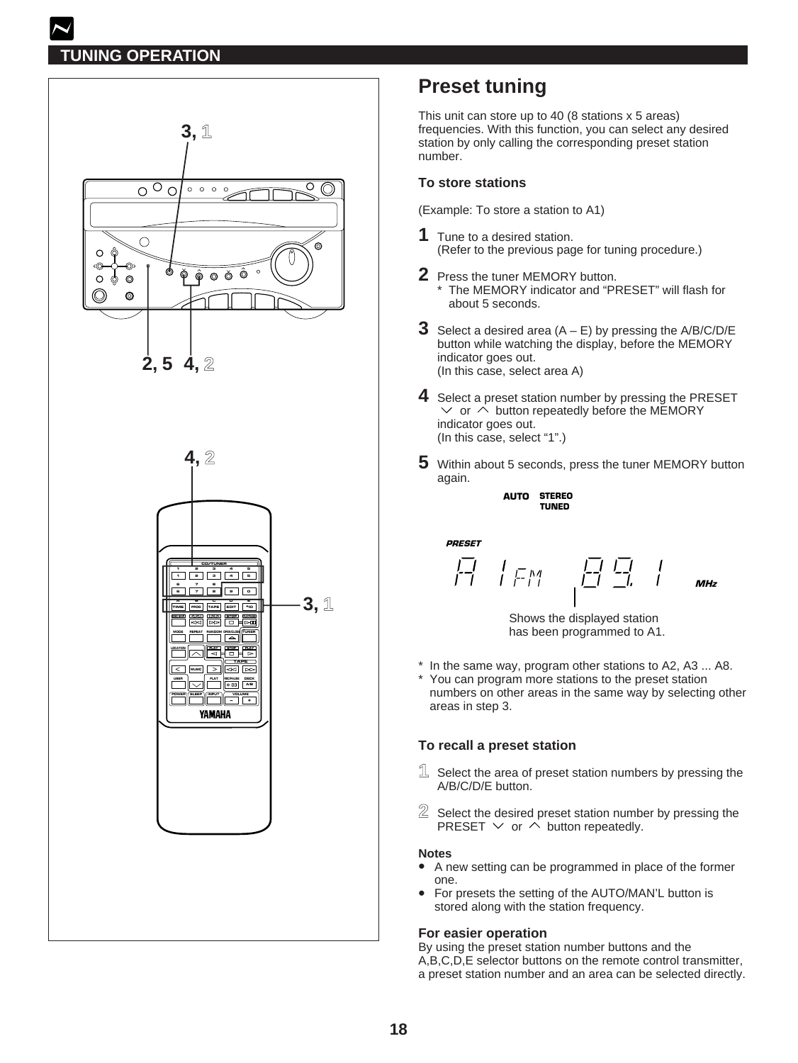## TUNING OPERATION

# Preset tuning

This unit can store up to 40 (8 stations x 5 areas) frequencies. With this function, you can select any desired station by only calling the corresponding preset station number.

### To store stations

(Example: To store a station to A1)

**1** Tune to a desired station.
(Refer to the previous page for tuning procedure.)

**2** Press the tuner MEMORY button.
* The MEMORY indicator and "PRESET" will flash for about 5 seconds.

**3** Select a desired area (A – E) by pressing the A/B/C/D/E button while watching the display, before the MEMORY indicator goes out.
(In this case, select area A)

**4** Select a preset station number by pressing the PRESET ∨ or ∧ button repeatedly before the MEMORY indicator goes out.
(In this case, select "1".)

**5** Within about 5 seconds, press the tuner MEMORY button again.

AUTO STEREO TUNED

PRESET A 1 FM 89.1 MHz

Shows the displayed station has been programmed to A1.

* In the same way, program other stations to A2, A3 ... A8.
* You can program more stations to the preset station numbers on other areas in the same way by selecting other areas in step 3.

### To recall a preset station

**1** Select the area of preset station numbers by pressing the A/B/C/D/E button.

**2** Select the desired preset station number by pressing the PRESET ∨ or ∧ button repeatedly.

**Notes**
- A new setting can be programmed in place of the former one.
- For presets the setting of the AUTO/MAN'L button is stored along with the station frequency.

### For easier operation

By using the preset station number buttons and the A,B,C,D,E selector buttons on the remote control transmitter, a preset station number and an area can be selected directly.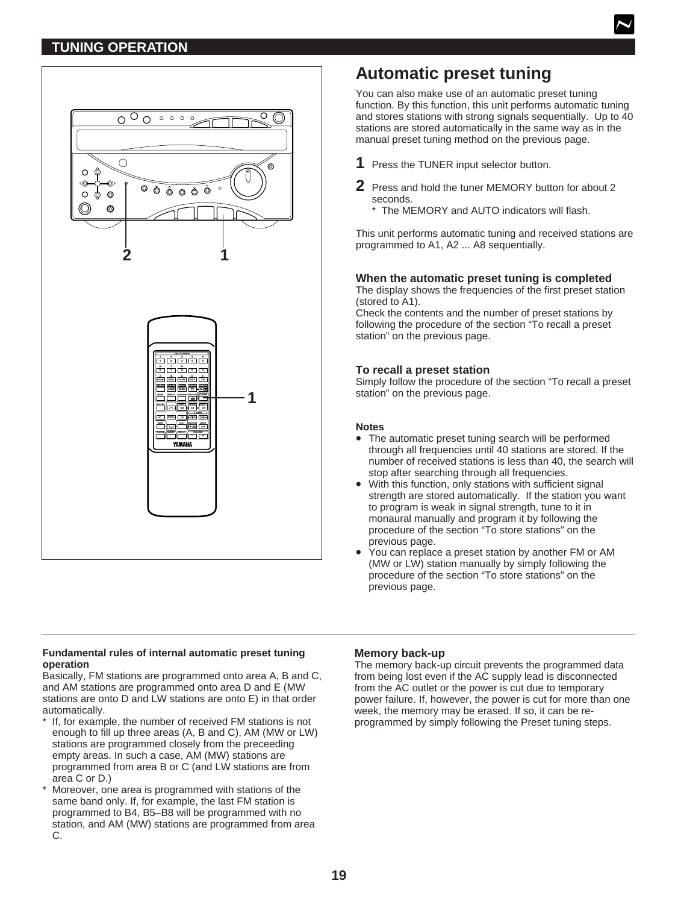## TUNING OPERATION

# Automatic preset tuning

You can also make use of an automatic preset tuning function. By this function, this unit performs automatic tuning and stores stations with strong signals sequentially. Up to 40 stations are stored automatically in the same way as in the manual preset tuning method on the previous page.

**1** Press the TUNER input selector button.

**2** Press and hold the tuner MEMORY button for about 2 seconds.
   * The MEMORY and AUTO indicators will flash.

This unit performs automatic tuning and received stations are programmed to A1, A2 ... A8 sequentially.

### When the automatic preset tuning is completed

The display shows the frequencies of the first preset station (stored to A1).
Check the contents and the number of preset stations by following the procedure of the section “To recall a preset station” on the previous page.

### To recall a preset station

Simply follow the procedure of the section “To recall a preset station” on the previous page.

### Notes

- The automatic preset tuning search will be performed through all frequencies until 40 stations are stored. If the number of received stations is less than 40, the search will stop after searching through all frequencies.
- With this function, only stations with sufficient signal strength are stored automatically. If the station you want to program is weak in signal strength, tune to it in monaural manually and program it by following the procedure of the section “To store stations” on the previous page.
- You can replace a preset station by another FM or AM (MW or LW) station manually by simply following the procedure of the section “To store stations” on the previous page.

---

**Fundamental rules of internal automatic preset tuning operation**

Basically, FM stations are programmed onto area A, B and C, and AM stations are programmed onto area D and E (MW stations are onto D and LW stations are onto E) in that order automatically.

* If, for example, the number of received FM stations is not enough to fill up three areas (A, B and C), AM (MW or LW) stations are programmed closely from the preceeding empty areas. In such a case, AM (MW) stations are programmed from area B or C (and LW stations are from area C or D.)
* Moreover, one area is programmed with stations of the same band only. If, for example, the last FM station is programmed to B4, B5–B8 will be programmed with no station, and AM (MW) stations are programmed from area C.

### Memory back-up

The memory back-up circuit prevents the programmed data from being lost even if the AC supply lead is disconnected from the AC outlet or the power is cut due to temporary power failure. If, however, the power is cut for more than one week, the memory may be erased. If so, it can be re-programmed by simply following the Preset tuning steps.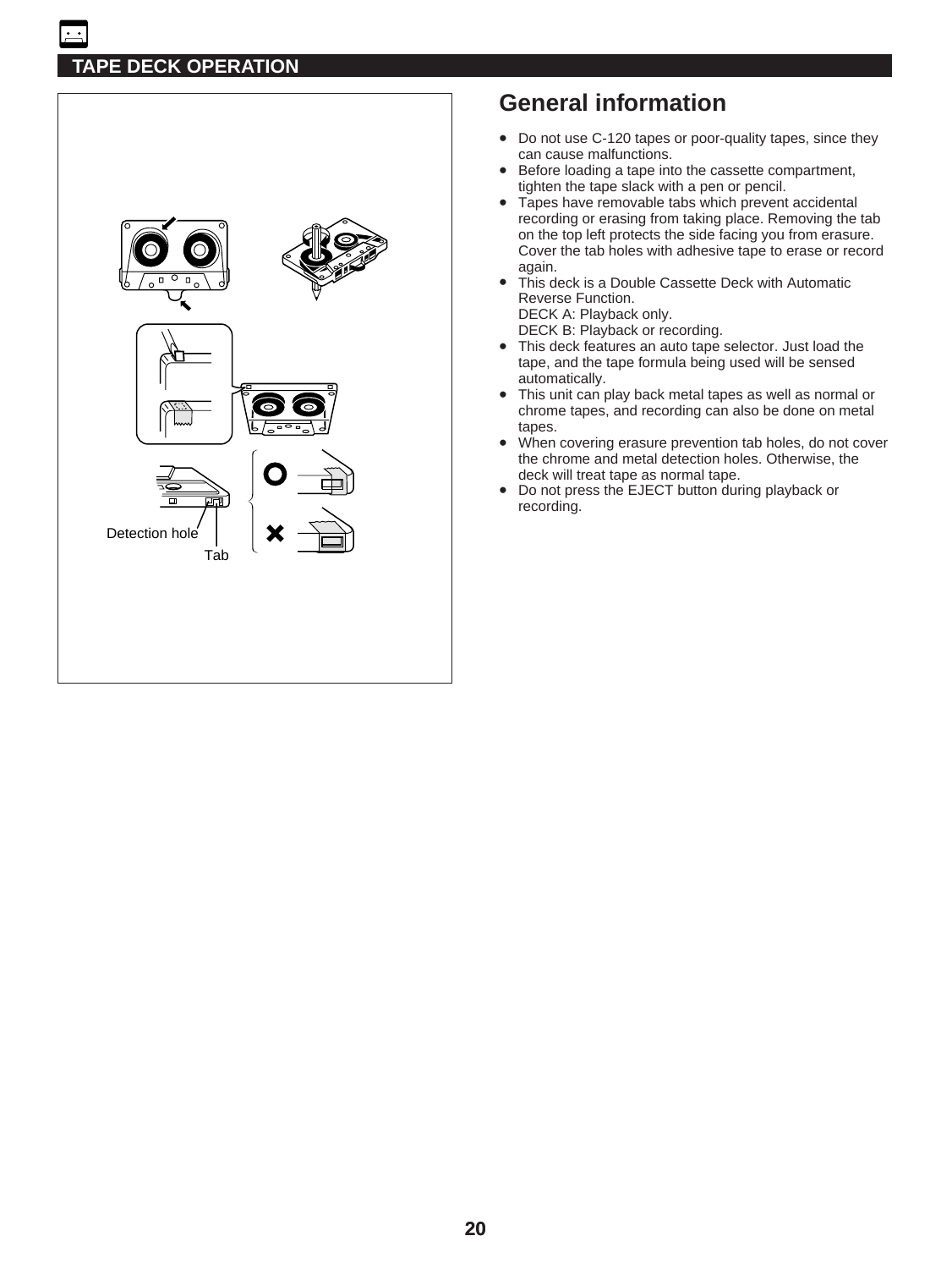## TAPE DECK OPERATION

Detection hole

Tab

# General information

- Do not use C-120 tapes or poor-quality tapes, since they can cause malfunctions.
- Before loading a tape into the cassette compartment, tighten the tape slack with a pen or pencil.
- Tapes have removable tabs which prevent accidental recording or erasing from taking place. Removing the tab on the top left protects the side facing you from erasure. Cover the tab holes with adhesive tape to erase or record again.
- This deck is a Double Cassette Deck with Automatic Reverse Function.
  DECK A: Playback only.
  DECK B: Playback or recording.
- This deck features an auto tape selector. Just load the tape, and the tape formula being used will be sensed automatically.
- This unit can play back metal tapes as well as normal or chrome tapes, and recording can also be done on metal tapes.
- When covering erasure prevention tab holes, do not cover the chrome and metal detection holes. Otherwise, the deck will treat tape as normal tape.
- Do not press the EJECT button during playback or recording.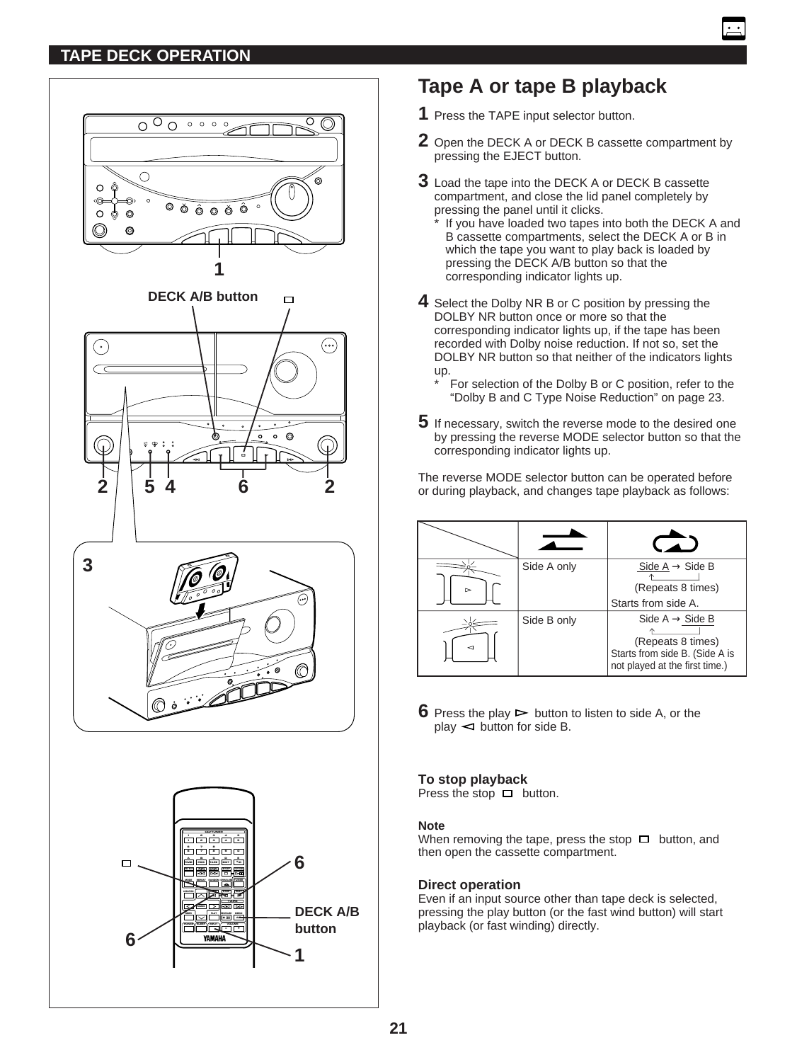## TAPE DECK OPERATION

# Tape A or tape B playback

**1** Press the TAPE input selector button.

**2** Open the DECK A or DECK B cassette compartment by pressing the EJECT button.

**3** Load the tape into the DECK A or DECK B cassette compartment, and close the lid panel completely by pressing the panel until it clicks.
* If you have loaded two tapes into both the DECK A and B cassette compartments, select the DECK A or B in which the tape you want to play back is loaded by pressing the DECK A/B button so that the corresponding indicator lights up.

**4** Select the Dolby NR B or C position by pressing the DOLBY NR button once or more so that the corresponding indicator lights up, if the tape has been recorded with Dolby noise reduction. If not so, set the DOLBY NR button so that neither of the indicators lights up.
* For selection of the Dolby B or C position, refer to the “Dolby B and C Type Noise Reduction” on page 23.

**5** If necessary, switch the reverse mode to the desired one by pressing the reverse MODE selector button so that the corresponding indicator lights up.

The reverse MODE selector button can be operated before or during playback, and changes tape playback as follows:

| | ⇄ | ↻ |
|---|---|---|
| ▻ | Side A only | Side A → Side B (Repeats 8 times) Starts from side A. |
| ◅ | Side B only | Side A → Side B (Repeats 8 times) Starts from side B. (Side A is not played at the first time.) |

**6** Press the play ▻ button to listen to side A, or the play ◅ button for side B.

### To stop playback
Press the stop □ button.

#### Note
When removing the tape, press the stop □ button, and then open the cassette compartment.

### Direct operation
Even if an input source other than tape deck is selected, pressing the play button (or the fast wind button) will start playback (or fast winding) directly.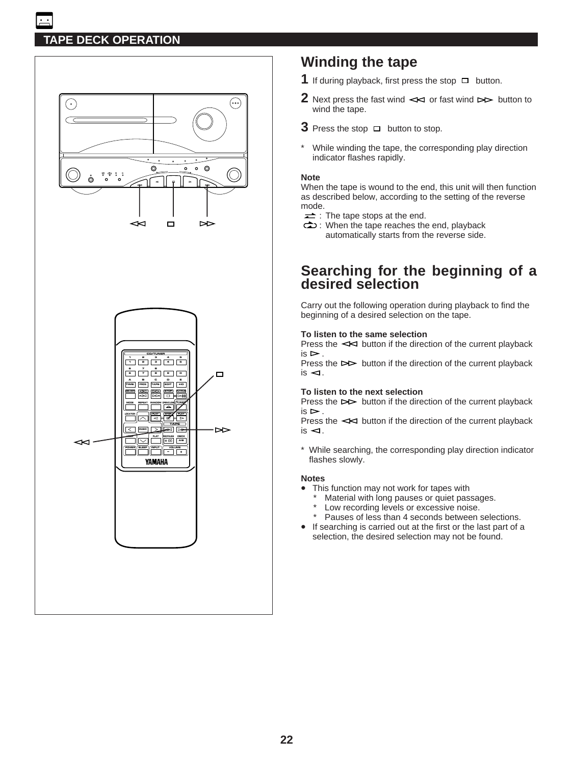## TAPE DECK OPERATION

# Winding the tape

**1** If during playback, first press the stop □ button.

**2** Next press the fast wind ◁◁ or fast wind ▷▷ button to wind the tape.

**3** Press the stop □ button to stop.

* While winding the tape, the corresponding play direction indicator flashes rapidly.

**Note**
When the tape is wound to the end, this unit will then function as described below, according to the setting of the reverse mode.

⇄ : The tape stops at the end.
⟲ : When the tape reaches the end, playback automatically starts from the reverse side.

# Searching for the beginning of a desired selection

Carry out the following operation during playback to find the beginning of a desired selection on the tape.

**To listen to the same selection**
Press the ◁◁ button if the direction of the current playback is ▷.
Press the ▷▷ button if the direction of the current playback is ◁.

**To listen to the next selection**
Press the ▷▷ button if the direction of the current playback is ▷.
Press the ◁◁ button if the direction of the current playback is ◁.

* While searching, the corresponding play direction indicator flashes slowly.

**Notes**
- This function may not work for tapes with
  * Material with long pauses or quiet passages.
  * Low recording levels or excessive noise.
  * Pauses of less than 4 seconds between selections.
- If searching is carried out at the first or the last part of a selection, the desired selection may not be found.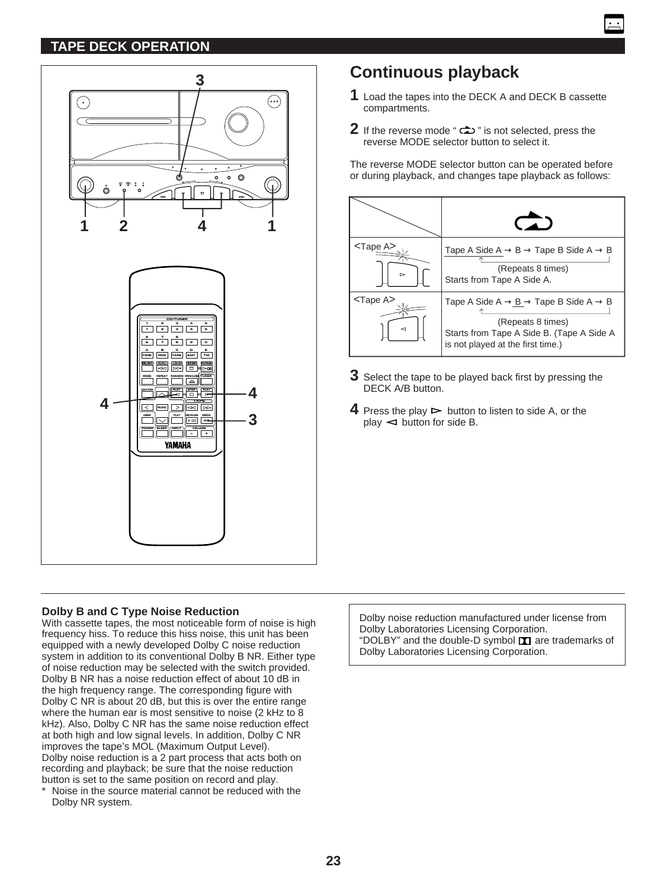## TAPE DECK OPERATION

# Continuous playback

**1** Load the tapes into the DECK A and DECK B cassette compartments.

**2** If the reverse mode "⥀" is not selected, press the reverse MODE selector button to select it.

The reverse MODE selector button can be operated before or during playback, and changes tape playback as follows:

| | ⥀ |
|---|---|
| <Tape A> ▷ | Tape A Side A → B → Tape B Side A → B (Repeats 8 times) Starts from Tape A Side A. |
| <Tape A> ◁ | Tape A Side A → B → Tape B Side A → B (Repeats 8 times) Starts from Tape A Side B. (Tape A Side A is not played at the first time.) |

**3** Select the tape to be played back first by pressing the DECK A/B button.

**4** Press the play ▷ button to listen to side A, or the play ◁ button for side B.

---

### Dolby B and C Type Noise Reduction

With cassette tapes, the most noticeable form of noise is high frequency hiss. To reduce this hiss noise, this unit has been equipped with a newly developed Dolby C noise reduction system in addition to its conventional Dolby B NR. Either type of noise reduction may be selected with the switch provided. Dolby B NR has a noise reduction effect of about 10 dB in the high frequency range. The corresponding figure with Dolby C NR is about 20 dB, but this is over the entire range where the human ear is most sensitive to noise (2 kHz to 8 kHz). Also, Dolby C NR has the same noise reduction effect at both high and low signal levels. In addition, Dolby C NR improves the tape's MOL (Maximum Output Level).
Dolby noise reduction is a 2 part process that acts both on recording and playback; be sure that the noise reduction button is set to the same position on record and play.

* Noise in the source material cannot be reduced with the Dolby NR system.

Dolby noise reduction manufactured under license from Dolby Laboratories Licensing Corporation.
"DOLBY" and the double-D symbol ᗡᗞ are trademarks of Dolby Laboratories Licensing Corporation.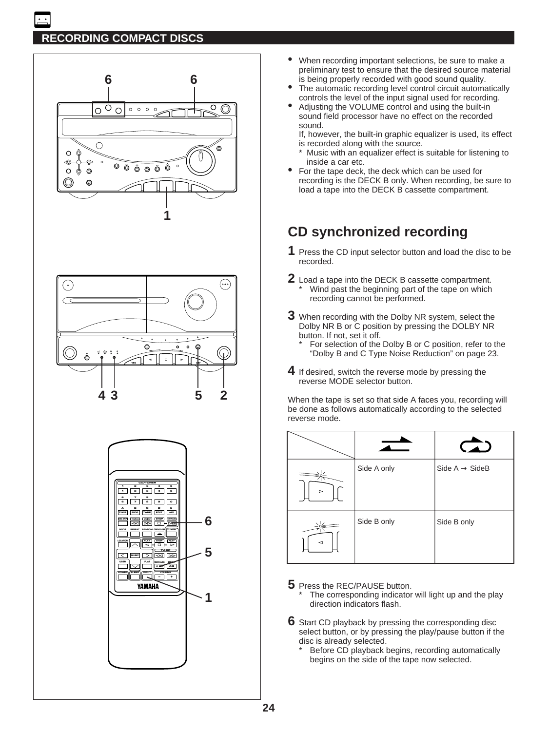## RECORDING COMPACT DISCS

- When recording important selections, be sure to make a preliminary test to ensure that the desired source material is being properly recorded with good sound quality.
- The automatic recording level control circuit automatically controls the level of the input signal used for recording.
- Adjusting the VOLUME control and using the built-in sound field processor have no effect on the recorded sound.
  If, however, the built-in graphic equalizer is used, its effect is recorded along with the source.
  * Music with an equalizer effect is suitable for listening to inside a car etc.
- For the tape deck, the deck which can be used for recording is the DECK B only. When recording, be sure to load a tape into the DECK B cassette compartment.

# CD synchronized recording

**1** Press the CD input selector button and load the disc to be recorded.

**2** Load a tape into the DECK B cassette compartment.
* Wind past the beginning part of the tape on which recording cannot be performed.

**3** When recording with the Dolby NR system, select the Dolby NR B or C position by pressing the DOLBY NR button. If not, set it off.
* For selection of the Dolby B or C position, refer to the "Dolby B and C Type Noise Reduction" on page 23.

**4** If desired, switch the reverse mode by pressing the reverse MODE selector button.

When the tape is set so that side A faces you, recording will be done as follows automatically according to the selected reverse mode.

| | ⇄ | ↻ |
|---|---|---|
| ▷ | Side A only | Side A → SideB |
| ◁ | Side B only | Side B only |

**5** Press the REC/PAUSE button.
* The corresponding indicator will light up and the play direction indicators flash.

**6** Start CD playback by pressing the corresponding disc select button, or by pressing the play/pause button if the disc is already selected.
* Before CD playback begins, recording automatically begins on the side of the tape now selected.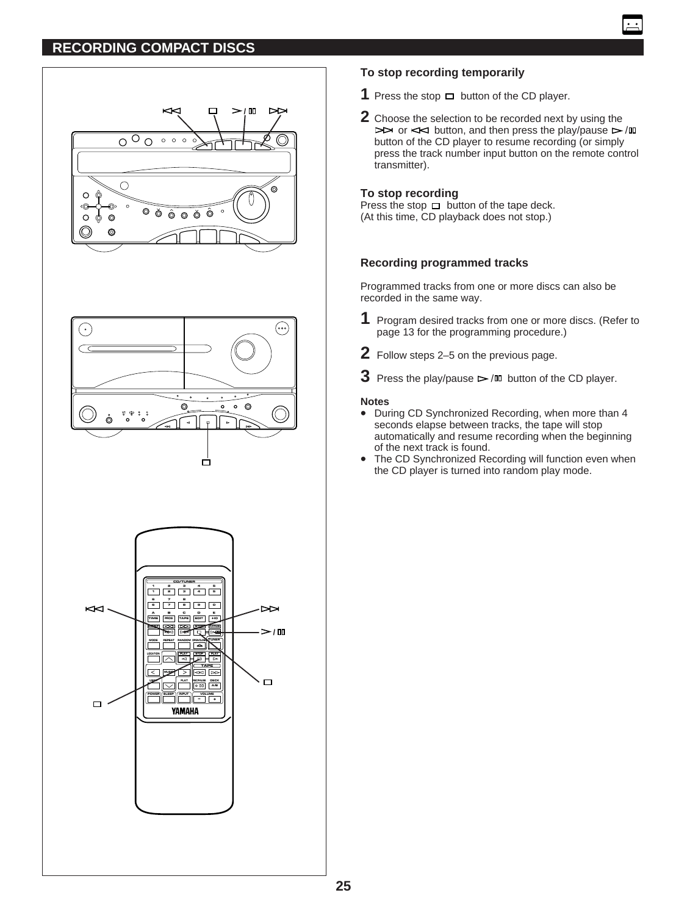## RECORDING COMPACT DISCS

### To stop recording temporarily

**1** Press the stop ☐ button of the CD player.

**2** Choose the selection to be recorded next by using the ⊳⊳| or |⊲⊲ button, and then press the play/pause ⊳/▯▯ button of the CD player to resume recording (or simply press the track number input button on the remote control transmitter).

### To stop recording

Press the stop ☐ button of the tape deck.
(At this time, CD playback does not stop.)

### Recording programmed tracks

Programmed tracks from one or more discs can also be recorded in the same way.

**1** Program desired tracks from one or more discs. (Refer to page 13 for the programming procedure.)

**2** Follow steps 2–5 on the previous page.

**3** Press the play/pause ⊳/▯▯ button of the CD player.

**Notes**

- During CD Synchronized Recording, when more than 4 seconds elapse between tracks, the tape will stop automatically and resume recording when the beginning of the next track is found.
- The CD Synchronized Recording will function even when the CD player is turned into random play mode.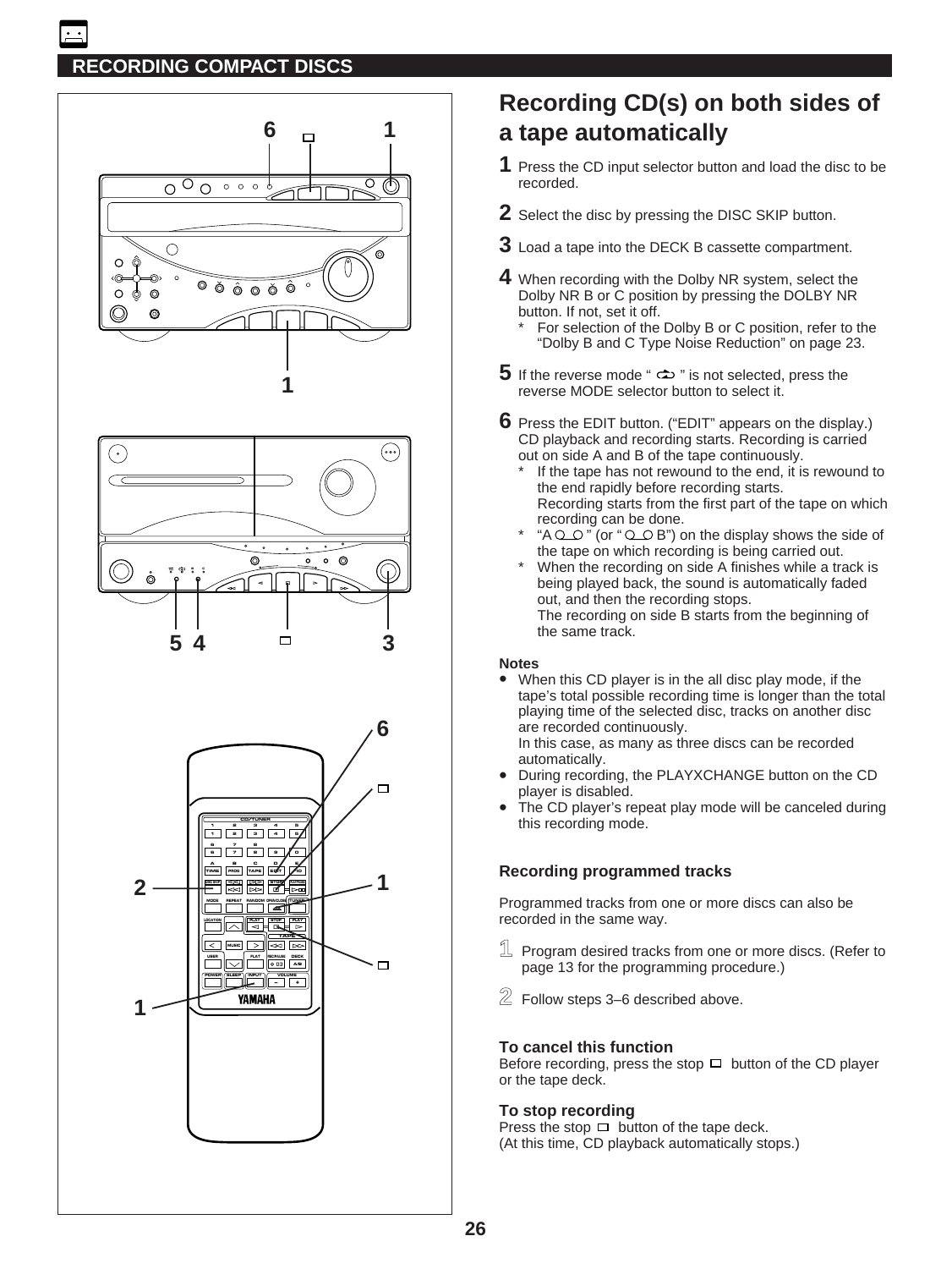## RECORDING COMPACT DISCS

# Recording CD(s) on both sides of a tape automatically

**1** Press the CD input selector button and load the disc to be recorded.

**2** Select the disc by pressing the DISC SKIP button.

**3** Load a tape into the DECK B cassette compartment.

**4** When recording with the Dolby NR system, select the Dolby NR B or C position by pressing the DOLBY NR button. If not, set it off.
- * For selection of the Dolby B or C position, refer to the "Dolby B and C Type Noise Reduction" on page 23.

**5** If the reverse mode " ⊂⊃ " is not selected, press the reverse MODE selector button to select it.

**6** Press the EDIT button. ("EDIT" appears on the display.) CD playback and recording starts. Recording is carried out on side A and B of the tape continuously.
- * If the tape has not rewound to the end, it is rewound to the end rapidly before recording starts. Recording starts from the first part of the tape on which recording can be done.
- * "A ○_○ " (or " ○_○ B") on the display shows the side of the tape on which recording is being carried out.
- * When the recording on side A finishes while a track is being played back, the sound is automatically faded out, and then the recording stops. The recording on side B starts from the beginning of the same track.

**Notes**
- When this CD player is in the all disc play mode, if the tape's total possible recording time is longer than the total playing time of the selected disc, tracks on another disc are recorded continuously. In this case, as many as three discs can be recorded automatically.
- During recording, the PLAYXCHANGE button on the CD player is disabled.
- The CD player's repeat play mode will be canceled during this recording mode.

### Recording programmed tracks

Programmed tracks from one or more discs can also be recorded in the same way.

1. Program desired tracks from one or more discs. (Refer to page 13 for the programming procedure.)
2. Follow steps 3–6 described above.

### To cancel this function

Before recording, press the stop □ button of the CD player or the tape deck.

### To stop recording

Press the stop □ button of the tape deck.
(At this time, CD playback automatically stops.)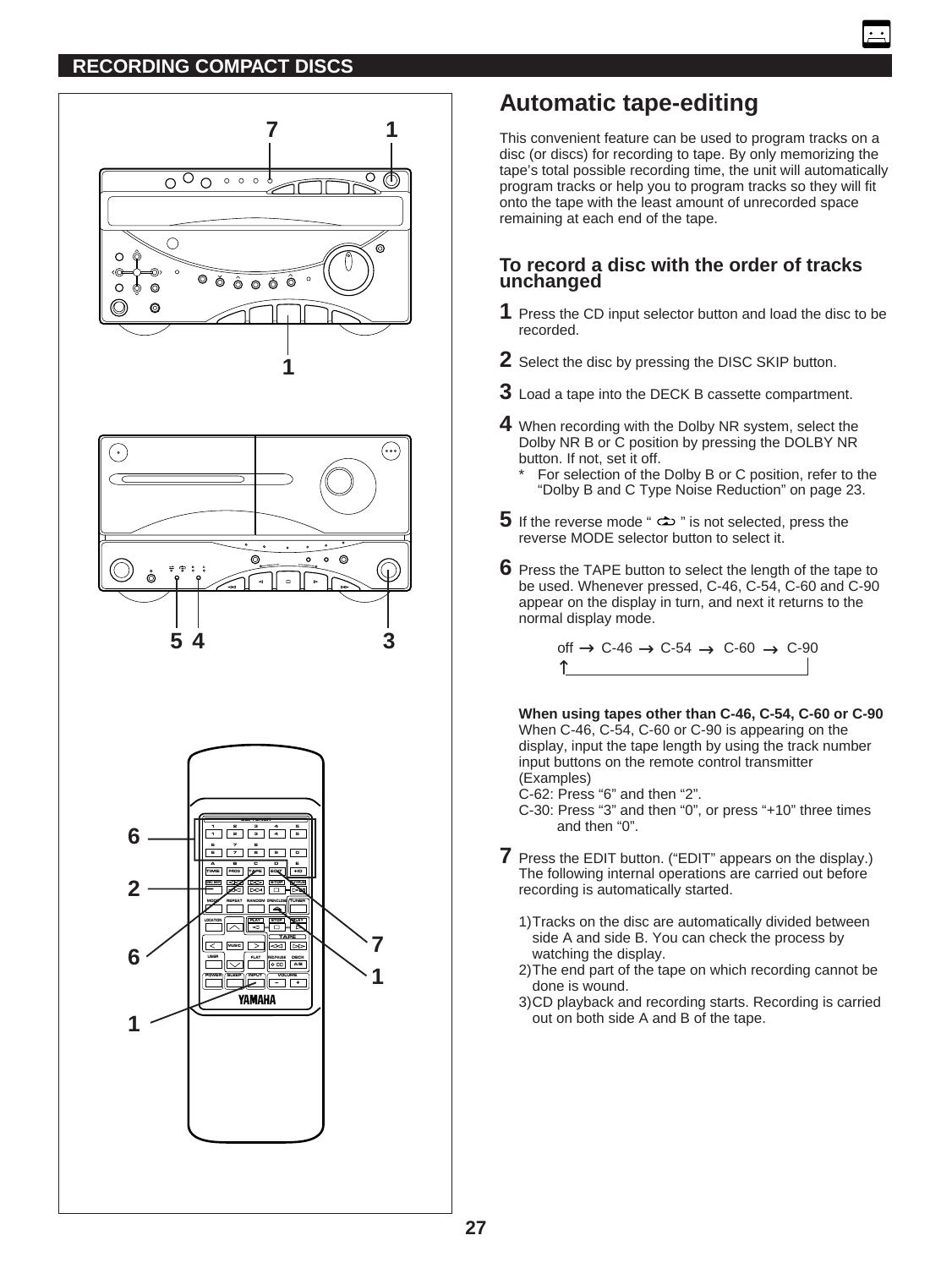## RECORDING COMPACT DISCS

# Automatic tape-editing

This convenient feature can be used to program tracks on a disc (or discs) for recording to tape. By only memorizing the tape's total possible recording time, the unit will automatically program tracks or help you to program tracks so they will fit onto the tape with the least amount of unrecorded space remaining at each end of the tape.

### To record a disc with the order of tracks unchanged

**1** Press the CD input selector button and load the disc to be recorded.

**2** Select the disc by pressing the DISC SKIP button.

**3** Load a tape into the DECK B cassette compartment.

**4** When recording with the Dolby NR system, select the Dolby NR B or C position by pressing the DOLBY NR button. If not, set it off.

\* For selection of the Dolby B or C position, refer to the "Dolby B and C Type Noise Reduction" on page 23.

**5** If the reverse mode " ⥀ " is not selected, press the reverse MODE selector button to select it.

**6** Press the TAPE button to select the length of the tape to be used. Whenever pressed, C-46, C-54, C-60 and C-90 appear on the display in turn, and next it returns to the normal display mode.

off → C-46 → C-54 → C-60 → C-90
↑_______________________________|

**When using tapes other than C-46, C-54, C-60 or C-90**
When C-46, C-54, C-60 or C-90 is appearing on the display, input the tape length by using the track number input buttons on the remote control transmitter
(Examples)
C-62: Press "6" and then "2".
C-30: Press "3" and then "0", or press "+10" three times and then "0".

**7** Press the EDIT button. ("EDIT" appears on the display.) The following internal operations are carried out before recording is automatically started.

1) Tracks on the disc are automatically divided between side A and side B. You can check the process by watching the display.
2) The end part of the tape on which recording cannot be done is wound.
3) CD playback and recording starts. Recording is carried out on both side A and B of the tape.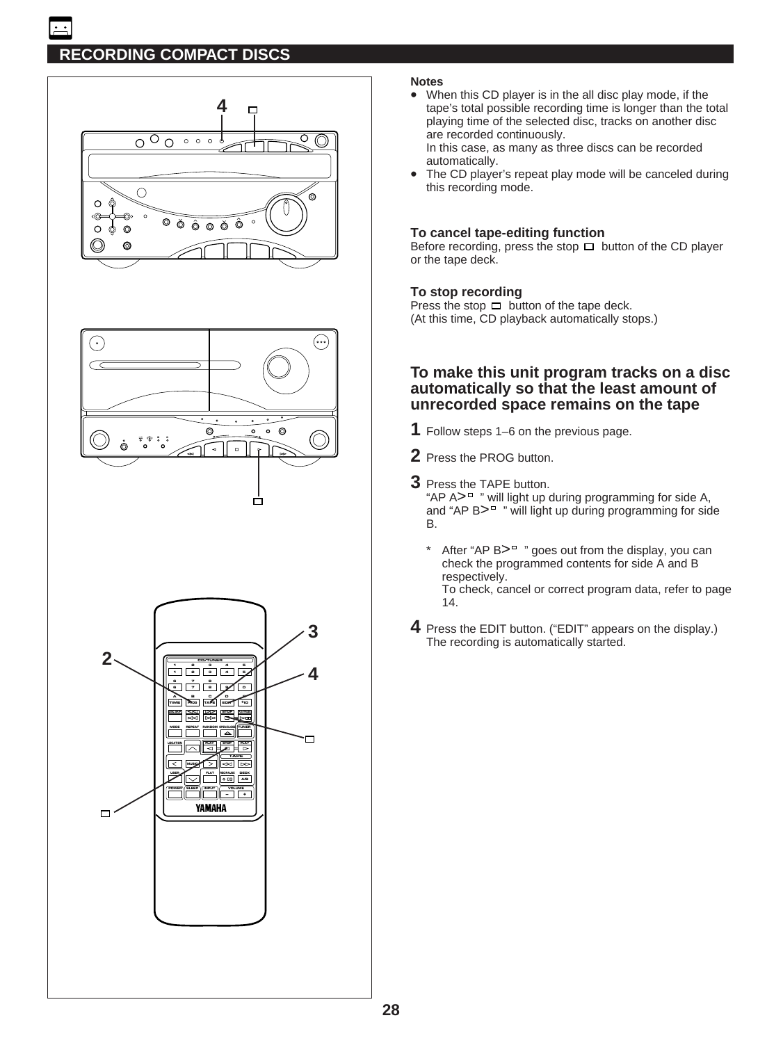## RECORDING COMPACT DISCS

**Notes**

- When this CD player is in the all disc play mode, if the tape's total possible recording time is longer than the total playing time of the selected disc, tracks on another disc are recorded continuously.
  In this case, as many as three discs can be recorded automatically.
- The CD player's repeat play mode will be canceled during this recording mode.

**To cancel tape-editing function**
Before recording, press the stop □ button of the CD player or the tape deck.

**To stop recording**
Press the stop □ button of the tape deck.
(At this time, CD playback automatically stops.)

### To make this unit program tracks on a disc automatically so that the least amount of unrecorded space remains on the tape

**1** Follow steps 1–6 on the previous page.

**2** Press the PROG button.

**3** Press the TAPE button.
"AP A>□ " will light up during programming for side A, and "AP B>□ " will light up during programming for side B.

\* After "AP B>□ " goes out from the display, you can check the programmed contents for side A and B respectively.
To check, cancel or correct program data, refer to page 14.

**4** Press the EDIT button. ("EDIT" appears on the display.)
The recording is automatically started.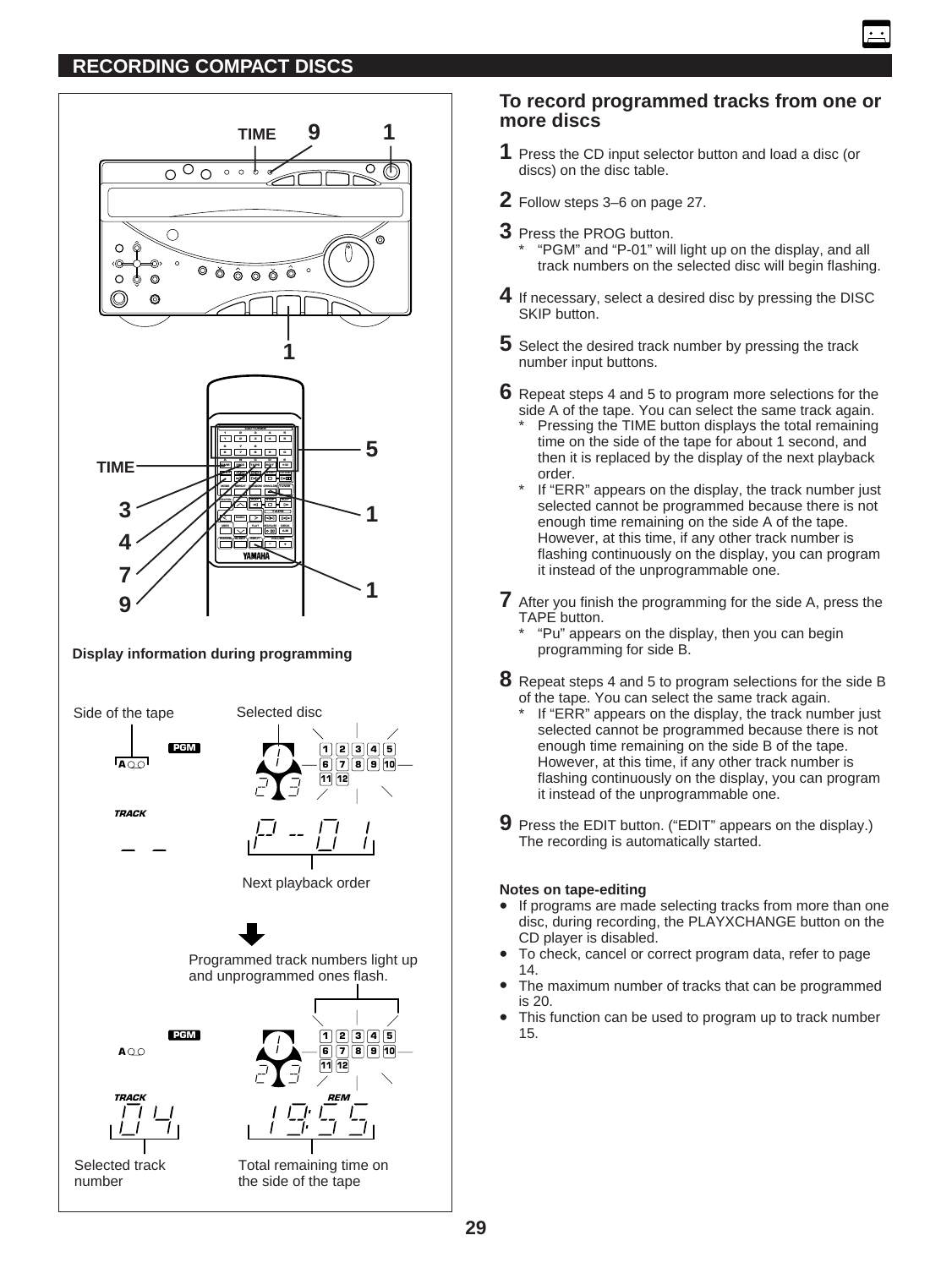## RECORDING COMPACT DISCS

TIME 9 1

1

TIME

3

4

7

9

5

1

1

**Display information during programming**

Side of the tape

Selected disc

Next playback order

Programmed track numbers light up and unprogrammed ones flash.

Selected track number

Total remaining time on the side of the tape

### To record programmed tracks from one or more discs

**1** Press the CD input selector button and load a disc (or discs) on the disc table.

**2** Follow steps 3–6 on page 27.

**3** Press the PROG button.
  * "PGM" and "P-01" will light up on the display, and all track numbers on the selected disc will begin flashing.

**4** If necessary, select a desired disc by pressing the DISC SKIP button.

**5** Select the desired track number by pressing the track number input buttons.

**6** Repeat steps 4 and 5 to program more selections for the side A of the tape. You can select the same track again.
  * Pressing the TIME button displays the total remaining time on the side of the tape for about 1 second, and then it is replaced by the display of the next playback order.
  * If "ERR" appears on the display, the track number just selected cannot be programmed because there is not enough time remaining on the side A of the tape. However, at this time, if any other track number is flashing continuously on the display, you can program it instead of the unprogrammable one.

**7** After you finish the programming for the side A, press the TAPE button.
  * "Pu" appears on the display, then you can begin programming for side B.

**8** Repeat steps 4 and 5 to program selections for the side B of the tape. You can select the same track again.
  * If "ERR" appears on the display, the track number just selected cannot be programmed because there is not enough time remaining on the side B of the tape. However, at this time, if any other track number is flashing continuously on the display, you can program it instead of the unprogrammable one.

**9** Press the EDIT button. ("EDIT" appears on the display.) The recording is automatically started.

**Notes on tape-editing**

- If programs are made selecting tracks from more than one disc, during recording, the PLAYXCHANGE button on the CD player is disabled.
- To check, cancel or correct program data, refer to page 14.
- The maximum number of tracks that can be programmed is 20.
- This function can be used to program up to track number 15.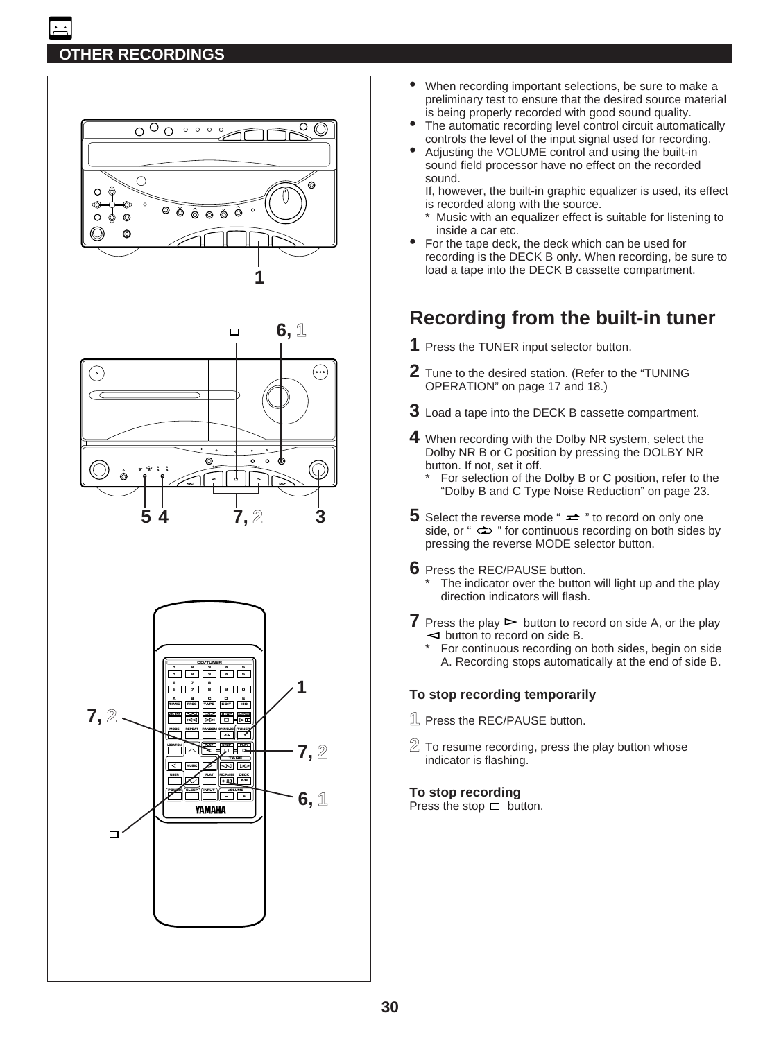## OTHER RECORDINGS

- When recording important selections, be sure to make a preliminary test to ensure that the desired source material is being properly recorded with good sound quality.
- The automatic recording level control circuit automatically controls the level of the input signal used for recording.
- Adjusting the VOLUME control and using the built-in sound field processor have no effect on the recorded sound.
  If, however, the built-in graphic equalizer is used, its effect is recorded along with the source.
  * Music with an equalizer effect is suitable for listening to inside a car etc.
- For the tape deck, the deck which can be used for recording is the DECK B only. When recording, be sure to load a tape into the DECK B cassette compartment.

# Recording from the built-in tuner

**1** Press the TUNER input selector button.

**2** Tune to the desired station. (Refer to the “TUNING OPERATION” on page 17 and 18.)

**3** Load a tape into the DECK B cassette compartment.

**4** When recording with the Dolby NR system, select the Dolby NR B or C position by pressing the DOLBY NR button. If not, set it off.
  * For selection of the Dolby B or C position, refer to the “Dolby B and C Type Noise Reduction” on page 23.

**5** Select the reverse mode “ ⇄ ” to record on only one side, or “ ⊂⊃ ” for continuous recording on both sides by pressing the reverse MODE selector button.

**6** Press the REC/PAUSE button.
  * The indicator over the button will light up and the play direction indicators will flash.

**7** Press the play ⊳ button to record on side A, or the play ⊲ button to record on side B.
  * For continuous recording on both sides, begin on side A. Recording stops automatically at the end of side B.

### To stop recording temporarily

**1** Press the REC/PAUSE button.

**2** To resume recording, press the play button whose indicator is flashing.

### To stop recording

Press the stop □ button.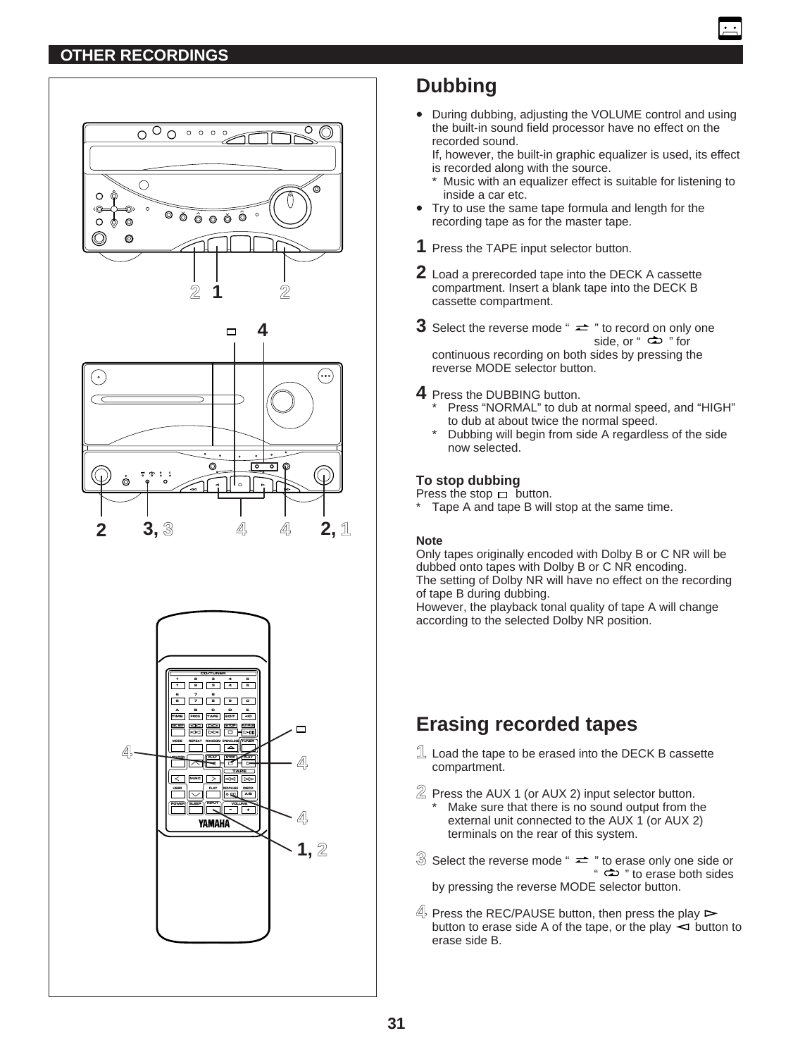## OTHER RECORDINGS

# Dubbing

- During dubbing, adjusting the VOLUME control and using the built-in sound field processor have no effect on the recorded sound.
  If, however, the built-in graphic equalizer is used, its effect is recorded along with the source.
  * Music with an equalizer effect is suitable for listening to inside a car etc.
- Try to use the same tape formula and length for the recording tape as for the master tape.

**1** Press the TAPE input selector button.

**2** Load a prerecorded tape into the DECK A cassette compartment. Insert a blank tape into the DECK B cassette compartment.

**3** Select the reverse mode " ⇄ " to record on only one side, or " ↻ " for continuous recording on both sides by pressing the reverse MODE selector button.

**4** Press the DUBBING button.
* Press "NORMAL" to dub at normal speed, and "HIGH" to dub at about twice the normal speed.
* Dubbing will begin from side A regardless of the side now selected.

### To stop dubbing

Press the stop □ button.
* Tape A and tape B will stop at the same time.

**Note**

Only tapes originally encoded with Dolby B or C NR will be dubbed onto tapes with Dolby B or C NR encoding.
The setting of Dolby NR will have no effect on the recording of tape B during dubbing.
However, the playback tonal quality of tape A will change according to the selected Dolby NR position.

# Erasing recorded tapes

**1** Load the tape to be erased into the DECK B cassette compartment.

**2** Press the AUX 1 (or AUX 2) input selector button.
* Make sure that there is no sound output from the external unit connected to the AUX 1 (or AUX 2) terminals on the rear of this system.

**3** Select the reverse mode " ⇄ " to erase only one side or " ↻ " to erase both sides by pressing the reverse MODE selector button.

**4** Press the REC/PAUSE button, then press the play ▷ button to erase side A of the tape, or the play ◁ button to erase side B.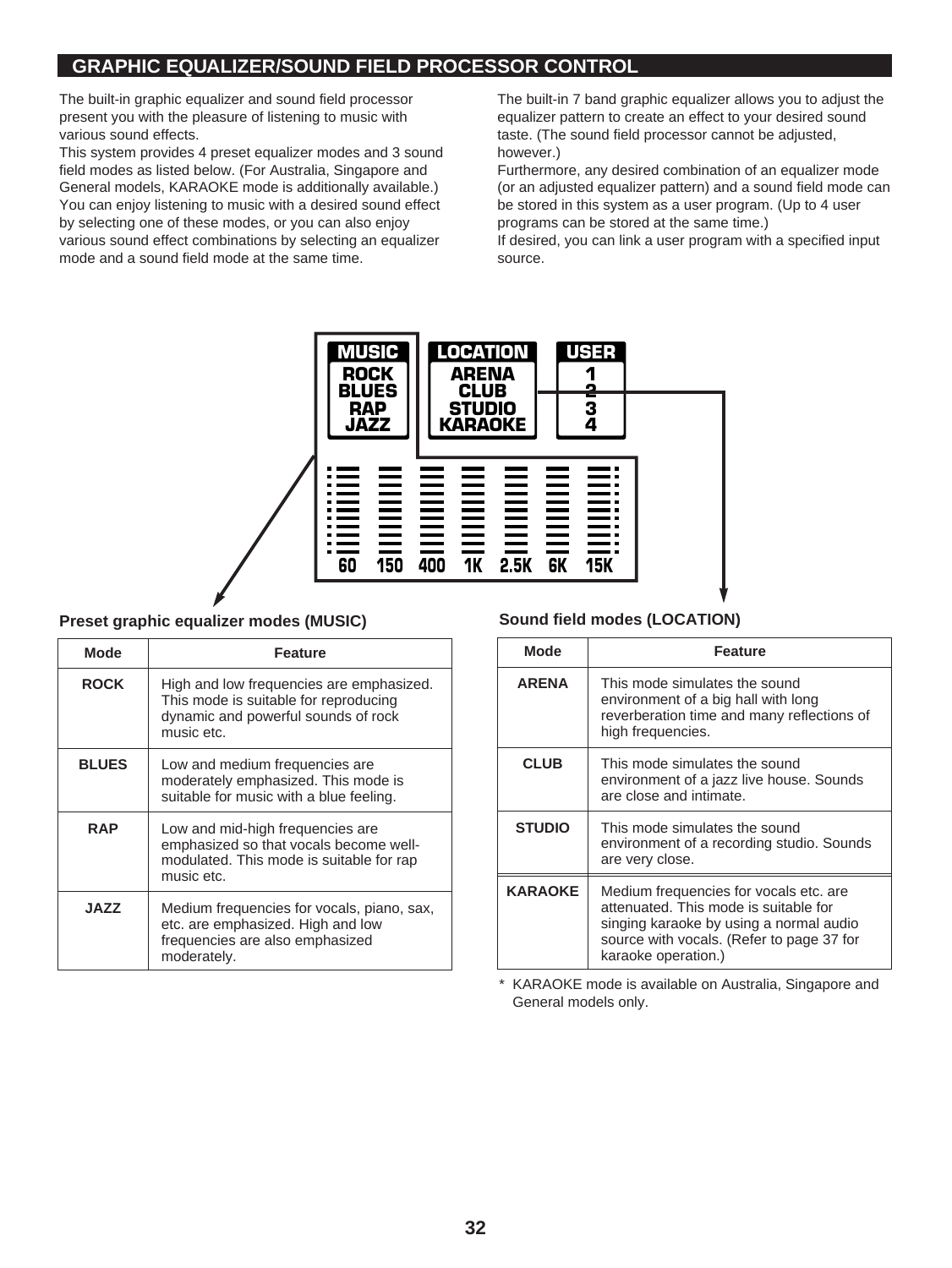## GRAPHIC EQUALIZER/SOUND FIELD PROCESSOR CONTROL

The built-in graphic equalizer and sound field processor present you with the pleasure of listening to music with various sound effects.

This system provides 4 preset equalizer modes and 3 sound field modes as listed below. (For Australia, Singapore and General models, KARAOKE mode is additionally available.) You can enjoy listening to music with a desired sound effect by selecting one of these modes, or you can also enjoy various sound effect combinations by selecting an equalizer mode and a sound field mode at the same time.

The built-in 7 band graphic equalizer allows you to adjust the equalizer pattern to create an effect to your desired sound taste. (The sound field processor cannot be adjusted, however.)

Furthermore, any desired combination of an equalizer mode (or an adjusted equalizer pattern) and a sound field mode can be stored in this system as a user program. (Up to 4 user programs can be stored at the same time.)

If desired, you can link a user program with a specified input source.

MUSIC: ROCK, BLUES, RAP, JAZZ
LOCATION: ARENA, CLUB, STUDIO, KARAOKE
USER: 1, 2, 3, 4

60 150 400 1K 2.5K 6K 15K

### Preset graphic equalizer modes (MUSIC)

| Mode | Feature |
|---|---|
| ROCK | High and low frequencies are emphasized. This mode is suitable for reproducing dynamic and powerful sounds of rock music etc. |
| BLUES | Low and medium frequencies are moderately emphasized. This mode is suitable for music with a blue feeling. |
| RAP | Low and mid-high frequencies are emphasized so that vocals become well-modulated. This mode is suitable for rap music etc. |
| JAZZ | Medium frequencies for vocals, piano, sax, etc. are emphasized. High and low frequencies are also emphasized moderately. |

### Sound field modes (LOCATION)

| Mode | Feature |
|---|---|
| ARENA | This mode simulates the sound environment of a big hall with long reverberation time and many reflections of high frequencies. |
| CLUB | This mode simulates the sound environment of a jazz live house. Sounds are close and intimate. |
| STUDIO | This mode simulates the sound environment of a recording studio. Sounds are very close. |
| KARAOKE | Medium frequencies for vocals etc. are attenuated. This mode is suitable for singing karaoke by using a normal audio source with vocals. (Refer to page 37 for karaoke operation.) |

\* KARAOKE mode is available on Australia, Singapore and General models only.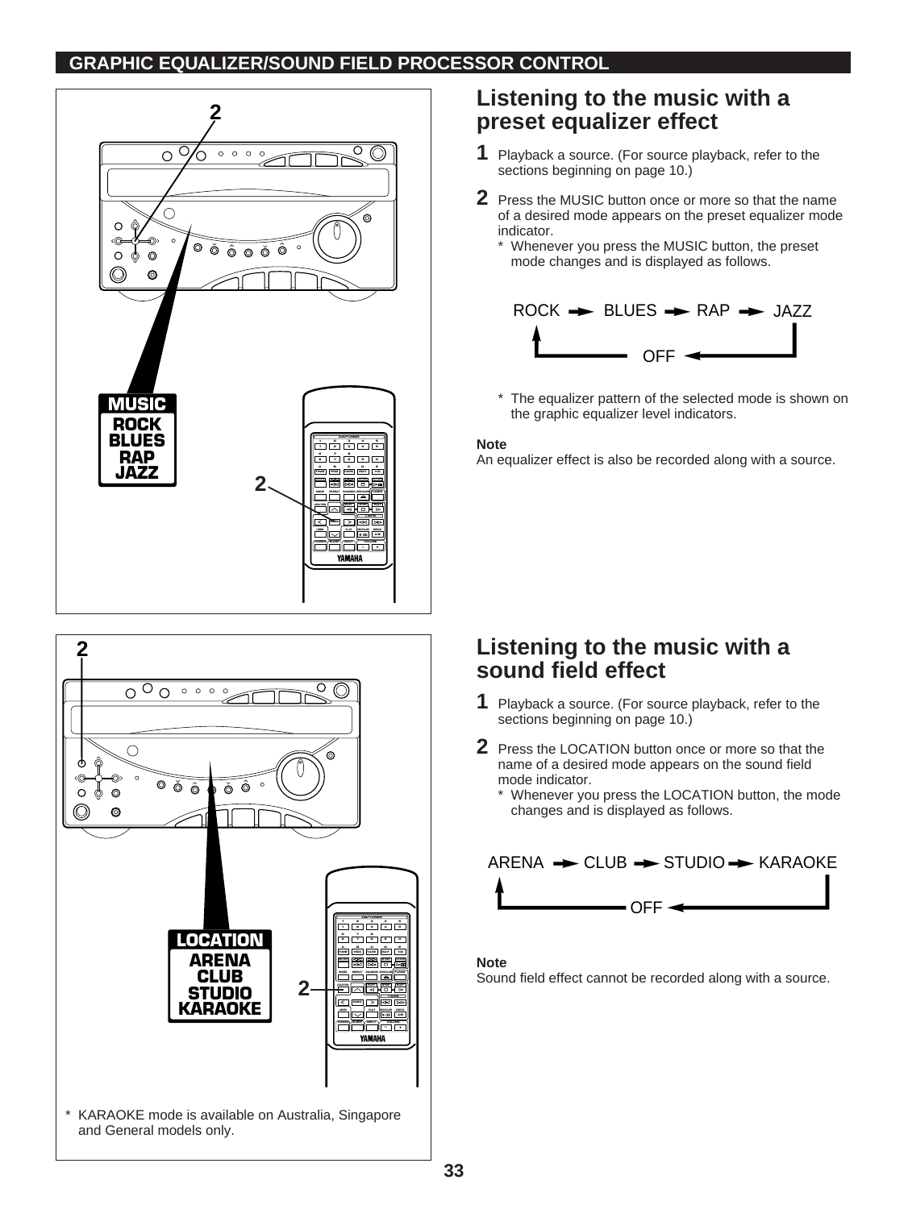## GRAPHIC EQUALIZER/SOUND FIELD PROCESSOR CONTROL

MUSIC
ROCK
BLUES
RAP
JAZZ

# Listening to the music with a preset equalizer effect

**1** Playback a source. (For source playback, refer to the sections beginning on page 10.)

**2** Press the MUSIC button once or more so that the name of a desired mode appears on the preset equalizer mode indicator.

\* Whenever you press the MUSIC button, the preset mode changes and is displayed as follows.

ROCK → BLUES → RAP → JAZZ → OFF → ROCK

\* The equalizer pattern of the selected mode is shown on the graphic equalizer level indicators.

**Note**
An equalizer effect is also be recorded along with a source.

LOCATION
ARENA
CLUB
STUDIO
KARAOKE

\* KARAOKE mode is available on Australia, Singapore and General models only.

# Listening to the music with a sound field effect

**1** Playback a source. (For source playback, refer to the sections beginning on page 10.)

**2** Press the LOCATION button once or more so that the name of a desired mode appears on the sound field mode indicator.

\* Whenever you press the LOCATION button, the mode changes and is displayed as follows.

ARENA → CLUB → STUDIO → KARAOKE → OFF → ARENA

**Note**
Sound field effect cannot be recorded along with a source.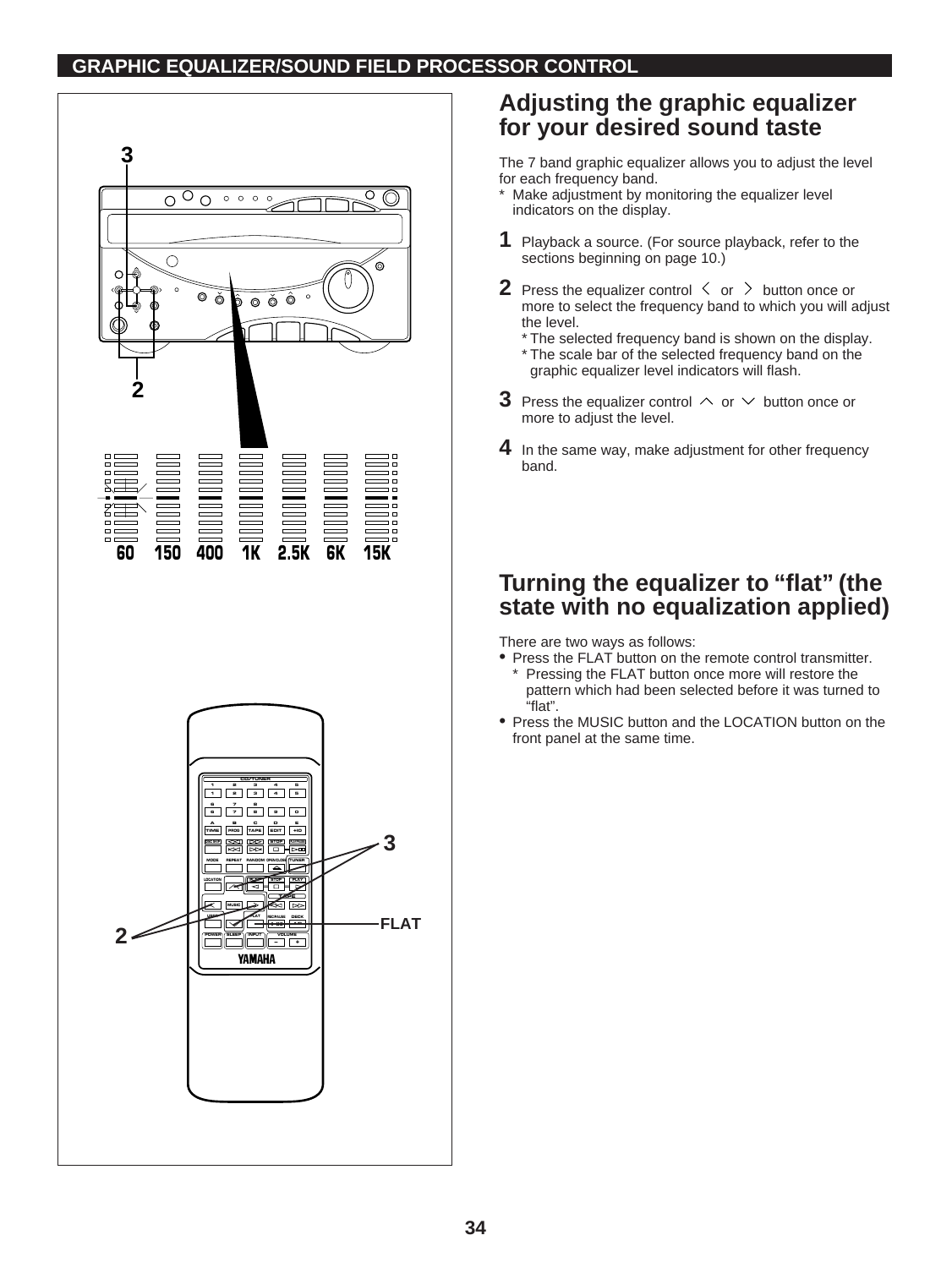## GRAPHIC EQUALIZER/SOUND FIELD PROCESSOR CONTROL

# Adjusting the graphic equalizer for your desired sound taste

The 7 band graphic equalizer allows you to adjust the level for each frequency band.

* Make adjustment by monitoring the equalizer level indicators on the display.

**1** Playback a source. (For source playback, refer to the sections beginning on page 10.)

**2** Press the equalizer control 〈 or 〉 button once or more to select the frequency band to which you will adjust the level.
* The selected frequency band is shown on the display.
* The scale bar of the selected frequency band on the graphic equalizer level indicators will flash.

**3** Press the equalizer control ︿ or ﹀ button once or more to adjust the level.

**4** In the same way, make adjustment for other frequency band.

# Turning the equalizer to "flat" (the state with no equalization applied)

There are two ways as follows:

- Press the FLAT button on the remote control transmitter.
  * Pressing the FLAT button once more will restore the pattern which had been selected before it was turned to "flat".
- Press the MUSIC button and the LOCATION button on the front panel at the same time.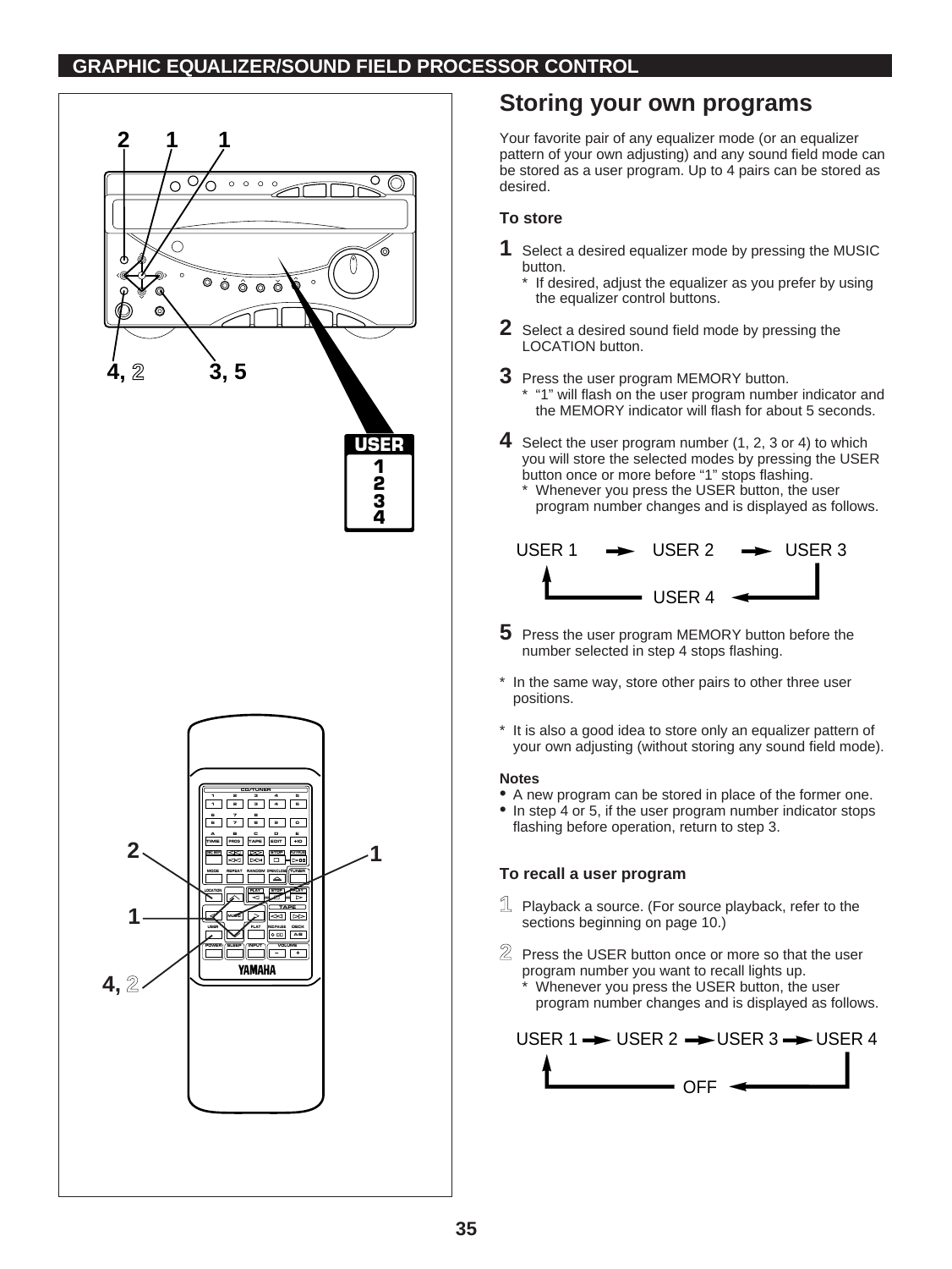## GRAPHIC EQUALIZER/SOUND FIELD PROCESSOR CONTROL

# Storing your own programs

Your favorite pair of any equalizer mode (or an equalizer pattern of your own adjusting) and any sound field mode can be stored as a user program. Up to 4 pairs can be stored as desired.

### To store

**1** Select a desired equalizer mode by pressing the MUSIC button.
 * If desired, adjust the equalizer as you prefer by using the equalizer control buttons.

**2** Select a desired sound field mode by pressing the LOCATION button.

**3** Press the user program MEMORY button.
 * "1" will flash on the user program number indicator and the MEMORY indicator will flash for about 5 seconds.

**4** Select the user program number (1, 2, 3 or 4) to which you will store the selected modes by pressing the USER button once or more before "1" stops flashing.
 * Whenever you press the USER button, the user program number changes and is displayed as follows.

USER 1 → USER 2 → USER 3 → USER 4 → USER 1

**5** Press the user program MEMORY button before the number selected in step 4 stops flashing.

* In the same way, store other pairs to other three user positions.

* It is also a good idea to store only an equalizer pattern of your own adjusting (without storing any sound field mode).

**Notes**
- A new program can be stored in place of the former one.
- In step 4 or 5, if the user program number indicator stops flashing before operation, return to step 3.

### To recall a user program

**1** Playback a source. (For source playback, refer to the sections beginning on page 10.)

**2** Press the USER button once or more so that the user program number you want to recall lights up.
 * Whenever you press the USER button, the user program number changes and is displayed as follows.

USER 1 → USER 2 → USER 3 → USER 4 → OFF → USER 1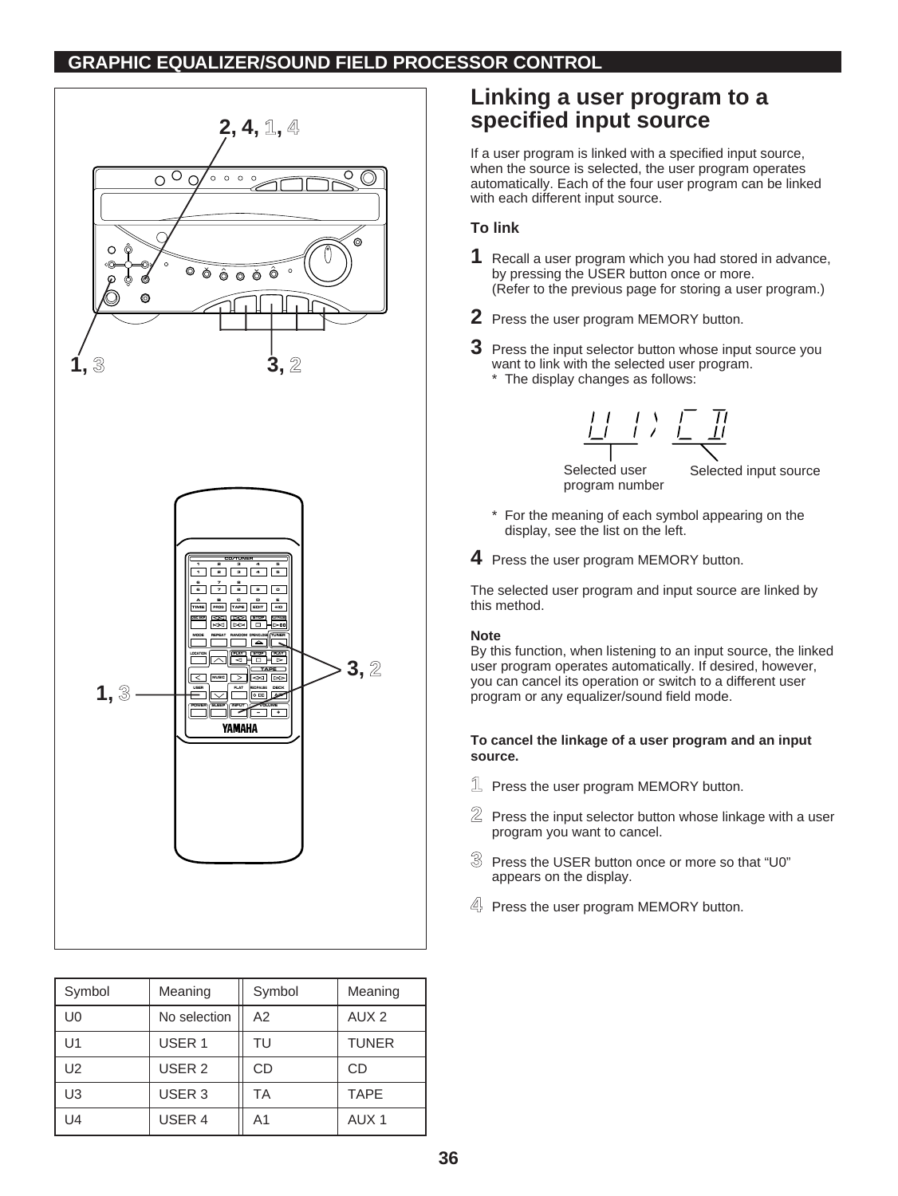## GRAPHIC EQUALIZER/SOUND FIELD PROCESSOR CONTROL

| Symbol | Meaning | Symbol | Meaning |
|---|---|---|---|
| U0 | No selection | A2 | AUX 2 |
| U1 | USER 1 | TU | TUNER |
| U2 | USER 2 | CD | CD |
| U3 | USER 3 | TA | TAPE |
| U4 | USER 4 | A1 | AUX 1 |

# Linking a user program to a specified input source

If a user program is linked with a specified input source, when the source is selected, the user program operates automatically. Each of the four user program can be linked with each different input source.

### To link

**1** Recall a user program which you had stored in advance, by pressing the USER button once or more.
(Refer to the previous page for storing a user program.)

**2** Press the user program MEMORY button.

**3** Press the input selector button whose input source you want to link with the selected user program.
\* The display changes as follows:

U 1 > CD

Selected user program number — Selected input source

\* For the meaning of each symbol appearing on the display, see the list on the left.

**4** Press the user program MEMORY button.

The selected user program and input source are linked by this method.

**Note**
By this function, when listening to an input source, the linked user program operates automatically. If desired, however, you can cancel its operation or switch to a different user program or any equalizer/sound field mode.

### To cancel the linkage of a user program and an input source.

**1** Press the user program MEMORY button.

**2** Press the input selector button whose linkage with a user program you want to cancel.

**3** Press the USER button once or more so that "U0" appears on the display.

**4** Press the user program MEMORY button.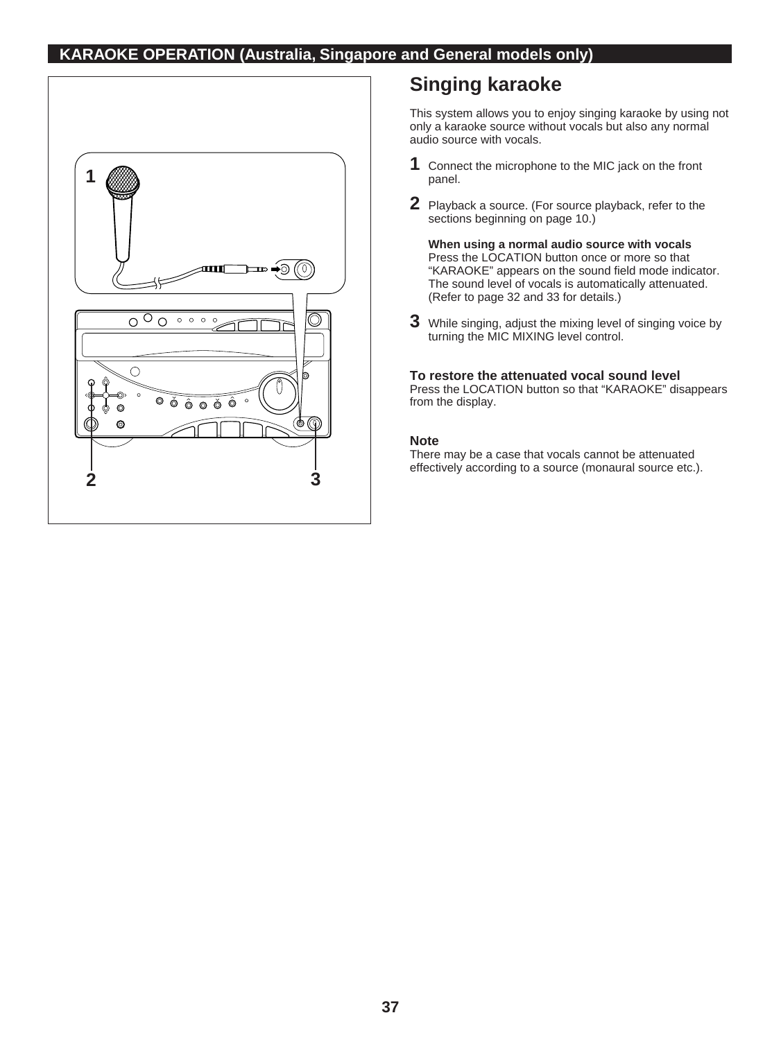# KARAOKE OPERATION (Australia, Singapore and General models only)

## Singing karaoke

This system allows you to enjoy singing karaoke by using not only a karaoke source without vocals but also any normal audio source with vocals.

**1** Connect the microphone to the MIC jack on the front panel.

**2** Playback a source. (For source playback, refer to the sections beginning on page 10.)

**When using a normal audio source with vocals**
Press the LOCATION button once or more so that "KARAOKE" appears on the sound field mode indicator. The sound level of vocals is automatically attenuated. (Refer to page 32 and 33 for details.)

**3** While singing, adjust the mixing level of singing voice by turning the MIC MIXING level control.

### To restore the attenuated vocal sound level

Press the LOCATION button so that "KARAOKE" disappears from the display.

### Note

There may be a case that vocals cannot be attenuated effectively according to a source (monaural source etc.).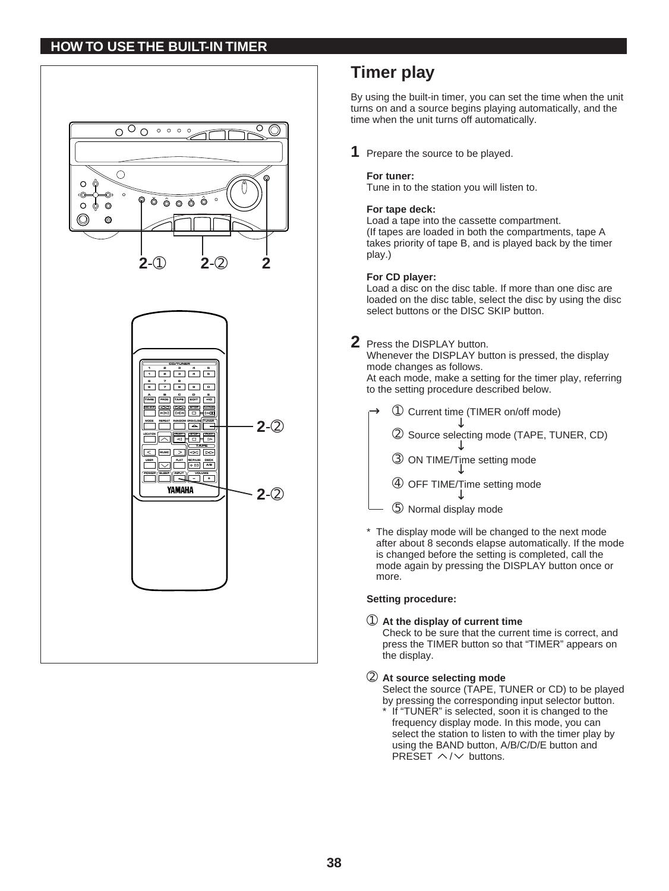## HOW TO USE THE BUILT-IN TIMER

2-① 2-② 2

2-②

2-②

# Timer play

By using the built-in timer, you can set the time when the unit turns on and a source begins playing automatically, and the time when the unit turns off automatically.

**1** Prepare the source to be played.

**For tuner:**
Tune in to the station you will listen to.

**For tape deck:**
Load a tape into the cassette compartment.
(If tapes are loaded in both the compartments, tape A takes priority of tape B, and is played back by the timer play.)

**For CD player:**
Load a disc on the disc table. If more than one disc are loaded on the disc table, select the disc by using the disc select buttons or the DISC SKIP button.

**2** Press the DISPLAY button.
Whenever the DISPLAY button is pressed, the display mode changes as follows.
At each mode, make a setting for the timer play, referring to the setting procedure described below.

→ ① Current time (TIMER on/off mode)
↓
② Source selecting mode (TAPE, TUNER, CD)
↓
③ ON TIME/Time setting mode
↓
④ OFF TIME/Time setting mode
↓
⑤ Normal display mode

\* The display mode will be changed to the next mode after about 8 seconds elapse automatically. If the mode is changed before the setting is completed, call the mode again by pressing the DISPLAY button once or more.

**Setting procedure:**

① **At the display of current time**
Check to be sure that the current time is correct, and press the TIMER button so that "TIMER" appears on the display.

② **At source selecting mode**
Select the source (TAPE, TUNER or CD) to be played by pressing the corresponding input selector button.
\* If "TUNER" is selected, soon it is changed to the frequency display mode. In this mode, you can select the station to listen to with the timer play by using the BAND button, A/B/C/D/E button and PRESET ∧/∨ buttons.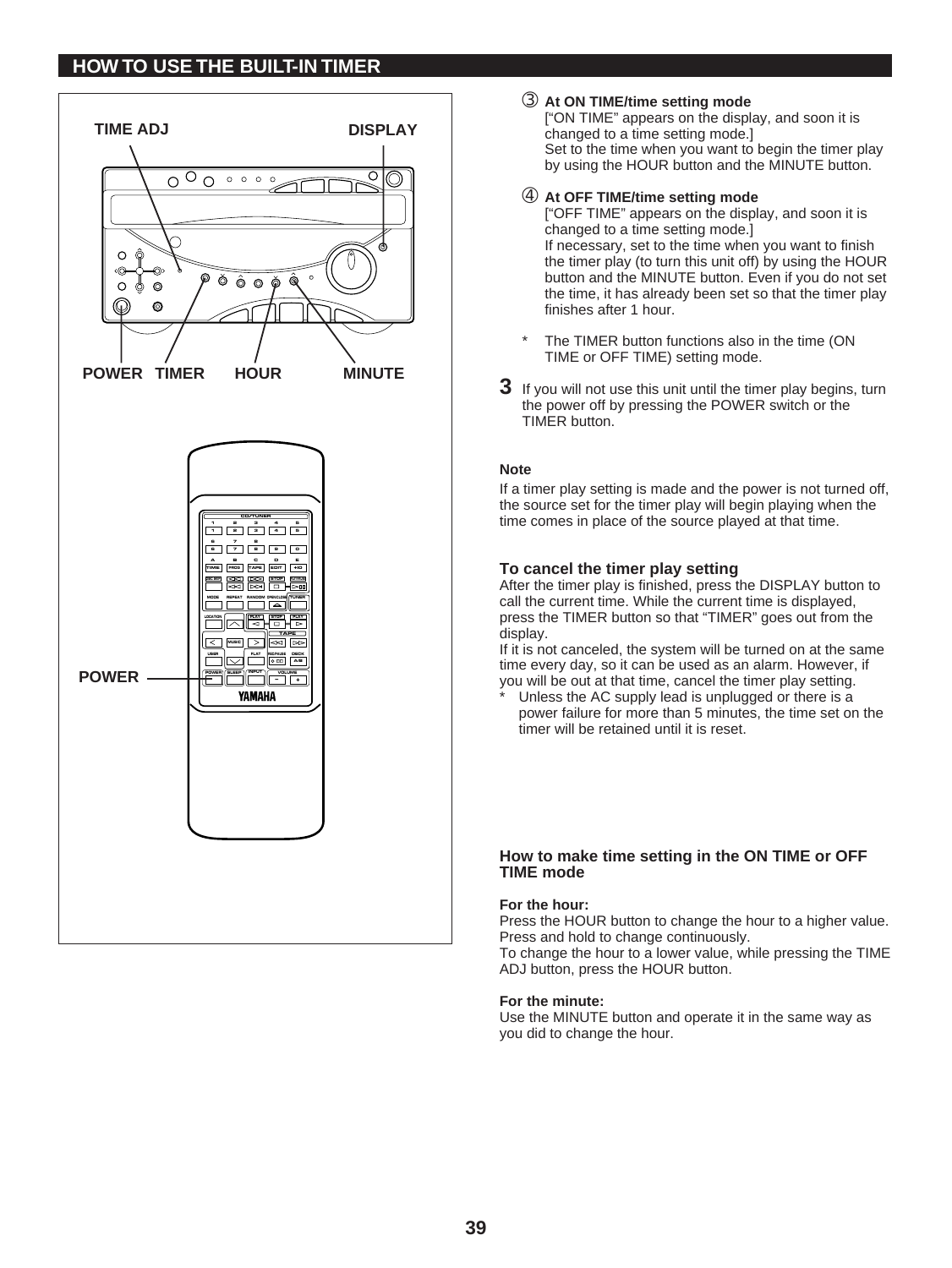## HOW TO USE THE BUILT-IN TIMER

TIME ADJ DISPLAY

POWER TIMER HOUR MINUTE

POWER

③ **At ON TIME/time setting mode**
["ON TIME" appears on the display, and soon it is changed to a time setting mode.]
Set to the time when you want to begin the timer play by using the HOUR button and the MINUTE button.

④ **At OFF TIME/time setting mode**
["OFF TIME" appears on the display, and soon it is changed to a time setting mode.]
If necessary, set to the time when you want to finish the timer play (to turn this unit off) by using the HOUR button and the MINUTE button. Even if you do not set the time, it has already been set so that the timer play finishes after 1 hour.

\* The TIMER button functions also in the time (ON TIME or OFF TIME) setting mode.

**3** If you will not use this unit until the timer play begins, turn the power off by pressing the POWER switch or the TIMER button.

**Note**

If a timer play setting is made and the power is not turned off, the source set for the timer play will begin playing when the time comes in place of the source played at that time.

### To cancel the timer play setting

After the timer play is finished, press the DISPLAY button to call the current time. While the current time is displayed, press the TIMER button so that "TIMER" goes out from the display.
If it is not canceled, the system will be turned on at the same time every day, so it can be used as an alarm. However, if you will be out at that time, cancel the timer play setting.

\* Unless the AC supply lead is unplugged or there is a power failure for more than 5 minutes, the time set on the timer will be retained until it is reset.

### How to make time setting in the ON TIME or OFF TIME mode

**For the hour:**
Press the HOUR button to change the hour to a higher value. Press and hold to change continuously.
To change the hour to a lower value, while pressing the TIME ADJ button, press the HOUR button.

**For the minute:**
Use the MINUTE button and operate it in the same way as you did to change the hour.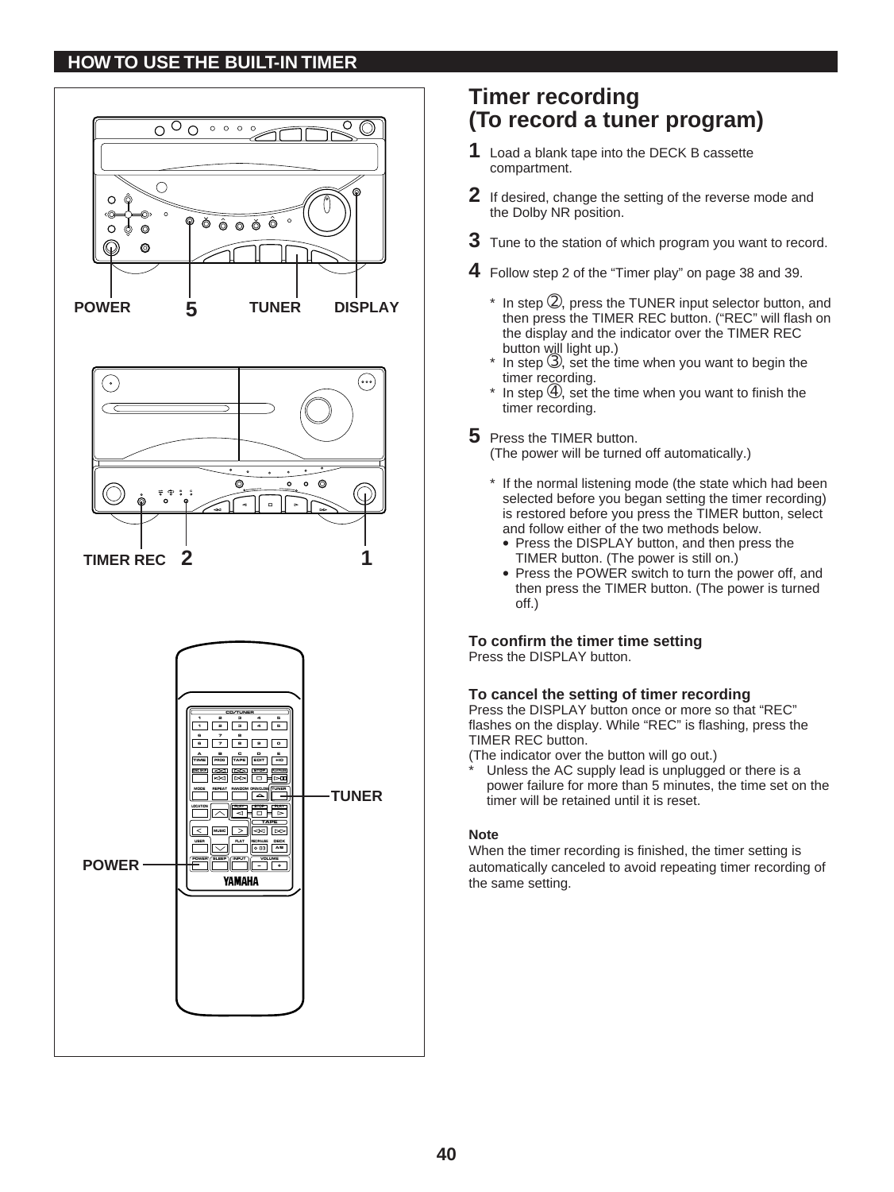## HOW TO USE THE BUILT-IN TIMER

POWER 5 TUNER DISPLAY

TIMER REC 2 1

TUNER

POWER

# Timer recording (To record a tuner program)

**1** Load a blank tape into the DECK B cassette compartment.

**2** If desired, change the setting of the reverse mode and the Dolby NR position.

**3** Tune to the station of which program you want to record.

**4** Follow step 2 of the "Timer play" on page 38 and 39.

- * In step ②, press the TUNER input selector button, and then press the TIMER REC button. ("REC" will flash on the display and the indicator over the TIMER REC button will light up.)
- * In step ③, set the time when you want to begin the timer recording.
- * In step ④, set the time when you want to finish the timer recording.

**5** Press the TIMER button.
(The power will be turned off automatically.)

- * If the normal listening mode (the state which had been selected before you began setting the timer recording) is restored before you press the TIMER button, select and follow either of the two methods below.
  - Press the DISPLAY button, and then press the TIMER button. (The power is still on.)
  - Press the POWER switch to turn the power off, and then press the TIMER button. (The power is turned off.)

**To confirm the timer time setting**
Press the DISPLAY button.

**To cancel the setting of timer recording**
Press the DISPLAY button once or more so that "REC" flashes on the display. While "REC" is flashing, press the TIMER REC button.
(The indicator over the button will go out.)

* Unless the AC supply lead is unplugged or there is a power failure for more than 5 minutes, the time set on the timer will be retained until it is reset.

**Note**
When the timer recording is finished, the timer setting is automatically canceled to avoid repeating timer recording of the same setting.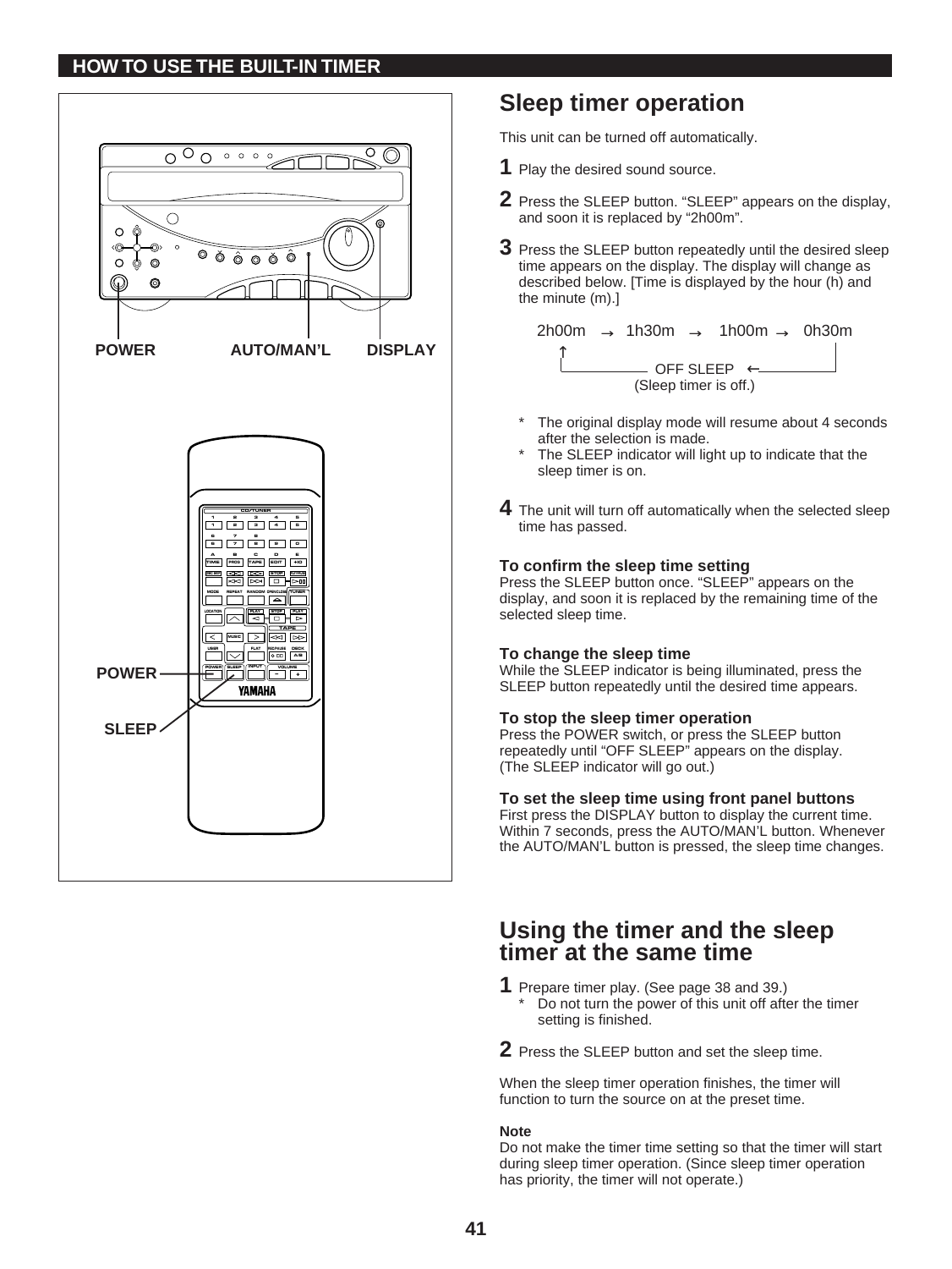## HOW TO USE THE BUILT-IN TIMER

POWER AUTO/MAN'L DISPLAY

POWER

SLEEP

# Sleep timer operation

This unit can be turned off automatically.

**1** Play the desired sound source.

**2** Press the SLEEP button. "SLEEP" appears on the display, and soon it is replaced by "2h00m".

**3** Press the SLEEP button repeatedly until the desired sleep time appears on the display. The display will change as described below. [Time is displayed by the hour (h) and the minute (m).]

2h00m → 1h30m → 1h00m → 0h30m → OFF SLEEP (Sleep timer is off.) → 2h00m

\* The original display mode will resume about 4 seconds after the selection is made.
\* The SLEEP indicator will light up to indicate that the sleep timer is on.

**4** The unit will turn off automatically when the selected sleep time has passed.

### To confirm the sleep time setting

Press the SLEEP button once. "SLEEP" appears on the display, and soon it is replaced by the remaining time of the selected sleep time.

### To change the sleep time

While the SLEEP indicator is being illuminated, press the SLEEP button repeatedly until the desired time appears.

### To stop the sleep timer operation

Press the POWER switch, or press the SLEEP button repeatedly until "OFF SLEEP" appears on the display. (The SLEEP indicator will go out.)

### To set the sleep time using front panel buttons

First press the DISPLAY button to display the current time. Within 7 seconds, press the AUTO/MAN'L button. Whenever the AUTO/MAN'L button is pressed, the sleep time changes.

# Using the timer and the sleep timer at the same time

**1** Prepare timer play. (See page 38 and 39.)
\* Do not turn the power of this unit off after the timer setting is finished.

**2** Press the SLEEP button and set the sleep time.

When the sleep timer operation finishes, the timer will function to turn the source on at the preset time.

**Note**
Do not make the timer time setting so that the timer will start during sleep timer operation. (Since sleep timer operation has priority, the timer will not operate.)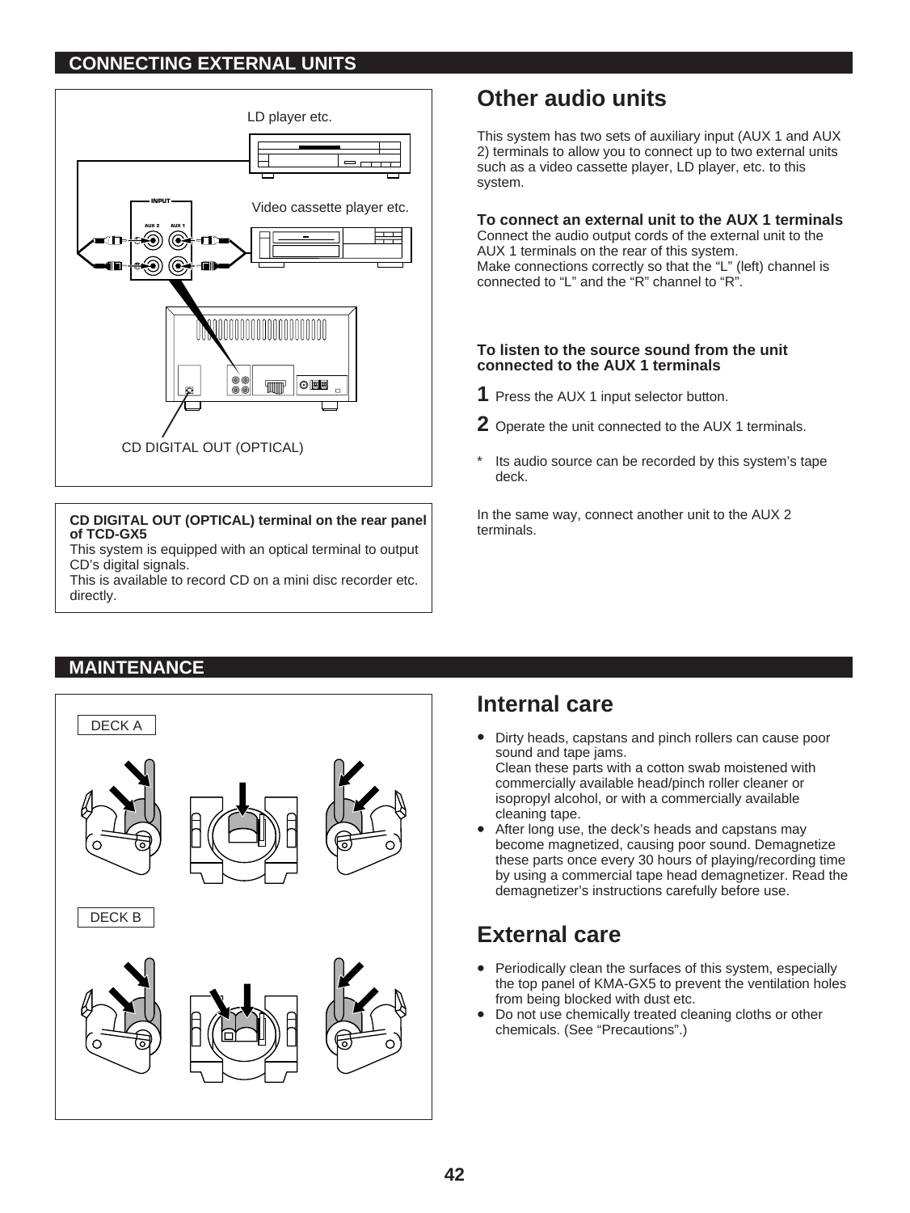## CONNECTING EXTERNAL UNITS

LD player etc.

Video cassette player etc.

CD DIGITAL OUT (OPTICAL)

**CD DIGITAL OUT (OPTICAL) terminal on the rear panel of TCD-GX5**
This system is equipped with an optical terminal to output CD's digital signals.
This is available to record CD on a mini disc recorder etc. directly.

# Other audio units

This system has two sets of auxiliary input (AUX 1 and AUX 2) terminals to allow you to connect up to two external units such as a video cassette player, LD player, etc. to this system.

**To connect an external unit to the AUX 1 terminals**
Connect the audio output cords of the external unit to the AUX 1 terminals on the rear of this system.
Make connections correctly so that the "L" (left) channel is connected to "L" and the "R" channel to "R".

**To listen to the source sound from the unit connected to the AUX 1 terminals**

1. Press the AUX 1 input selector button.
2. Operate the unit connected to the AUX 1 terminals.

\* Its audio source can be recorded by this system's tape deck.

In the same way, connect another unit to the AUX 2 terminals.

## MAINTENANCE

DECK A

DECK B

# Internal care

- Dirty heads, capstans and pinch rollers can cause poor sound and tape jams.
  Clean these parts with a cotton swab moistened with commercially available head/pinch roller cleaner or isopropyl alcohol, or with a commercially available cleaning tape.
- After long use, the deck's heads and capstans may become magnetized, causing poor sound. Demagnetize these parts once every 30 hours of playing/recording time by using a commercial tape head demagnetizer. Read the demagnetizer's instructions carefully before use.

# External care

- Periodically clean the surfaces of this system, especially the top panel of KMA-GX5 to prevent the ventilation holes from being blocked with dust etc.
- Do not use chemically treated cleaning cloths or other chemicals. (See "Precautions".)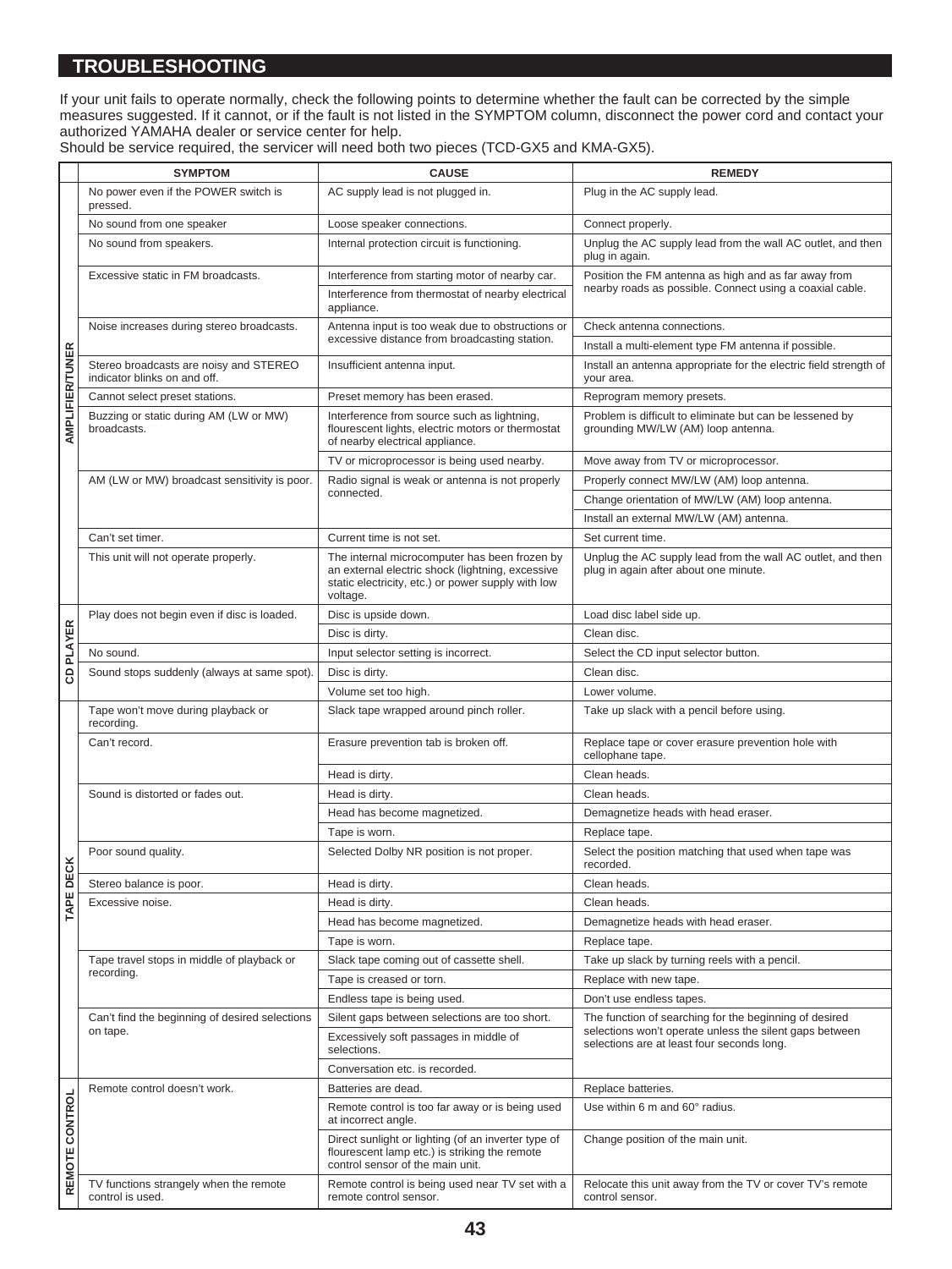## TROUBLESHOOTING

If your unit fails to operate normally, check the following points to determine whether the fault can be corrected by the simple measures suggested. If it cannot, or if the fault is not listed in the SYMPTOM column, disconnect the power cord and contact your authorized YAMAHA dealer or service center for help.
Should be service required, the servicer will need both two pieces (TCD-GX5 and KMA-GX5).

| | SYMPTOM | CAUSE | REMEDY |
|---|---|---|---|
| AMPLIFIER/TUNER | No power even if the POWER switch is pressed. | AC supply lead is not plugged in. | Plug in the AC supply lead. |
| | No sound from one speaker | Loose speaker connections. | Connect properly. |
| | No sound from speakers. | Internal protection circuit is functioning. | Unplug the AC supply lead from the wall AC outlet, and then plug in again. |
| | Excessive static in FM broadcasts. | Interference from starting motor of nearby car. | Position the FM antenna as high and as far away from nearby roads as possible. Connect using a coaxial cable. |
| | | Interference from thermostat of nearby electrical appliance. | |
| | Noise increases during stereo broadcasts. | Antenna input is too weak due to obstructions or excessive distance from broadcasting station. | Check antenna connections. |
| | | | Install a multi-element type FM antenna if possible. |
| | Stereo broadcasts are noisy and STEREO indicator blinks on and off. | Insufficient antenna input. | Install an antenna appropriate for the electric field strength of your area. |
| | Cannot select preset stations. | Preset memory has been erased. | Reprogram memory presets. |
| | Buzzing or static during AM (LW or MW) broadcasts. | Interference from source such as lightning, flourescent lights, electric motors or thermostat of nearby electrical appliance. | Problem is difficult to eliminate but can be lessened by grounding MW/LW (AM) loop antenna. |
| | | TV or microprocessor is being used nearby. | Move away from TV or microprocessor. |
| | AM (LW or MW) broadcast sensitivity is poor. | Radio signal is weak or antenna is not properly connected. | Properly connect MW/LW (AM) loop antenna. |
| | | | Change orientation of MW/LW (AM) loop antenna. |
| | | | Install an external MW/LW (AM) antenna. |
| | Can't set timer. | Current time is not set. | Set current time. |
| | This unit will not operate properly. | The internal microcomputer has been frozen by an external electric shock (lightning, excessive static electricity, etc.) or power supply with low voltage. | Unplug the AC supply lead from the wall AC outlet, and then plug in again after about one minute. |
| CD PLAYER | Play does not begin even if disc is loaded. | Disc is upside down. | Load disc label side up. |
| | | Disc is dirty. | Clean disc. |
| | No sound. | Input selector setting is incorrect. | Select the CD input selector button. |
| | Sound stops suddenly (always at same spot). | Disc is dirty. | Clean disc. |
| | | Volume set too high. | Lower volume. |
| TAPE DECK | Tape won't move during playback or recording. | Slack tape wrapped around pinch roller. | Take up slack with a pencil before using. |
| | Can't record. | Erasure prevention tab is broken off. | Replace tape or cover erasure prevention hole with cellophane tape. |
| | | Head is dirty. | Clean heads. |
| | Sound is distorted or fades out. | Head is dirty. | Clean heads. |
| | | Head has become magnetized. | Demagnetize heads with head eraser. |
| | | Tape is worn. | Replace tape. |
| | Poor sound quality. | Selected Dolby NR position is not proper. | Select the position matching that used when tape was recorded. |
| | Stereo balance is poor. | Head is dirty. | Clean heads. |
| | Excessive noise. | Head is dirty. | Clean heads. |
| | | Head has become magnetized. | Demagnetize heads with head eraser. |
| | | Tape is worn. | Replace tape. |
| | Tape travel stops in middle of playback or recording. | Slack tape coming out of cassette shell. | Take up slack by turning reels with a pencil. |
| | | Tape is creased or torn. | Replace with new tape. |
| | | Endless tape is being used. | Don't use endless tapes. |
| | Can't find the beginning of desired selections on tape. | Silent gaps between selections are too short. | The function of searching for the beginning of desired selections won't operate unless the silent gaps between selections are at least four seconds long. |
| | | Excessively soft passages in middle of selections. | |
| | | Conversation etc. is recorded. | |
| REMOTE CONTROL | Remote control doesn't work. | Batteries are dead. | Replace batteries. |
| | | Remote control is too far away or is being used at incorrect angle. | Use within 6 m and 60° radius. |
| | | Direct sunlight or lighting (of an inverter type of flourescent lamp etc.) is striking the remote control sensor of the main unit. | Change position of the main unit. |
| | TV functions strangely when the remote control is used. | Remote control is being used near TV set with a remote control sensor. | Relocate this unit away from the TV or cover TV's remote control sensor. |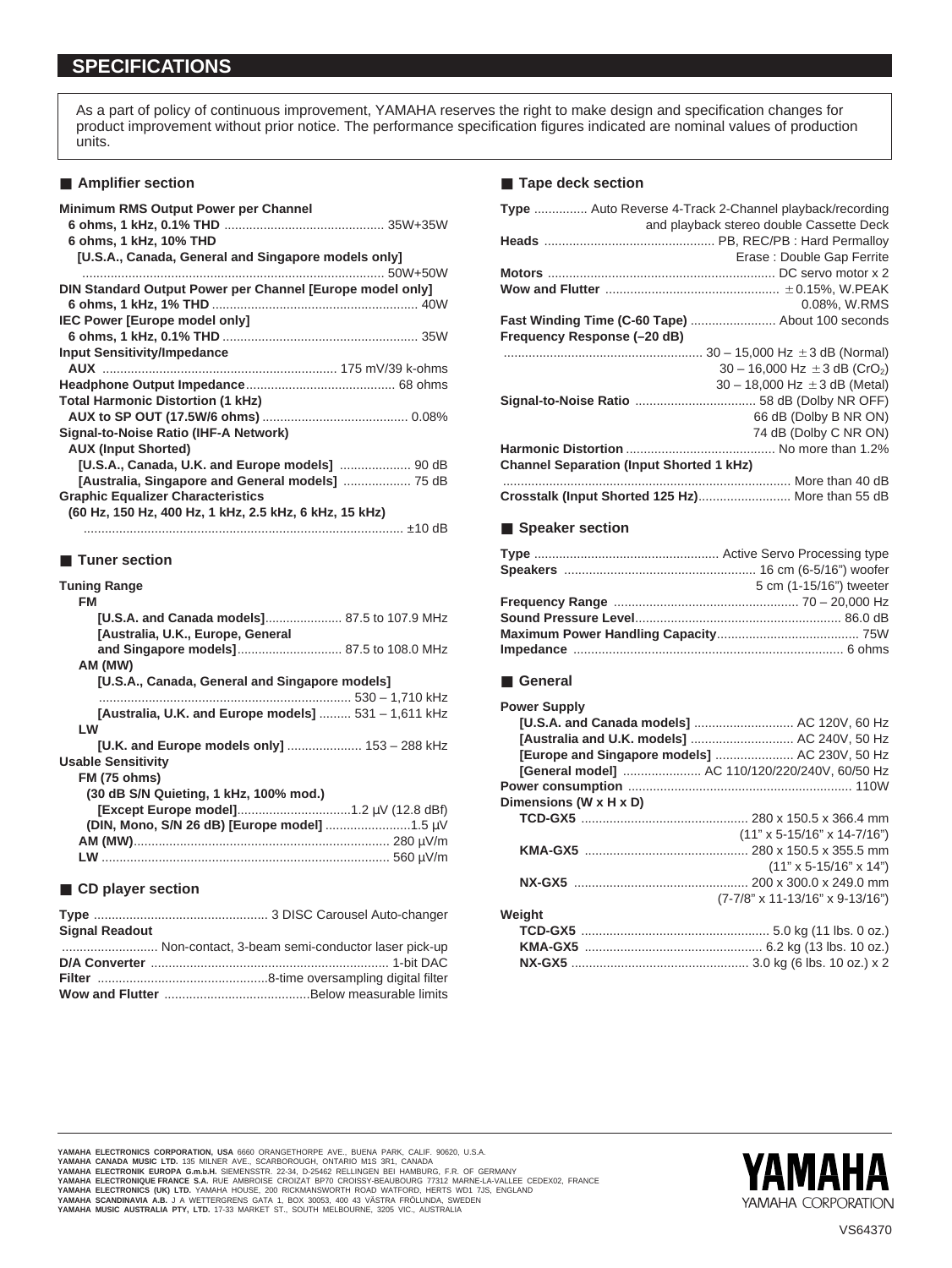## SPECIFICATIONS

As a part of policy of continuous improvement, YAMAHA reserves the right to make design and specification changes for product improvement without prior notice. The performance specification figures indicated are nominal values of production units.

### ■ Amplifier section

**Minimum RMS Output Power per Channel**
- **6 ohms, 1 kHz, 0.1% THD** ........ 35W+35W
- **6 ohms, 1 kHz, 10% THD**
  - **[U.S.A., Canada, General and Singapore models only]** ........ 50W+50W

**DIN Standard Output Power per Channel [Europe model only]**
- **6 ohms, 1 kHz, 1% THD** ........ 40W

**IEC Power [Europe model only]**
- **6 ohms, 1 kHz, 0.1% THD** ........ 35W

**Input Sensitivity/Impedance**
- **AUX** ........ 175 mV/39 k-ohms

**Headphone Output Impedance** ........ 68 ohms

**Total Harmonic Distortion (1 kHz)**
- **AUX to SP OUT (17.5W/6 ohms)** ........ 0.08%

**Signal-to-Noise Ratio (IHF-A Network)**
- **AUX (Input Shorted)**
  - **[U.S.A., Canada, U.K. and Europe models]** ........ 90 dB
  - **[Australia, Singapore and General models]** ........ 75 dB

**Graphic Equalizer Characteristics**
- **(60 Hz, 150 Hz, 400 Hz, 1 kHz, 2.5 kHz, 6 kHz, 15 kHz)** ........ ±10 dB

### ■ Tuner section

**Tuning Range**
- **FM**
  - **[U.S.A. and Canada models]** ........ 87.5 to 107.9 MHz
  - **[Australia, U.K., Europe, General and Singapore models]** ........ 87.5 to 108.0 MHz
- **AM (MW)**
  - **[U.S.A., Canada, General and Singapore models]** ........ 530 – 1,710 kHz
  - **[Australia, U.K. and Europe models]** ........ 531 – 1,611 kHz
- **LW**
  - **[U.K. and Europe models only]** ........ 153 – 288 kHz

**Usable Sensitivity**
- **FM (75 ohms)**
  - **(30 dB S/N Quieting, 1 kHz, 100% mod.)**
    - **[Except Europe model]** ........ 1.2 µV (12.8 dBf)
  - **(DIN, Mono, S/N 26 dB) [Europe model]** ........ 1.5 µV
- **AM (MW)** ........ 280 µV/m
- **LW** ........ 560 µV/m

### ■ CD player section

**Type** ........ 3 DISC Carousel Auto-changer

**Signal Readout** ........ Non-contact, 3-beam semi-conductor laser pick-up

**D/A Converter** ........ 1-bit DAC

**Filter** ........ 8-time oversampling digital filter

**Wow and Flutter** ........ Below measurable limits

### ■ Tape deck section

**Type** ........ Auto Reverse 4-Track 2-Channel playback/recording and playback stereo double Cassette Deck

**Heads** ........ PB, REC/PB : Hard Permalloy
Erase : Double Gap Ferrite

**Motors** ........ DC servo motor x 2

**Wow and Flutter** ........ ±0.15%, W.PEAK
0.08%, W.RMS

**Fast Winding Time (C-60 Tape)** ........ About 100 seconds

**Frequency Response (–20 dB)** ........ 30 – 15,000 Hz ±3 dB (Normal)
30 – 16,000 Hz ±3 dB ($CrO_2$)
30 – 18,000 Hz ±3 dB (Metal)

**Signal-to-Noise Ratio** ........ 58 dB (Dolby NR OFF)
66 dB (Dolby B NR ON)
74 dB (Dolby C NR ON)

**Harmonic Distortion** ........ No more than 1.2%

**Channel Separation (Input Shorted 1 kHz)** ........ More than 40 dB

**Crosstalk (Input Shorted 125 Hz)** ........ More than 55 dB

### ■ Speaker section

**Type** ........ Active Servo Processing type

**Speakers** ........ 16 cm (6-5/16") woofer
5 cm (1-15/16") tweeter

**Frequency Range** ........ 70 – 20,000 Hz

**Sound Pressure Level** ........ 86.0 dB

**Maximum Power Handling Capacity** ........ 75W

**Impedance** ........ 6 ohms

### ■ General

**Power Supply**
- **[U.S.A. and Canada models]** ........ AC 120V, 60 Hz
- **[Australia and U.K. models]** ........ AC 240V, 50 Hz
- **[Europe and Singapore models]** ........ AC 230V, 50 Hz
- **[General model]** ........ AC 110/120/220/240V, 60/50 Hz

**Power consumption** ........ 110W

**Dimensions (W x H x D)**
- **TCD-GX5** ........ 280 x 150.5 x 366.4 mm (11" x 5-15/16" x 14-7/16")
- **KMA-GX5** ........ 280 x 150.5 x 355.5 mm (11" x 5-15/16" x 14")
- **NX-GX5** ........ 200 x 300.0 x 249.0 mm (7-7/8" x 11-13/16" x 9-13/16")

**Weight**
- **TCD-GX5** ........ 5.0 kg (11 lbs. 0 oz.)
- **KMA-GX5** ........ 6.2 kg (13 lbs. 10 oz.)
- **NX-GX5** ........ 3.0 kg (6 lbs. 10 oz.) x 2

---

**YAMAHA ELECTRONICS CORPORATION, USA** 6660 ORANGETHORPE AVE., BUENA PARK, CALIF. 90620, U.S.A.
**YAMAHA CANADA MUSIC LTD.** 135 MILNER AVE., SCARBOROUGH, ONTARIO M1S 3R1, CANADA
**YAMAHA ELECTRONIK EUROPA G.m.b.H.** SIEMENSSTR. 22-34, D-25462 RELLINGEN BEI HAMBURG, F.R. OF GERMANY
**YAMAHA ELECTRONIQUE FRANCE S.A.** RUE AMBROISE CROIZAT BP70 CROISSY-BEAUBOURG 77312 MARNE-LA-VALLEE CEDEX02, FRANCE
**YAMAHA ELECTRONICS (UK) LTD.** YAMAHA HOUSE, 200 RICKMANSWORTH ROAD WATFORD, HERTS WD1 7JS, ENGLAND
**YAMAHA SCANDINAVIA A.B.** J A WETTERGRENS GATA 1, BOX 30053, 400 43 VÄSTRA FRÖLUNDA, SWEDEN
**YAMAHA MUSIC AUSTRALIA PTY, LTD.** 17-33 MARKET ST., SOUTH MELBOURNE, 3205 VIC., AUSTRALIA

YAMAHA
YAMAHA CORPORATION

VS64370